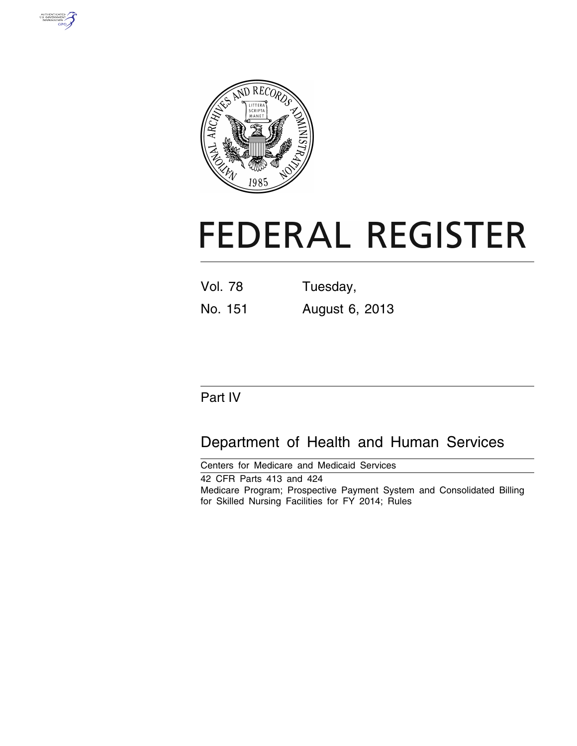# FEDERAL REGISTER

Vol. 78 Tuesday,

No. 151 August 6, 2013

## Part IV

## Department of Health and Human Services

Centers for Medicare and Medicaid Services

42 CFR Parts 413 and 424

Medicare Program; Prospective Payment System and Consolidated Billing for Skilled Nursing Facilities for FY 2014; Rules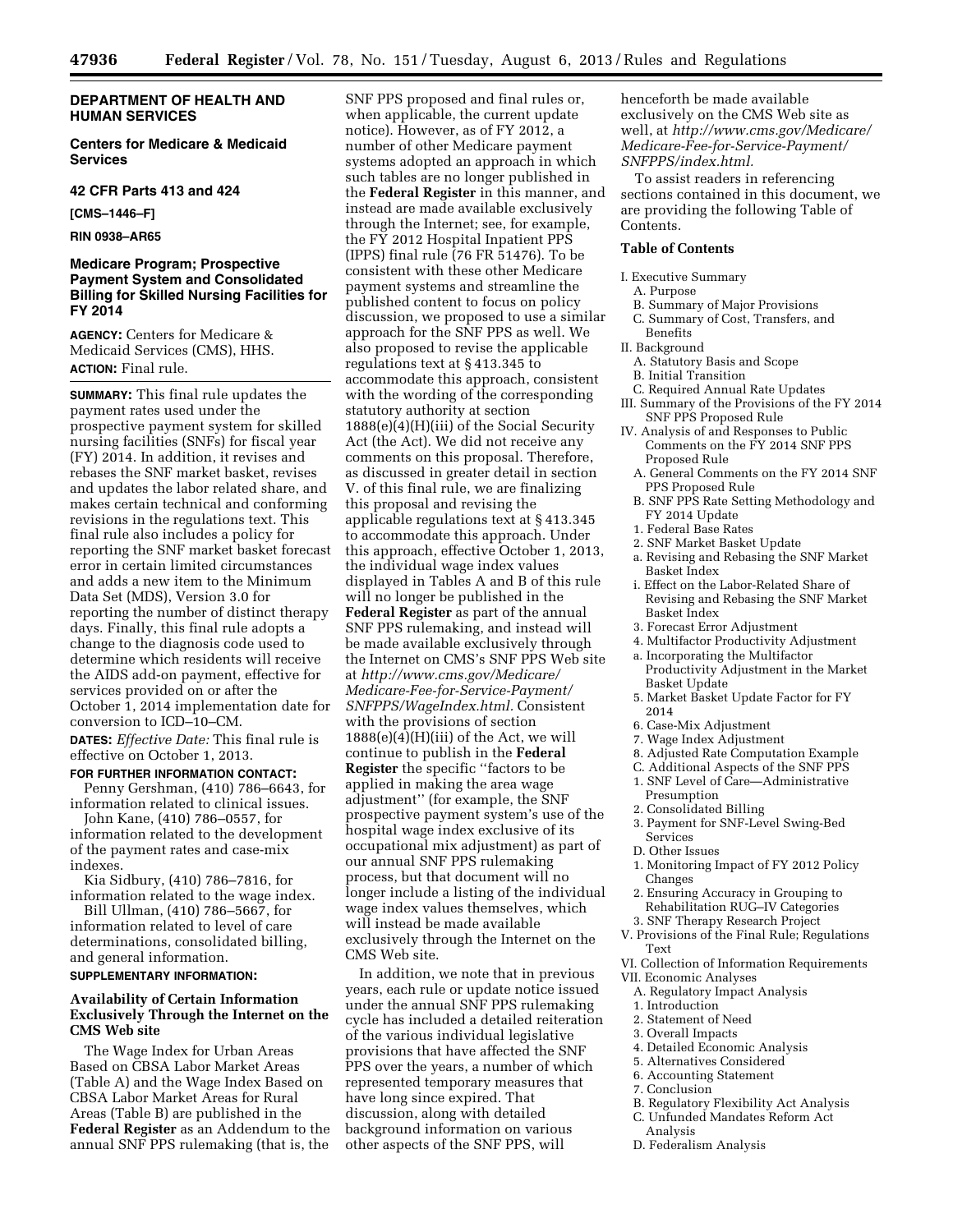**DEPARTMENT OF HEALTH AND HUMAN SERVICES**

**Centers for Medicare & Medicaid Services**

**42 CFR Parts 413 and 424**

**[CMS–1446–F]**

**RIN 0938–AR65**

# Medicare Program; Prospective Payment System and Consolidated Billing for Skilled Nursing Facilities for FY 2014

**AGENCY:** Centers for Medicare & Medicaid Services (CMS), HHS.

**ACTION:** Final rule.

**SUMMARY:** This final rule updates the payment rates used under the prospective payment system for skilled nursing facilities (SNFs) for fiscal year (FY) 2014. In addition, it revises and rebases the SNF market basket, revises and updates the labor related share, and makes certain technical and conforming revisions in the regulations text. This final rule also includes a policy for reporting the SNF market basket forecast error in certain limited circumstances and adds a new item to the Minimum Data Set (MDS), Version 3.0 for reporting the number of distinct therapy days. Finally, this final rule adopts a change to the diagnosis code used to determine which residents will receive the AIDS add-on payment, effective for services provided on or after the October 1, 2014 implementation date for conversion to ICD–10–CM.

**DATES:** *Effective Date:* This final rule is effective on October 1, 2013.

**FOR FURTHER INFORMATION CONTACT:**

Penny Gershman, (410) 786–6643, for information related to clinical issues.

John Kane, (410) 786–0557, for information related to the development of the payment rates and case-mix indexes.

Kia Sidbury, (410) 786–7816, for information related to the wage index.

Bill Ullman, (410) 786–5667, for information related to level of care determinations, consolidated billing, and general information.

**SUPPLEMENTARY INFORMATION:**

## Availability of Certain Information Exclusively Through the Internet on the CMS Web site

The Wage Index for Urban Areas Based on CBSA Labor Market Areas (Table A) and the Wage Index Based on CBSA Labor Market Areas for Rural Areas (Table B) are published in the **Federal Register** as an Addendum to the annual SNF PPS rulemaking (that is, the SNF PPS proposed and final rules or, when applicable, the current update notice). However, as of FY 2012, a number of other Medicare payment systems adopted an approach in which such tables are no longer published in the **Federal Register** in this manner, and instead are made available exclusively through the Internet; see, for example, the FY 2012 Hospital Inpatient PPS (IPPS) final rule (76 FR 51476). To be consistent with these other Medicare payment systems and streamline the published content to focus on policy discussion, we proposed to use a similar approach for the SNF PPS as well. We also proposed to revise the applicable regulations text at § 413.345 to accommodate this approach, consistent with the wording of the corresponding statutory authority at section 1888(e)(4)(H)(iii) of the Social Security Act (the Act). We did not receive any comments on this proposal. Therefore, as discussed in greater detail in section V. of this final rule, we are finalizing this proposal and revising the applicable regulations text at § 413.345 to accommodate this approach. Under this approach, effective October 1, 2013, the individual wage index values displayed in Tables A and B of this rule will no longer be published in the **Federal Register** as part of the annual SNF PPS rulemaking, and instead will be made available exclusively through the Internet on CMS's SNF PPS Web site at *http://www.cms.gov/Medicare/Medicare-Fee-for-Service-Payment/SNFPPS/WageIndex.html.* Consistent with the provisions of section 1888(e)(4)(H)(iii) of the Act, we will continue to publish in the **Federal Register** the specific "factors to be applied in making the area wage adjustment" (for example, the SNF prospective payment system's use of the hospital wage index exclusive of its occupational mix adjustment) as part of our annual SNF PPS rulemaking process, but that document will no longer include a listing of the individual wage index values themselves, which will instead be made available exclusively through the Internet on the CMS Web site.

In addition, we note that in previous years, each rule or update notice issued under the annual SNF PPS rulemaking cycle has included a detailed reiteration of the various individual legislative provisions that have affected the SNF PPS over the years, a number of which represented temporary measures that have long since expired. That discussion, along with detailed background information on various other aspects of the SNF PPS, will henceforth be made available exclusively on the CMS Web site as well, at *http://www.cms.gov/Medicare/Medicare-Fee-for-Service-Payment/SNFPPS/index.html.*

To assist readers in referencing sections contained in this document, we are providing the following Table of Contents.

## Table of Contents

I. Executive Summary
  A. Purpose
  B. Summary of Major Provisions
  C. Summary of Cost, Transfers, and Benefits
II. Background
  A. Statutory Basis and Scope
  B. Initial Transition
  C. Required Annual Rate Updates
III. Summary of the Provisions of the FY 2014 SNF PPS Proposed Rule
IV. Analysis of and Responses to Public Comments on the FY 2014 SNF PPS Proposed Rule
  A. General Comments on the FY 2014 SNF PPS Proposed Rule
  B. SNF PPS Rate Setting Methodology and FY 2014 Update
  1. Federal Base Rates
  2. SNF Market Basket Update
  a. Revising and Rebasing the SNF Market Basket Index
  i. Effect on the Labor-Related Share of Revising and Rebasing the SNF Market Basket Index
  3. Forecast Error Adjustment
  4. Multifactor Productivity Adjustment
  a. Incorporating the Multifactor Productivity Adjustment in the Market Basket Update
  5. Market Basket Update Factor for FY 2014
  6. Case-Mix Adjustment
  7. Wage Index Adjustment
  8. Adjusted Rate Computation Example
  C. Additional Aspects of the SNF PPS
  1. SNF Level of Care—Administrative Presumption
  2. Consolidated Billing
  3. Payment for SNF-Level Swing-Bed Services
  D. Other Issues
  1. Monitoring Impact of FY 2012 Policy Changes
  2. Ensuring Accuracy in Grouping to Rehabilitation RUG–IV Categories
  3. SNF Therapy Research Project
V. Provisions of the Final Rule; Regulations Text
VI. Collection of Information Requirements
VII. Economic Analyses
  A. Regulatory Impact Analysis
  1. Introduction
  2. Statement of Need
  3. Overall Impacts
  4. Detailed Economic Analysis
  5. Alternatives Considered
  6. Accounting Statement
  7. Conclusion
  B. Regulatory Flexibility Act Analysis
  C. Unfunded Mandates Reform Act Analysis
  D. Federalism Analysis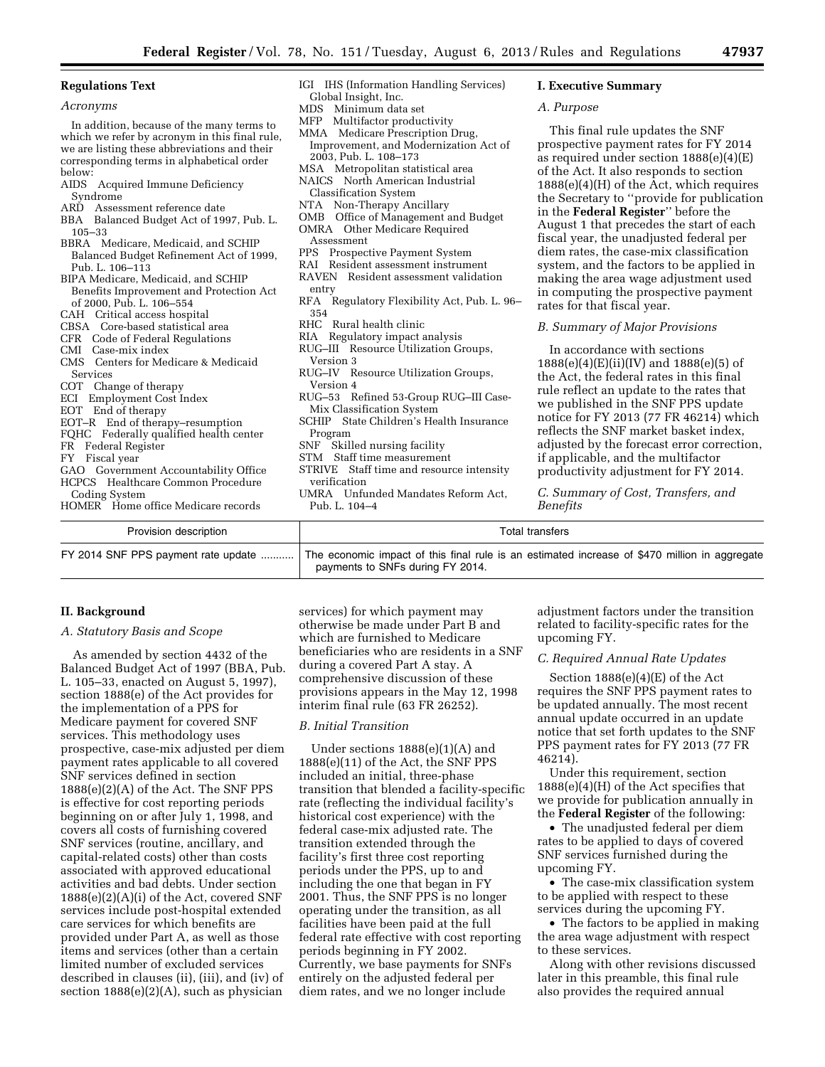## Regulations Text

### *Acronyms*

In addition, because of the many terms to which we refer by acronym in this final rule, we are listing these abbreviations and their corresponding terms in alphabetical order below:

AIDS Acquired Immune Deficiency Syndrome
ARD Assessment reference date
BBA Balanced Budget Act of 1997, Pub. L. 105–33
BBRA Medicare, Medicaid, and SCHIP Balanced Budget Refinement Act of 1999, Pub. L. 106–113
BIPA Medicare, Medicaid, and SCHIP Benefits Improvement and Protection Act of 2000, Pub. L. 106–554
CAH Critical access hospital
CBSA Core-based statistical area
CFR Code of Federal Regulations
CMI Case-mix index
CMS Centers for Medicare & Medicaid Services
COT Change of therapy
ECI Employment Cost Index
EOT End of therapy
EOT–R End of therapy–resumption
FQHC Federally qualified health center
FR Federal Register
FY Fiscal year
GAO Government Accountability Office
HCPCS Healthcare Common Procedure Coding System
HOMER Home office Medicare records
IGI IHS (Information Handling Services) Global Insight, Inc.
MDS Minimum data set
MFP Multifactor productivity
MMA Medicare Prescription Drug, Improvement, and Modernization Act of 2003, Pub. L. 108–173
MSA Metropolitan statistical area
NAICS North American Industrial Classification System
NTA Non-Therapy Ancillary
OMB Office of Management and Budget
OMRA Other Medicare Required Assessment
PPS Prospective Payment System
RAI Resident assessment instrument
RAVEN Resident assessment validation entry
RFA Regulatory Flexibility Act, Pub. L. 96–354
RHC Rural health clinic
RIA Regulatory impact analysis
RUG–III Resource Utilization Groups, Version 3
RUG–IV Resource Utilization Groups, Version 4
RUG–53 Refined 53-Group RUG–III Case-Mix Classification System
SCHIP State Children's Health Insurance Program
SNF Skilled nursing facility
STM Staff time measurement
STRIVE Staff time and resource intensity verification
UMRA Unfunded Mandates Reform Act, Pub. L. 104–4

## I. Executive Summary

### *A. Purpose*

This final rule updates the SNF prospective payment rates for FY 2014 as required under section 1888(e)(4)(E) of the Act. It also responds to section 1888(e)(4)(H) of the Act, which requires the Secretary to ''provide for publication in the **Federal Register**'' before the August 1 that precedes the start of each fiscal year, the unadjusted federal per diem rates, the case-mix classification system, and the factors to be applied in making the area wage adjustment used in computing the prospective payment rates for that fiscal year.

### *B. Summary of Major Provisions*

In accordance with sections 1888(e)(4)(E)(ii)(IV) and 1888(e)(5) of the Act, the federal rates in this final rule reflect an update to the rates that we published in the SNF PPS update notice for FY 2013 (77 FR 46214) which reflects the SNF market basket index, adjusted by the forecast error correction, if applicable, and the multifactor productivity adjustment for FY 2014.

### *C. Summary of Cost, Transfers, and Benefits*

| Provision description | Total transfers |
|---|---|
| FY 2014 SNF PPS payment rate update | The economic impact of this final rule is an estimated increase of $470 million in aggregate payments to SNFs during FY 2014. |

## II. Background

### *A. Statutory Basis and Scope*

As amended by section 4432 of the Balanced Budget Act of 1997 (BBA, Pub. L. 105–33, enacted on August 5, 1997), section 1888(e) of the Act provides for the implementation of a PPS for Medicare payment for covered SNF services. This methodology uses prospective, case-mix adjusted per diem payment rates applicable to all covered SNF services defined in section 1888(e)(2)(A) of the Act. The SNF PPS is effective for cost reporting periods beginning on or after July 1, 1998, and covers all costs of furnishing covered SNF services (routine, ancillary, and capital-related costs) other than costs associated with approved educational activities and bad debts. Under section 1888(e)(2)(A)(i) of the Act, covered SNF services include post-hospital extended care services for which benefits are provided under Part A, as well as those items and services (other than a certain limited number of excluded services described in clauses (ii), (iii), and (iv) of section 1888(e)(2)(A), such as physician services) for which payment may otherwise be made under Part B and which are furnished to Medicare beneficiaries who are residents in a SNF during a covered Part A stay. A comprehensive discussion of these provisions appears in the May 12, 1998 interim final rule (63 FR 26252).

### *B. Initial Transition*

Under sections 1888(e)(1)(A) and 1888(e)(11) of the Act, the SNF PPS included an initial, three-phase transition that blended a facility-specific rate (reflecting the individual facility's historical cost experience) with the federal case-mix adjusted rate. The transition extended through the facility's first three cost reporting periods under the PPS, up to and including the one that began in FY 2001. Thus, the SNF PPS is no longer operating under the transition, as all facilities have been paid at the full federal rate effective with cost reporting periods beginning in FY 2002. Currently, we base payments for SNFs entirely on the adjusted federal per diem rates, and we no longer include adjustment factors under the transition related to facility-specific rates for the upcoming FY.

### *C. Required Annual Rate Updates*

Section 1888(e)(4)(E) of the Act requires the SNF PPS payment rates to be updated annually. The most recent annual update occurred in an update notice that set forth updates to the SNF PPS payment rates for FY 2013 (77 FR 46214).

Under this requirement, section 1888(e)(4)(H) of the Act specifies that we provide for publication annually in the **Federal Register** of the following:

- The unadjusted federal per diem rates to be applied to days of covered SNF services furnished during the upcoming FY.
- The case-mix classification system to be applied with respect to these services during the upcoming FY.
- The factors to be applied in making the area wage adjustment with respect to these services.

Along with other revisions discussed later in this preamble, this final rule also provides the required annual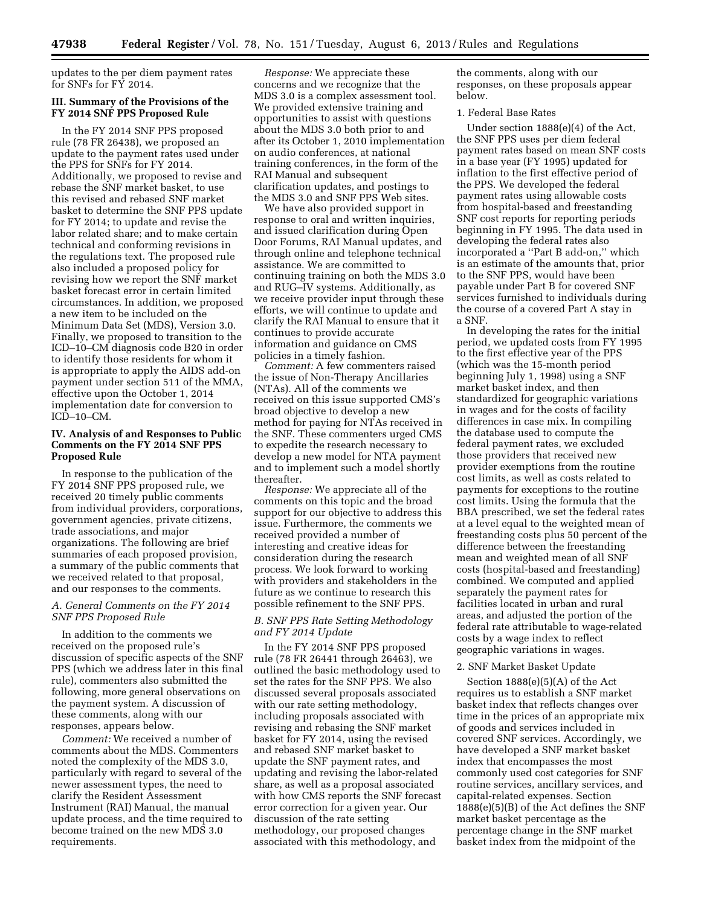updates to the per diem payment rates for SNFs for FY 2014.

## III. Summary of the Provisions of the FY 2014 SNF PPS Proposed Rule

In the FY 2014 SNF PPS proposed rule (78 FR 26438), we proposed an update to the payment rates used under the PPS for SNFs for FY 2014. Additionally, we proposed to revise and rebase the SNF market basket, to use this revised and rebased SNF market basket to determine the SNF PPS update for FY 2014; to update and revise the labor related share; and to make certain technical and conforming revisions in the regulations text. The proposed rule also included a proposed policy for revising how we report the SNF market basket forecast error in certain limited circumstances. In addition, we proposed a new item to be included on the Minimum Data Set (MDS), Version 3.0. Finally, we proposed to transition to the ICD–10–CM diagnosis code B20 in order to identify those residents for whom it is appropriate to apply the AIDS add-on payment under section 511 of the MMA, effective upon the October 1, 2014 implementation date for conversion to ICD–10–CM.

## IV. Analysis of and Responses to Public Comments on the FY 2014 SNF PPS Proposed Rule

In response to the publication of the FY 2014 SNF PPS proposed rule, we received 20 timely public comments from individual providers, corporations, government agencies, private citizens, trade associations, and major organizations. The following are brief summaries of each proposed provision, a summary of the public comments that we received related to that proposal, and our responses to the comments.

### *A. General Comments on the FY 2014 SNF PPS Proposed Rule*

In addition to the comments we received on the proposed rule's discussion of specific aspects of the SNF PPS (which we address later in this final rule), commenters also submitted the following, more general observations on the payment system. A discussion of these comments, along with our responses, appears below.

*Comment:* We received a number of comments about the MDS. Commenters noted the complexity of the MDS 3.0, particularly with regard to several of the newer assessment types, the need to clarify the Resident Assessment Instrument (RAI) Manual, the manual update process, and the time required to become trained on the new MDS 3.0 requirements.

*Response:* We appreciate these concerns and we recognize that the MDS 3.0 is a complex assessment tool. We provided extensive training and opportunities to assist with questions about the MDS 3.0 both prior to and after its October 1, 2010 implementation on audio conferences, at national training conferences, in the form of the RAI Manual and subsequent clarification updates, and postings to the MDS 3.0 and SNF PPS Web sites.

We have also provided support in response to oral and written inquiries, and issued clarification during Open Door Forums, RAI Manual updates, and through online and telephone technical assistance. We are committed to continuing training on both the MDS 3.0 and RUG–IV systems. Additionally, as we receive provider input through these efforts, we will continue to update and clarify the RAI Manual to ensure that it continues to provide accurate information and guidance on CMS policies in a timely fashion.

*Comment:* A few commenters raised the issue of Non-Therapy Ancillaries (NTAs). All of the comments we received on this issue supported CMS's broad objective to develop a new method for paying for NTAs received in the SNF. These commenters urged CMS to expedite the research necessary to develop a new model for NTA payment and to implement such a model shortly thereafter.

*Response:* We appreciate all of the comments on this topic and the broad support for our objective to address this issue. Furthermore, the comments we received provided a number of interesting and creative ideas for consideration during the research process. We look forward to working with providers and stakeholders in the future as we continue to research this possible refinement to the SNF PPS.

### *B. SNF PPS Rate Setting Methodology and FY 2014 Update*

In the FY 2014 SNF PPS proposed rule (78 FR 26441 through 26463), we outlined the basic methodology used to set the rates for the SNF PPS. We also discussed several proposals associated with our rate setting methodology, including proposals associated with revising and rebasing the SNF market basket for FY 2014, using the revised and rebased SNF market basket to update the SNF payment rates, and updating and revising the labor-related share, as well as a proposal associated with how CMS reports the SNF forecast error correction for a given year. Our discussion of the rate setting methodology, our proposed changes associated with this methodology, and the comments, along with our responses, on these proposals appear below.

#### 1. Federal Base Rates

Under section 1888(e)(4) of the Act, the SNF PPS uses per diem federal payment rates based on mean SNF costs in a base year (FY 1995) updated for inflation to the first effective period of the PPS. We developed the federal payment rates using allowable costs from hospital-based and freestanding SNF cost reports for reporting periods beginning in FY 1995. The data used in developing the federal rates also incorporated a ''Part B add-on,'' which is an estimate of the amounts that, prior to the SNF PPS, would have been payable under Part B for covered SNF services furnished to individuals during the course of a covered Part A stay in a SNF.

In developing the rates for the initial period, we updated costs from FY 1995 to the first effective year of the PPS (which was the 15-month period beginning July 1, 1998) using a SNF market basket index, and then standardized for geographic variations in wages and for the costs of facility differences in case mix. In compiling the database used to compute the federal payment rates, we excluded those providers that received new provider exemptions from the routine cost limits, as well as costs related to payments for exceptions to the routine cost limits. Using the formula that the BBA prescribed, we set the federal rates at a level equal to the weighted mean of freestanding costs plus 50 percent of the difference between the freestanding mean and weighted mean of all SNF costs (hospital-based and freestanding) combined. We computed and applied separately the payment rates for facilities located in urban and rural areas, and adjusted the portion of the federal rate attributable to wage-related costs by a wage index to reflect geographic variations in wages.

#### 2. SNF Market Basket Update

Section 1888(e)(5)(A) of the Act requires us to establish a SNF market basket index that reflects changes over time in the prices of an appropriate mix of goods and services included in covered SNF services. Accordingly, we have developed a SNF market basket index that encompasses the most commonly used cost categories for SNF routine services, ancillary services, and capital-related expenses. Section 1888(e)(5)(B) of the Act defines the SNF market basket percentage as the percentage change in the SNF market basket index from the midpoint of the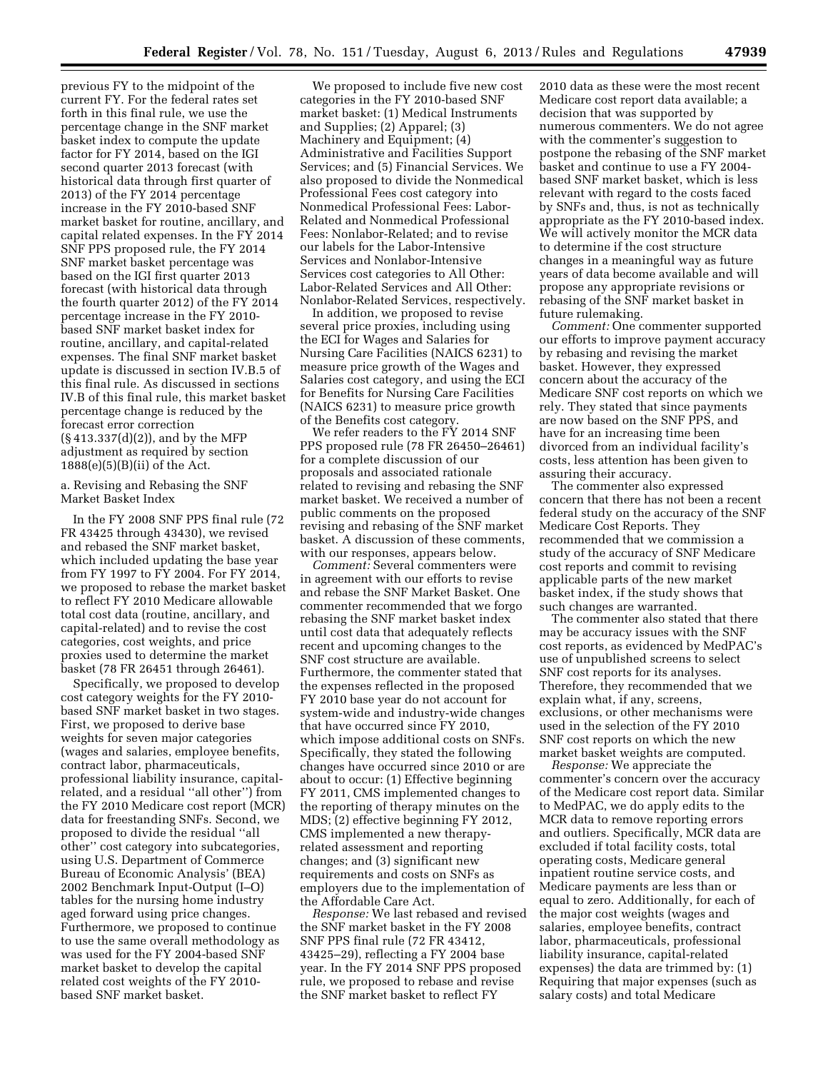previous FY to the midpoint of the current FY. For the federal rates set forth in this final rule, we use the percentage change in the SNF market basket index to compute the update factor for FY 2014, based on the IGI second quarter 2013 forecast (with historical data through first quarter of 2013) of the FY 2014 percentage increase in the FY 2010-based SNF market basket for routine, ancillary, and capital related expenses. In the FY 2014 SNF PPS proposed rule, the FY 2014 SNF market basket percentage was based on the IGI first quarter 2013 forecast (with historical data through the fourth quarter 2012) of the FY 2014 percentage increase in the FY 2010-based SNF market basket index for routine, ancillary, and capital-related expenses. The final SNF market basket update is discussed in section IV.B.5 of this final rule. As discussed in sections IV.B of this final rule, this market basket percentage change is reduced by the forecast error correction (§ 413.337(d)(2)), and by the MFP adjustment as required by section 1888(e)(5)(B)(ii) of the Act.

a. Revising and Rebasing the SNF Market Basket Index

In the FY 2008 SNF PPS final rule (72 FR 43425 through 43430), we revised and rebased the SNF market basket, which included updating the base year from FY 1997 to FY 2004. For FY 2014, we proposed to rebase the market basket to reflect FY 2010 Medicare allowable total cost data (routine, ancillary, and capital-related) and to revise the cost categories, cost weights, and price proxies used to determine the market basket (78 FR 26451 through 26461).

Specifically, we proposed to develop cost category weights for the FY 2010-based SNF market basket in two stages. First, we proposed to derive base weights for seven major categories (wages and salaries, employee benefits, contract labor, pharmaceuticals, professional liability insurance, capital-related, and a residual "all other") from the FY 2010 Medicare cost report (MCR) data for freestanding SNFs. Second, we proposed to divide the residual "all other" cost category into subcategories, using U.S. Department of Commerce Bureau of Economic Analysis' (BEA) 2002 Benchmark Input-Output (I–O) tables for the nursing home industry aged forward using price changes. Furthermore, we proposed to continue to use the same overall methodology as was used for the FY 2004-based SNF market basket to develop the capital related cost weights of the FY 2010-based SNF market basket.

We proposed to include five new cost categories in the FY 2010-based SNF market basket: (1) Medical Instruments and Supplies; (2) Apparel; (3) Machinery and Equipment; (4) Administrative and Facilities Support Services; and (5) Financial Services. We also proposed to divide the Nonmedical Professional Fees cost category into Nonmedical Professional Fees: Labor-Related and Nonmedical Professional Fees: Nonlabor-Related; and to revise our labels for the Labor-Intensive Services and Nonlabor-Intensive Services cost categories to All Other: Labor-Related Services and All Other: Nonlabor-Related Services, respectively.

In addition, we proposed to revise several price proxies, including using the ECI for Wages and Salaries for Nursing Care Facilities (NAICS 6231) to measure price growth of the Wages and Salaries cost category, and using the ECI for Benefits for Nursing Care Facilities (NAICS 6231) to measure price growth of the Benefits cost category.

We refer readers to the FY 2014 SNF PPS proposed rule (78 FR 26450–26461) for a complete discussion of our proposals and associated rationale related to revising and rebasing the SNF market basket. We received a number of public comments on the proposed revising and rebasing of the SNF market basket. A discussion of these comments, with our responses, appears below.

*Comment:* Several commenters were in agreement with our efforts to revise and rebase the SNF Market Basket. One commenter recommended that we forgo rebasing the SNF market basket index until cost data that adequately reflects recent and upcoming changes to the SNF cost structure are available. Furthermore, the commenter stated that the expenses reflected in the proposed FY 2010 base year do not account for system-wide and industry-wide changes that have occurred since FY 2010, which impose additional costs on SNFs. Specifically, they stated the following changes have occurred since 2010 or are about to occur: (1) Effective beginning FY 2011, CMS implemented changes to the reporting of therapy minutes on the MDS; (2) effective beginning FY 2012, CMS implemented a new therapy-related assessment and reporting changes; and (3) significant new requirements and costs on SNFs as employers due to the implementation of the Affordable Care Act.

*Response:* We last rebased and revised the SNF market basket in the FY 2008 SNF PPS final rule (72 FR 43412, 43425–29), reflecting a FY 2004 base year. In the FY 2014 SNF PPS proposed rule, we proposed to rebase and revise the SNF market basket to reflect FY 2010 data as these were the most recent Medicare cost report data available; a decision that was supported by numerous commenters. We do not agree with the commenter's suggestion to postpone the rebasing of the SNF market basket and continue to use a FY 2004-based SNF market basket, which is less relevant with regard to the costs faced by SNFs and, thus, is not as technically appropriate as the FY 2010-based index. We will actively monitor the MCR data to determine if the cost structure changes in a meaningful way as future years of data become available and will propose any appropriate revisions or rebasing of the SNF market basket in future rulemaking.

*Comment:* One commenter supported our efforts to improve payment accuracy by rebasing and revising the market basket. However, they expressed concern about the accuracy of the Medicare SNF cost reports on which we rely. They stated that since payments are now based on the SNF PPS, and have for an increasing time been divorced from an individual facility's costs, less attention has been given to assuring their accuracy.

The commenter also expressed concern that there has not been a recent federal study on the accuracy of the SNF Medicare Cost Reports. They recommended that we commission a study of the accuracy of SNF Medicare cost reports and commit to revising applicable parts of the new market basket index, if the study shows that such changes are warranted.

The commenter also stated that there may be accuracy issues with the SNF cost reports, as evidenced by MedPAC's use of unpublished screens to select SNF cost reports for its analyses. Therefore, they recommended that we explain what, if any, screens, exclusions, or other mechanisms were used in the selection of the FY 2010 SNF cost reports on which the new market basket weights are computed.

*Response:* We appreciate the commenter's concern over the accuracy of the Medicare cost report data. Similar to MedPAC, we do apply edits to the MCR data to remove reporting errors and outliers. Specifically, MCR data are excluded if total facility costs, total operating costs, Medicare general inpatient routine service costs, and Medicare payments are less than or equal to zero. Additionally, for each of the major cost weights (wages and salaries, employee benefits, contract labor, pharmaceuticals, professional liability insurance, capital-related expenses) the data are trimmed by: (1) Requiring that major expenses (such as salary costs) and total Medicare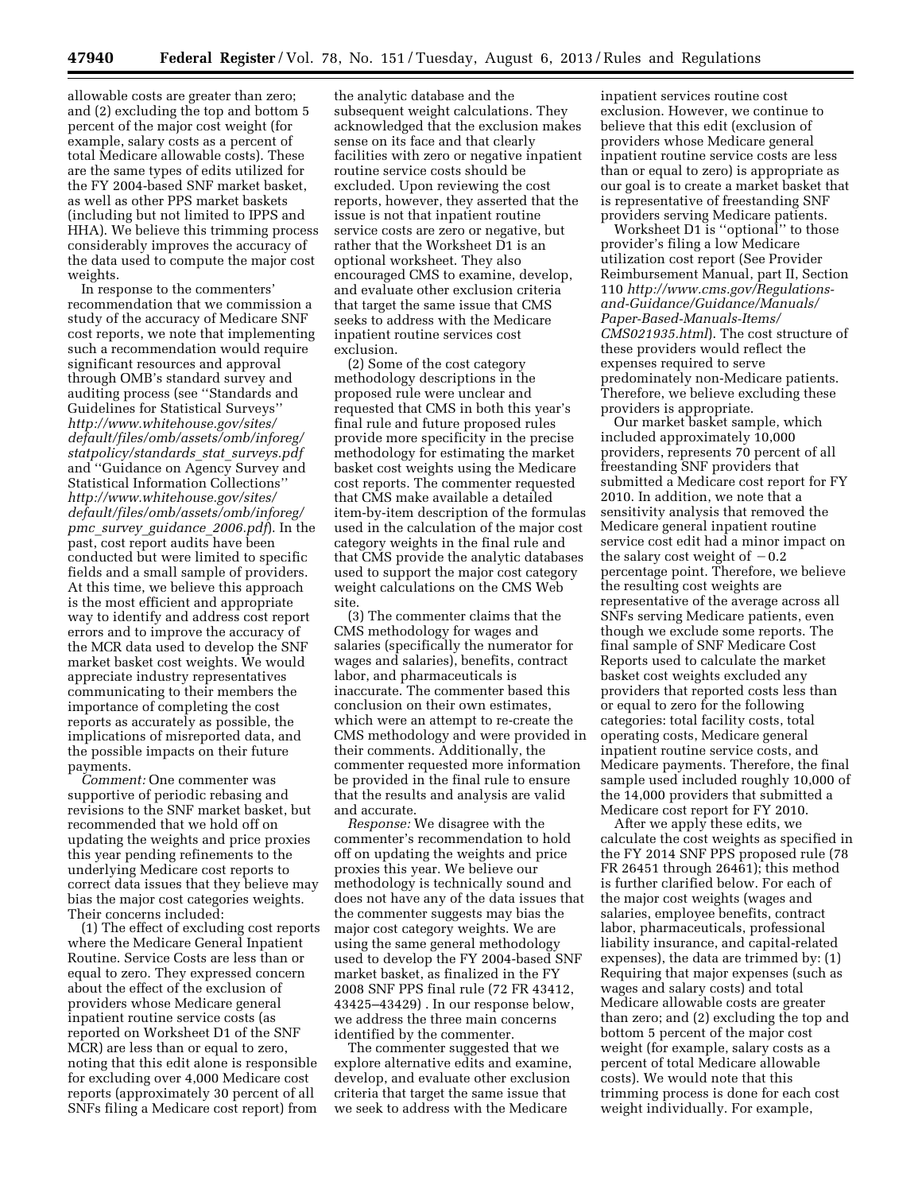allowable costs are greater than zero; and (2) excluding the top and bottom 5 percent of the major cost weight (for example, salary costs as a percent of total Medicare allowable costs). These are the same types of edits utilized for the FY 2004-based SNF market basket, as well as other PPS market baskets (including but not limited to IPPS and HHA). We believe this trimming process considerably improves the accuracy of the data used to compute the major cost weights.

In response to the commenters' recommendation that we commission a study of the accuracy of Medicare SNF cost reports, we note that implementing such a recommendation would require significant resources and approval through OMB's standard survey and auditing process (see ''Standards and Guidelines for Statistical Surveys'' *http://www.whitehouse.gov/sites/default/files/omb/assets/omb/inforeg/statpolicy/standards_stat_surveys.pdf* and ''Guidance on Agency Survey and Statistical Information Collections'' *http://www.whitehouse.gov/sites/default/files/omb/assets/omb/inforeg/pmc_survey_guidance_2006.pdf*). In the past, cost report audits have been conducted but were limited to specific fields and a small sample of providers. At this time, we believe this approach is the most efficient and appropriate way to identify and address cost report errors and to improve the accuracy of the MCR data used to develop the SNF market basket cost weights. We would appreciate industry representatives communicating to their members the importance of completing the cost reports as accurately as possible, the implications of misreported data, and the possible impacts on their future payments.

*Comment:* One commenter was supportive of periodic rebasing and revisions to the SNF market basket, but recommended that we hold off on updating the weights and price proxies this year pending refinements to the underlying Medicare cost reports to correct data issues that they believe may bias the major cost categories weights. Their concerns included:

(1) The effect of excluding cost reports where the Medicare General Inpatient Routine. Service Costs are less than or equal to zero. They expressed concern about the effect of the exclusion of providers whose Medicare general inpatient routine service costs (as reported on Worksheet D1 of the SNF MCR) are less than or equal to zero, noting that this edit alone is responsible for excluding over 4,000 Medicare cost reports (approximately 30 percent of all SNFs filing a Medicare cost report) from the analytic database and the subsequent weight calculations. They acknowledged that the exclusion makes sense on its face and that clearly facilities with zero or negative inpatient routine service costs should be excluded. Upon reviewing the cost reports, however, they asserted that the issue is not that inpatient routine service costs are zero or negative, but rather that the Worksheet D1 is an optional worksheet. They also encouraged CMS to examine, develop, and evaluate other exclusion criteria that target the same issue that CMS seeks to address with the Medicare inpatient routine services cost exclusion.

(2) Some of the cost category methodology descriptions in the proposed rule were unclear and requested that CMS in both this year's final rule and future proposed rules provide more specificity in the precise methodology for estimating the market basket cost weights using the Medicare cost reports. The commenter requested that CMS make available a detailed item-by-item description of the formulas used in the calculation of the major cost category weights in the final rule and that CMS provide the analytic databases used to support the major cost category weight calculations on the CMS Web site.

(3) The commenter claims that the CMS methodology for wages and salaries (specifically the numerator for wages and salaries), benefits, contract labor, and pharmaceuticals is inaccurate. The commenter based this conclusion on their own estimates, which were an attempt to re-create the CMS methodology and were provided in their comments. Additionally, the commenter requested more information be provided in the final rule to ensure that the results and analysis are valid and accurate.

*Response:* We disagree with the commenter's recommendation to hold off on updating the weights and price proxies this year. We believe our methodology is technically sound and does not have any of the data issues that the commenter suggests may bias the major cost category weights. We are using the same general methodology used to develop the FY 2004-based SNF market basket, as finalized in the FY 2008 SNF PPS final rule (72 FR 43412, 43425–43429) . In our response below, we address the three main concerns identified by the commenter.

The commenter suggested that we explore alternative edits and examine, develop, and evaluate other exclusion criteria that target the same issue that we seek to address with the Medicare inpatient services routine cost exclusion. However, we continue to believe that this edit (exclusion of providers whose Medicare general inpatient routine service costs are less than or equal to zero) is appropriate as our goal is to create a market basket that is representative of freestanding SNF providers serving Medicare patients.

Worksheet D1 is ''optional'' to those provider's filing a low Medicare utilization cost report (See Provider Reimbursement Manual, part II, Section 110 *http://www.cms.gov/Regulations-and-Guidance/Guidance/Manuals/Paper-Based-Manuals-Items/CMS021935.html*). The cost structure of these providers would reflect the expenses required to serve predominately non-Medicare patients. Therefore, we believe excluding these providers is appropriate.

Our market basket sample, which included approximately 10,000 providers, represents 70 percent of all freestanding SNF providers that submitted a Medicare cost report for FY 2010. In addition, we note that a sensitivity analysis that removed the Medicare general inpatient routine service cost edit had a minor impact on the salary cost weight of −0.2 percentage point. Therefore, we believe the resulting cost weights are representative of the average across all SNFs serving Medicare patients, even though we exclude some reports. The final sample of SNF Medicare Cost Reports used to calculate the market basket cost weights excluded any providers that reported costs less than or equal to zero for the following categories: total facility costs, total operating costs, Medicare general inpatient routine service costs, and Medicare payments. Therefore, the final sample used included roughly 10,000 of the 14,000 providers that submitted a Medicare cost report for FY 2010.

After we apply these edits, we calculate the cost weights as specified in the FY 2014 SNF PPS proposed rule (78 FR 26451 through 26461); this method is further clarified below. For each of the major cost weights (wages and salaries, employee benefits, contract labor, pharmaceuticals, professional liability insurance, and capital-related expenses), the data are trimmed by: (1) Requiring that major expenses (such as wages and salary costs) and total Medicare allowable costs are greater than zero; and (2) excluding the top and bottom 5 percent of the major cost weight (for example, salary costs as a percent of total Medicare allowable costs). We would note that this trimming process is done for each cost weight individually. For example,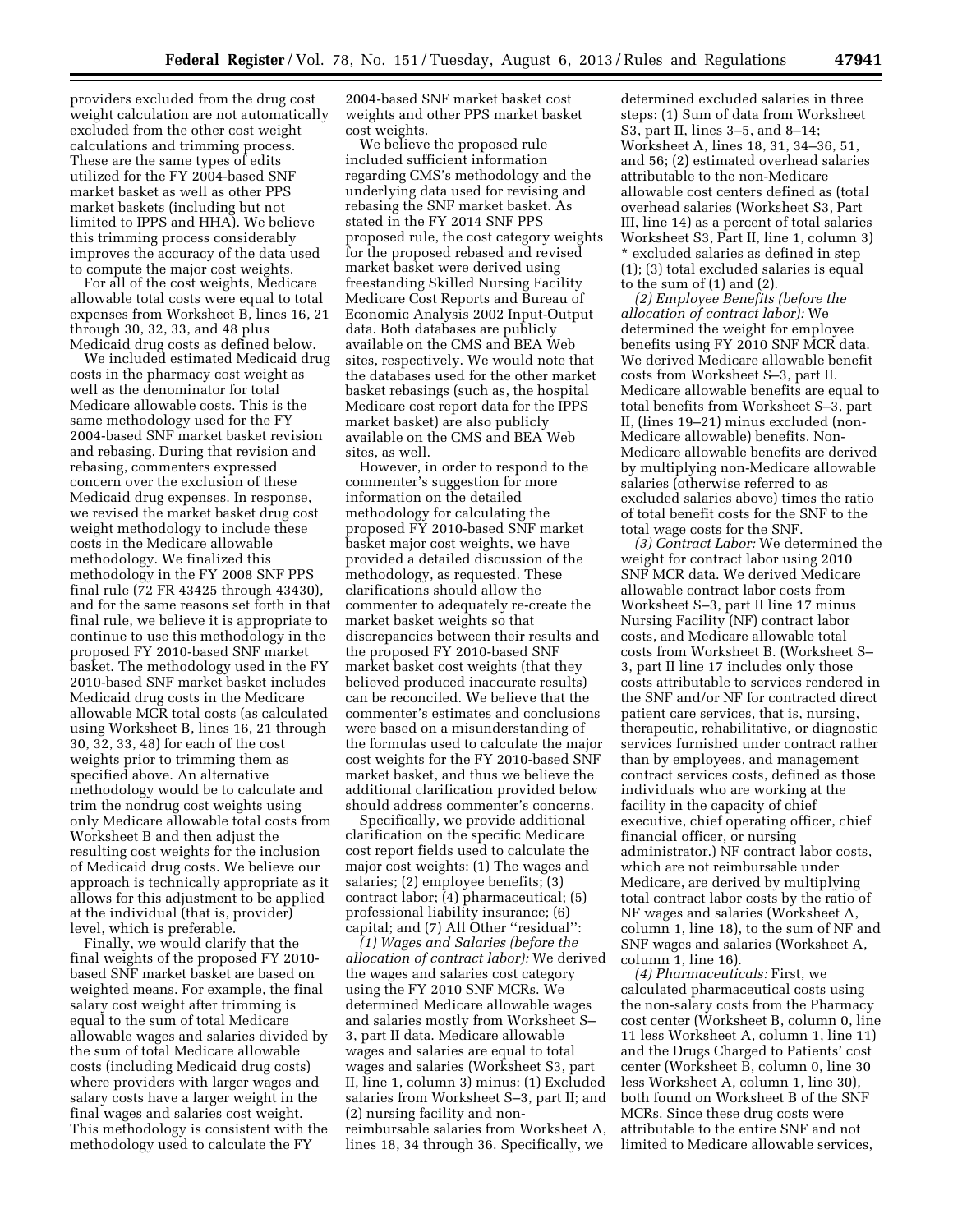providers excluded from the drug cost weight calculation are not automatically excluded from the other cost weight calculations and trimming process. These are the same types of edits utilized for the FY 2004-based SNF market basket as well as other PPS market baskets (including but not limited to IPPS and HHA). We believe this trimming process considerably improves the accuracy of the data used to compute the major cost weights.

For all of the cost weights, Medicare allowable total costs were equal to total expenses from Worksheet B, lines 16, 21 through 30, 32, 33, and 48 plus Medicaid drug costs as defined below.

We included estimated Medicaid drug costs in the pharmacy cost weight as well as the denominator for total Medicare allowable costs. This is the same methodology used for the FY 2004-based SNF market basket revision and rebasing. During that revision and rebasing, commenters expressed concern over the exclusion of these Medicaid drug expenses. In response, we revised the market basket drug cost weight methodology to include these costs in the Medicare allowable methodology. We finalized this methodology in the FY 2008 SNF PPS final rule (72 FR 43425 through 43430), and for the same reasons set forth in that final rule, we believe it is appropriate to continue to use this methodology in the proposed FY 2010-based SNF market basket. The methodology used in the FY 2010-based SNF market basket includes Medicaid drug costs in the Medicare allowable MCR total costs (as calculated using Worksheet B, lines 16, 21 through 30, 32, 33, 48) for each of the cost weights prior to trimming them as specified above. An alternative methodology would be to calculate and trim the nondrug cost weights using only Medicare allowable total costs from Worksheet B and then adjust the resulting cost weights for the inclusion of Medicaid drug costs. We believe our approach is technically appropriate as it allows for this adjustment to be applied at the individual (that is, provider) level, which is preferable.

Finally, we would clarify that the final weights of the proposed FY 2010-based SNF market basket are based on weighted means. For example, the final salary cost weight after trimming is equal to the sum of total Medicare allowable wages and salaries divided by the sum of total Medicare allowable costs (including Medicaid drug costs) where providers with larger wages and salary costs have a larger weight in the final wages and salaries cost weight. This methodology is consistent with the methodology used to calculate the FY 2004-based SNF market basket cost weights and other PPS market basket cost weights.

We believe the proposed rule included sufficient information regarding CMS's methodology and the underlying data used for revising and rebasing the SNF market basket. As stated in the FY 2014 SNF PPS proposed rule, the cost category weights for the proposed rebased and revised market basket were derived using freestanding Skilled Nursing Facility Medicare Cost Reports and Bureau of Economic Analysis 2002 Input-Output data. Both databases are publicly available on the CMS and BEA Web sites, respectively. We would note that the databases used for the other market basket rebasings (such as, the hospital Medicare cost report data for the IPPS market basket) are also publicly available on the CMS and BEA Web sites, as well.

However, in order to respond to the commenter's suggestion for more information on the detailed methodology for calculating the proposed FY 2010-based SNF market basket major cost weights, we have provided a detailed discussion of the methodology, as requested. These clarifications should allow the commenter to adequately re-create the market basket weights so that discrepancies between their results and the proposed FY 2010-based SNF market basket cost weights (that they believed produced inaccurate results) can be reconciled. We believe that the commenter's estimates and conclusions were based on a misunderstanding of the formulas used to calculate the major cost weights for the FY 2010-based SNF market basket, and thus we believe the additional clarification provided below should address commenter's concerns.

Specifically, we provide additional clarification on the specific Medicare cost report fields used to calculate the major cost weights: (1) The wages and salaries; (2) employee benefits; (3) contract labor; (4) pharmaceutical; (5) professional liability insurance; (6) capital; and (7) All Other ''residual'':

*(1) Wages and Salaries (before the allocation of contract labor):* We derived the wages and salaries cost category using the FY 2010 SNF MCRs. We determined Medicare allowable wages and salaries mostly from Worksheet S–3, part II data. Medicare allowable wages and salaries are equal to total wages and salaries (Worksheet S3, part II, line 1, column 3) minus: (1) Excluded salaries from Worksheet S–3, part II; and (2) nursing facility and non-reimbursable salaries from Worksheet A, lines 18, 34 through 36. Specifically, we determined excluded salaries in three steps: (1) Sum of data from Worksheet S3, part II, lines 3–5, and 8–14; Worksheet A, lines 18, 31, 34–36, 51, and 56; (2) estimated overhead salaries attributable to the non-Medicare allowable cost centers defined as (total overhead salaries (Worksheet S3, Part III, line 14) as a percent of total salaries Worksheet S3, Part II, line 1, column 3) * excluded salaries as defined in step (1); (3) total excluded salaries is equal to the sum of (1) and (2).

*(2) Employee Benefits (before the allocation of contract labor):* We determined the weight for employee benefits using FY 2010 SNF MCR data. We derived Medicare allowable benefit costs from Worksheet S–3, part II. Medicare allowable benefits are equal to total benefits from Worksheet S–3, part II, (lines 19–21) minus excluded (non-Medicare allowable) benefits. Non-Medicare allowable benefits are derived by multiplying non-Medicare allowable salaries (otherwise referred to as excluded salaries above) times the ratio of total benefit costs for the SNF to the total wage costs for the SNF.

*(3) Contract Labor:* We determined the weight for contract labor using 2010 SNF MCR data. We derived Medicare allowable contract labor costs from Worksheet S–3, part II line 17 minus Nursing Facility (NF) contract labor costs, and Medicare allowable total costs from Worksheet B. (Worksheet S–3, part II line 17 includes only those costs attributable to services rendered in the SNF and/or NF for contracted direct patient care services, that is, nursing, therapeutic, rehabilitative, or diagnostic services furnished under contract rather than by employees, and management contract services costs, defined as those individuals who are working at the facility in the capacity of chief executive, chief operating officer, chief financial officer, or nursing administrator.) NF contract labor costs, which are not reimbursable under Medicare, are derived by multiplying total contract labor costs by the ratio of NF wages and salaries (Worksheet A, column 1, line 18), to the sum of NF and SNF wages and salaries (Worksheet A, column 1, line 16).

*(4) Pharmaceuticals:* First, we calculated pharmaceutical costs using the non-salary costs from the Pharmacy cost center (Worksheet B, column 0, line 11 less Worksheet A, column 1, line 11) and the Drugs Charged to Patients' cost center (Worksheet B, column 0, line 30 less Worksheet A, column 1, line 30), both found on Worksheet B of the SNF MCRs. Since these drug costs were attributable to the entire SNF and not limited to Medicare allowable services,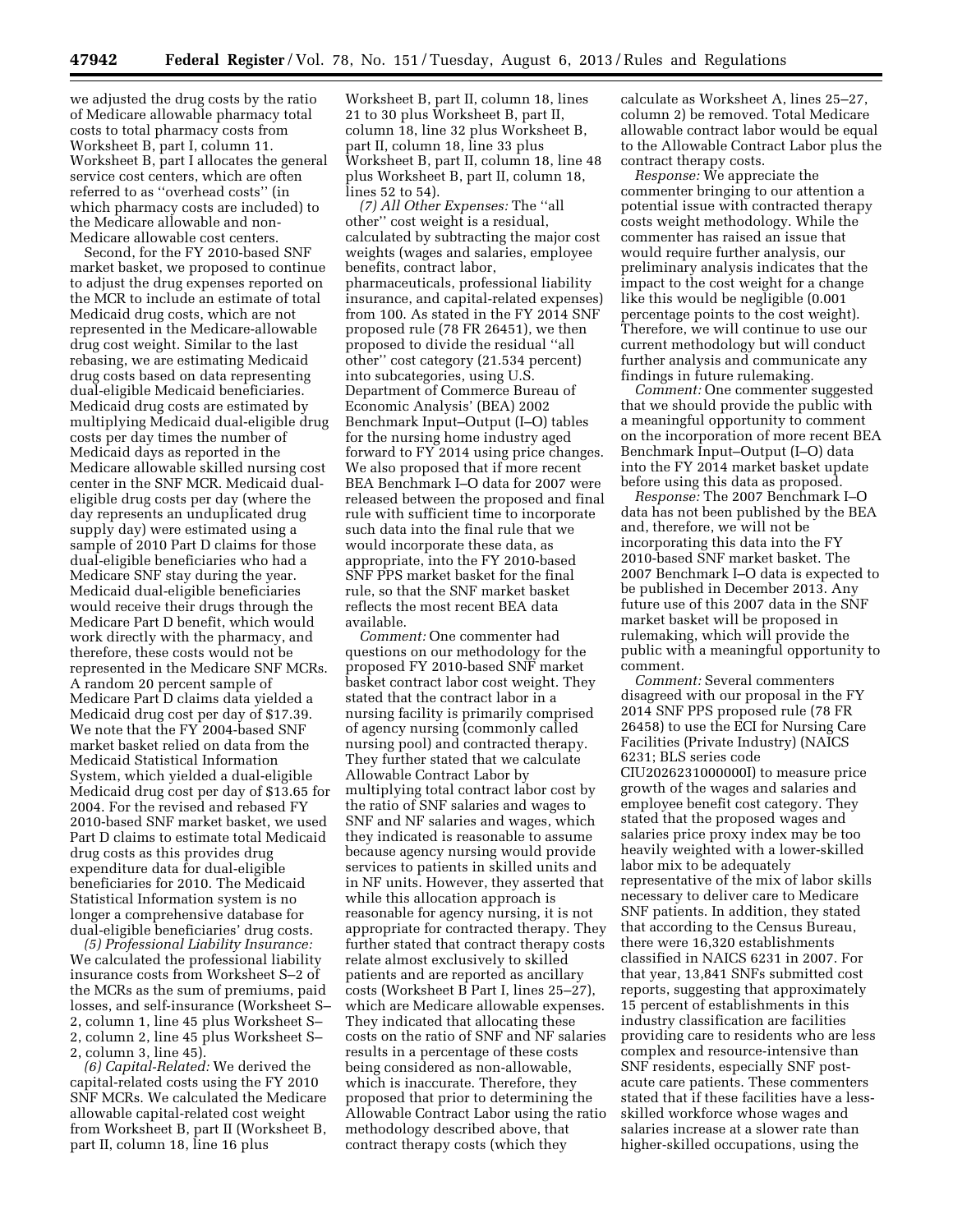we adjusted the drug costs by the ratio of Medicare allowable pharmacy total costs to total pharmacy costs from Worksheet B, part I, column 11. Worksheet B, part I allocates the general service cost centers, which are often referred to as ''overhead costs'' (in which pharmacy costs are included) to the Medicare allowable and non-Medicare allowable cost centers.

Second, for the FY 2010-based SNF market basket, we proposed to continue to adjust the drug expenses reported on the MCR to include an estimate of total Medicaid drug costs, which are not represented in the Medicare-allowable drug cost weight. Similar to the last rebasing, we are estimating Medicaid drug costs based on data representing dual-eligible Medicaid beneficiaries. Medicaid drug costs are estimated by multiplying Medicaid dual-eligible drug costs per day times the number of Medicaid days as reported in the Medicare allowable skilled nursing cost center in the SNF MCR. Medicaid dual-eligible drug costs per day (where the day represents an unduplicated drug supply day) were estimated using a sample of 2010 Part D claims for those dual-eligible beneficiaries who had a Medicare SNF stay during the year. Medicaid dual-eligible beneficiaries would receive their drugs through the Medicare Part D benefit, which would work directly with the pharmacy, and therefore, these costs would not be represented in the Medicare SNF MCRs. A random 20 percent sample of Medicare Part D claims data yielded a Medicaid drug cost per day of $17.39. We note that the FY 2004-based SNF market basket relied on data from the Medicaid Statistical Information System, which yielded a dual-eligible Medicaid drug cost per day of $13.65 for 2004. For the revised and rebased FY 2010-based SNF market basket, we used Part D claims to estimate total Medicaid drug costs as this provides drug expenditure data for dual-eligible beneficiaries for 2010. The Medicaid Statistical Information system is no longer a comprehensive database for dual-eligible beneficiaries' drug costs.

*(5) Professional Liability Insurance:* We calculated the professional liability insurance costs from Worksheet S–2 of the MCRs as the sum of premiums, paid losses, and self-insurance (Worksheet S–2, column 1, line 45 plus Worksheet S–2, column 2, line 45 plus Worksheet S–2, column 3, line 45).

*(6) Capital-Related:* We derived the capital-related costs using the FY 2010 SNF MCRs. We calculated the Medicare allowable capital-related cost weight from Worksheet B, part II (Worksheet B, part II, column 18, line 16 plus Worksheet B, part II, column 18, lines 21 to 30 plus Worksheet B, part II, column 18, line 32 plus Worksheet B, part II, column 18, line 33 plus Worksheet B, part II, column 18, line 48 plus Worksheet B, part II, column 18, lines 52 to 54).

*(7) All Other Expenses:* The ''all other'' cost weight is a residual, calculated by subtracting the major cost weights (wages and salaries, employee benefits, contract labor, pharmaceuticals, professional liability insurance, and capital-related expenses) from 100. As stated in the FY 2014 SNF proposed rule (78 FR 26451), we then proposed to divide the residual ''all other'' cost category (21.534 percent) into subcategories, using U.S. Department of Commerce Bureau of Economic Analysis' (BEA) 2002 Benchmark Input–Output (I–O) tables for the nursing home industry aged forward to FY 2014 using price changes. We also proposed that if more recent BEA Benchmark I–O data for 2007 were released between the proposed and final rule with sufficient time to incorporate such data into the final rule that we would incorporate these data, as appropriate, into the FY 2010-based SNF PPS market basket for the final rule, so that the SNF market basket reflects the most recent BEA data available.

*Comment:* One commenter had questions on our methodology for the proposed FY 2010-based SNF market basket contract labor cost weight. They stated that the contract labor in a nursing facility is primarily comprised of agency nursing (commonly called nursing pool) and contracted therapy. They further stated that we calculate Allowable Contract Labor by multiplying total contract labor cost by the ratio of SNF salaries and wages to SNF and NF salaries and wages, which they indicated is reasonable to assume because agency nursing would provide services to patients in skilled units and in NF units. However, they asserted that while this allocation approach is reasonable for agency nursing, it is not appropriate for contracted therapy. They further stated that contract therapy costs relate almost exclusively to skilled patients and are reported as ancillary costs (Worksheet B Part I, lines 25–27), which are Medicare allowable expenses. They indicated that allocating these costs on the ratio of SNF and NF salaries results in a percentage of these costs being considered as non-allowable, which is inaccurate. Therefore, they proposed that prior to determining the Allowable Contract Labor using the ratio methodology described above, that contract therapy costs (which they calculate as Worksheet A, lines 25–27, column 2) be removed. Total Medicare allowable contract labor would be equal to the Allowable Contract Labor plus the contract therapy costs.

*Response:* We appreciate the commenter bringing to our attention a potential issue with contracted therapy costs weight methodology. While the commenter has raised an issue that would require further analysis, our preliminary analysis indicates that the impact to the cost weight for a change like this would be negligible (0.001 percentage points to the cost weight). Therefore, we will continue to use our current methodology but will conduct further analysis and communicate any findings in future rulemaking.

*Comment:* One commenter suggested that we should provide the public with a meaningful opportunity to comment on the incorporation of more recent BEA Benchmark Input–Output (I–O) data into the FY 2014 market basket update before using this data as proposed.

*Response:* The 2007 Benchmark I–O data has not been published by the BEA and, therefore, we will not be incorporating this data into the FY 2010-based SNF market basket. The 2007 Benchmark I–O data is expected to be published in December 2013. Any future use of this 2007 data in the SNF market basket will be proposed in rulemaking, which will provide the public with a meaningful opportunity to comment.

*Comment:* Several commenters disagreed with our proposal in the FY 2014 SNF PPS proposed rule (78 FR 26458) to use the ECI for Nursing Care Facilities (Private Industry) (NAICS 6231; BLS series code CIU2026231000000I) to measure price growth of the wages and salaries and employee benefit cost category. They stated that the proposed wages and salaries price proxy index may be too heavily weighted with a lower-skilled labor mix to be adequately representative of the mix of labor skills necessary to deliver care to Medicare SNF patients. In addition, they stated that according to the Census Bureau, there were 16,320 establishments classified in NAICS 6231 in 2007. For that year, 13,841 SNFs submitted cost reports, suggesting that approximately 15 percent of establishments in this industry classification are facilities providing care to residents who are less complex and resource-intensive than SNF residents, especially SNF post-acute care patients. These commenters stated that if these facilities have a less-skilled workforce whose wages and salaries increase at a slower rate than higher-skilled occupations, using the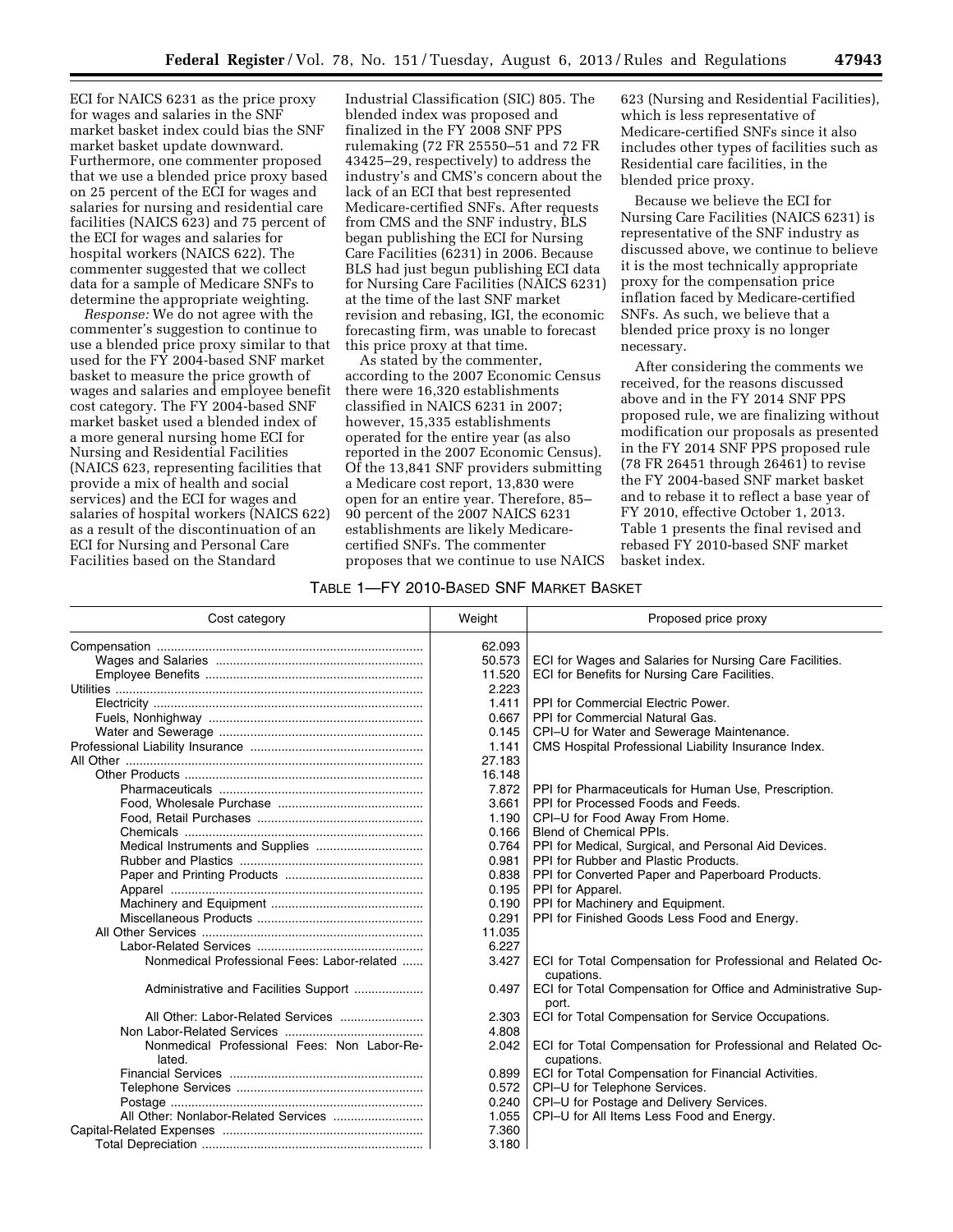ECI for NAICS 6231 as the price proxy for wages and salaries in the SNF market basket index could bias the SNF market basket update downward. Furthermore, one commenter proposed that we use a blended price proxy based on 25 percent of the ECI for wages and salaries for nursing and residential care facilities (NAICS 623) and 75 percent of the ECI for wages and salaries for hospital workers (NAICS 622). The commenter suggested that we collect data for a sample of Medicare SNFs to determine the appropriate weighting.

*Response:* We do not agree with the commenter's suggestion to continue to use a blended price proxy similar to that used for the FY 2004-based SNF market basket to measure the price growth of wages and salaries and employee benefit cost category. The FY 2004-based SNF market basket used a blended index of a more general nursing home ECI for Nursing and Residential Facilities (NAICS 623, representing facilities that provide a mix of health and social services) and the ECI for wages and salaries of hospital workers (NAICS 622) as a result of the discontinuation of an ECI for Nursing and Personal Care Facilities based on the Standard Industrial Classification (SIC) 805. The blended index was proposed and finalized in the FY 2008 SNF PPS rulemaking (72 FR 25550–51 and 72 FR 43425–29, respectively) to address the industry's and CMS's concern about the lack of an ECI that best represented Medicare-certified SNFs. After requests from CMS and the SNF industry, BLS began publishing the ECI for Nursing Care Facilities (6231) in 2006. Because BLS had just begun publishing ECI data for Nursing Care Facilities (NAICS 6231) at the time of the last SNF market revision and rebasing, IGI, the economic forecasting firm, was unable to forecast this price proxy at that time.

As stated by the commenter, according to the 2007 Economic Census there were 16,320 establishments classified in NAICS 6231 in 2007; however, 15,335 establishments operated for the entire year (as also reported in the 2007 Economic Census). Of the 13,841 SNF providers submitting a Medicare cost report, 13,830 were open for an entire year. Therefore, 85–90 percent of the 2007 NAICS 6231 establishments are likely Medicare-certified SNFs. The commenter proposes that we continue to use NAICS 623 (Nursing and Residential Facilities), which is less representative of Medicare-certified SNFs since it also includes other types of facilities such as Residential care facilities, in the blended price proxy.

Because we believe the ECI for Nursing Care Facilities (NAICS 6231) is representative of the SNF industry as discussed above, we continue to believe it is the most technically appropriate proxy for the compensation price inflation faced by Medicare-certified SNFs. As such, we believe that a blended price proxy is no longer necessary.

After considering the comments we received, for the reasons discussed above and in the FY 2014 SNF PPS proposed rule, we are finalizing without modification our proposals as presented in the FY 2014 SNF PPS proposed rule (78 FR 26451 through 26461) to revise the FY 2004-based SNF market basket and to rebase it to reflect a base year of FY 2010, effective October 1, 2013. Table 1 presents the final revised and rebased FY 2010-based SNF market basket index.

TABLE 1—FY 2010-BASED SNF MARKET BASKET

| Cost category | Weight | Proposed price proxy |
|---|---|---|
| Compensation | 62.093 | |
| Wages and Salaries | 50.573 | ECI for Wages and Salaries for Nursing Care Facilities. |
| Employee Benefits | 11.520 | ECI for Benefits for Nursing Care Facilities. |
| Utilities | 2.223 | |
| Electricity | 1.411 | PPI for Commercial Electric Power. |
| Fuels, Nonhighway | 0.667 | PPI for Commercial Natural Gas. |
| Water and Sewerage | 0.145 | CPI–U for Water and Sewerage Maintenance. |
| Professional Liability Insurance | 1.141 | CMS Hospital Professional Liability Insurance Index. |
| All Other | 27.183 | |
| Other Products | 16.148 | |
| Pharmaceuticals | 7.872 | PPI for Pharmaceuticals for Human Use, Prescription. |
| Food, Wholesale Purchase | 3.661 | PPI for Processed Foods and Feeds. |
| Food, Retail Purchases | 1.190 | CPI–U for Food Away From Home. |
| Chemicals | 0.166 | Blend of Chemical PPIs. |
| Medical Instruments and Supplies | 0.764 | PPI for Medical, Surgical, and Personal Aid Devices. |
| Rubber and Plastics | 0.981 | PPI for Rubber and Plastic Products. |
| Paper and Printing Products | 0.838 | PPI for Converted Paper and Paperboard Products. |
| Apparel | 0.195 | PPI for Apparel. |
| Machinery and Equipment | 0.190 | PPI for Machinery and Equipment. |
| Miscellaneous Products | 0.291 | PPI for Finished Goods Less Food and Energy. |
| All Other Services | 11.035 | |
| Labor-Related Services | 6.227 | |
| Nonmedical Professional Fees: Labor-related | 3.427 | ECI for Total Compensation for Professional and Related Occupations. |
| Administrative and Facilities Support | 0.497 | ECI for Total Compensation for Office and Administrative Support. |
| All Other: Labor-Related Services | 2.303 | ECI for Total Compensation for Service Occupations. |
| Non Labor-Related Services | 4.808 | |
| Nonmedical Professional Fees: Non Labor-Related. | 2.042 | ECI for Total Compensation for Professional and Related Occupations. |
| Financial Services | 0.899 | ECI for Total Compensation for Financial Activities. |
| Telephone Services | 0.572 | CPI–U for Telephone Services. |
| Postage | 0.240 | CPI–U for Postage and Delivery Services. |
| All Other: Nonlabor-Related Services | 1.055 | CPI–U for All Items Less Food and Energy. |
| Capital-Related Expenses | 7.360 | |
| Total Depreciation | 3.180 | |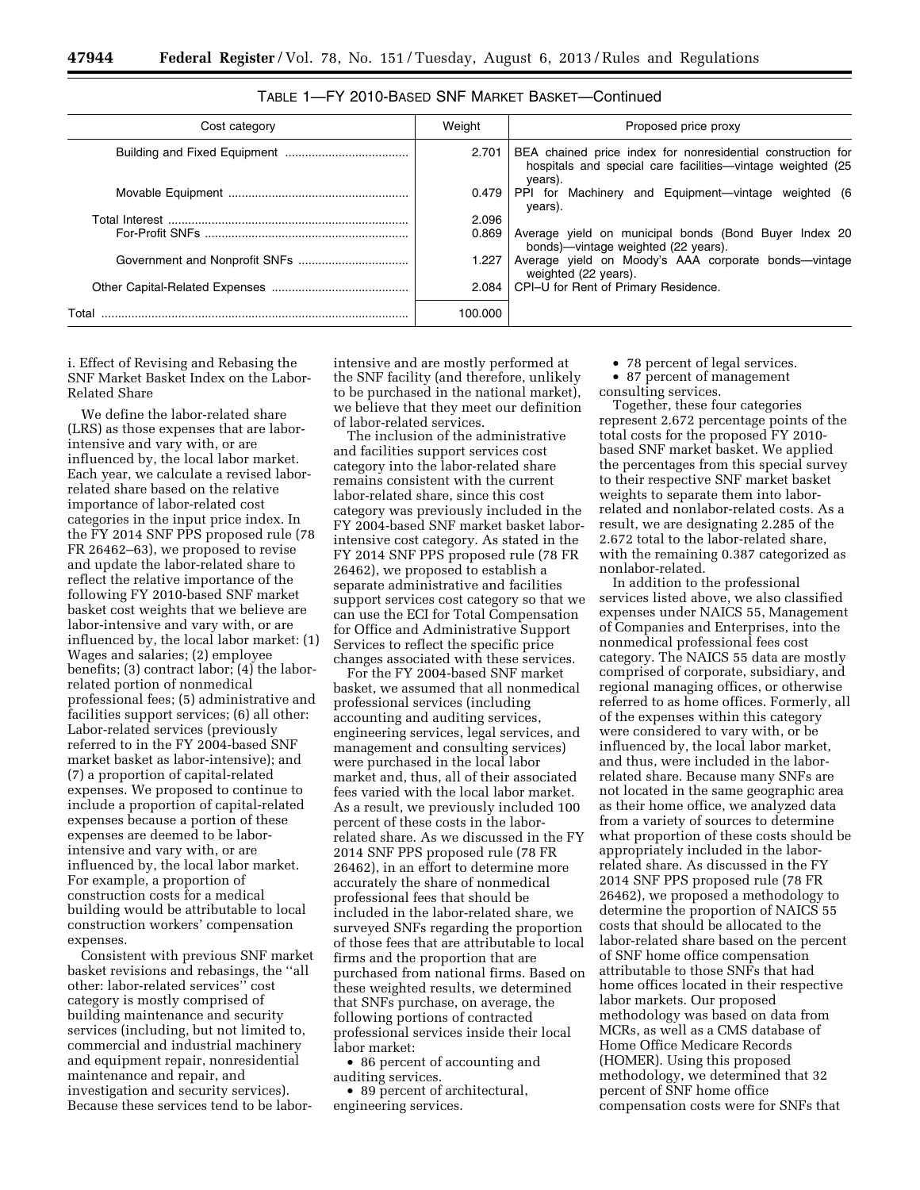TABLE 1—FY 2010-BASED SNF MARKET BASKET—Continued

| Cost category | Weight | Proposed price proxy |
|---|---|---|
| Building and Fixed Equipment | 2.701 | BEA chained price index for nonresidential construction for hospitals and special care facilities—vintage weighted (25 years). |
| Movable Equipment | 0.479 | PPI for Machinery and Equipment—vintage weighted (6 years). |
| Total Interest | 2.096 | |
| For-Profit SNFs | 0.869 | Average yield on municipal bonds (Bond Buyer Index 20 bonds)—vintage weighted (22 years). |
| Government and Nonprofit SNFs | 1.227 | Average yield on Moody's AAA corporate bonds—vintage weighted (22 years). |
| Other Capital-Related Expenses | 2.084 | CPI–U for Rent of Primary Residence. |
| Total | 100.000 | |

i. Effect of Revising and Rebasing the SNF Market Basket Index on the Labor-Related Share

We define the labor-related share (LRS) as those expenses that are labor-intensive and vary with, or are influenced by, the local labor market. Each year, we calculate a revised labor-related share based on the relative importance of labor-related cost categories in the input price index. In the FY 2014 SNF PPS proposed rule (78 FR 26462–63), we proposed to revise and update the labor-related share to reflect the relative importance of the following FY 2010-based SNF market basket cost weights that we believe are labor-intensive and vary with, or are influenced by, the local labor market: (1) Wages and salaries; (2) employee benefits; (3) contract labor; (4) the labor-related portion of nonmedical professional fees; (5) administrative and facilities support services; (6) all other: Labor-related services (previously referred to in the FY 2004-based SNF market basket as labor-intensive); and (7) a proportion of capital-related expenses. We proposed to continue to include a proportion of capital-related expenses because a portion of these expenses are deemed to be labor-intensive and vary with, or are influenced by, the local labor market. For example, a proportion of construction costs for a medical building would be attributable to local construction workers' compensation expenses.

Consistent with previous SNF market basket revisions and rebasings, the ''all other: labor-related services'' cost category is mostly comprised of building maintenance and security services (including, but not limited to, commercial and industrial machinery and equipment repair, nonresidential maintenance and repair, and investigation and security services). Because these services tend to be labor-intensive and are mostly performed at the SNF facility (and therefore, unlikely to be purchased in the national market), we believe that they meet our definition of labor-related services.

The inclusion of the administrative and facilities support services cost category into the labor-related share remains consistent with the current labor-related share, since this cost category was previously included in the FY 2004-based SNF market basket labor-intensive cost category. As stated in the FY 2014 SNF PPS proposed rule (78 FR 26462), we proposed to establish a separate administrative and facilities support services cost category so that we can use the ECI for Total Compensation for Office and Administrative Support Services to reflect the specific price changes associated with these services.

For the FY 2004-based SNF market basket, we assumed that all nonmedical professional services (including accounting and auditing services, engineering services, legal services, and management and consulting services) were purchased in the local labor market and, thus, all of their associated fees varied with the local labor market. As a result, we previously included 100 percent of these costs in the labor-related share. As we discussed in the FY 2014 SNF PPS proposed rule (78 FR 26462), in an effort to determine more accurately the share of nonmedical professional fees that should be included in the labor-related share, we surveyed SNFs regarding the proportion of those fees that are attributable to local firms and the proportion that are purchased from national firms. Based on these weighted results, we determined that SNFs purchase, on average, the following portions of contracted professional services inside their local labor market:

- 86 percent of accounting and auditing services.
- 89 percent of architectural, engineering services.
- 78 percent of legal services.
- 87 percent of management consulting services.

Together, these four categories represent 2.672 percentage points of the total costs for the proposed FY 2010-based SNF market basket. We applied the percentages from this special survey to their respective SNF market basket weights to separate them into labor-related and nonlabor-related costs. As a result, we are designating 2.285 of the 2.672 total to the labor-related share, with the remaining 0.387 categorized as nonlabor-related.

In addition to the professional services listed above, we also classified expenses under NAICS 55, Management of Companies and Enterprises, into the nonmedical professional fees cost category. The NAICS 55 data are mostly comprised of corporate, subsidiary, and regional managing offices, or otherwise referred to as home offices. Formerly, all of the expenses within this category were considered to vary with, or be influenced by, the local labor market, and thus, were included in the labor-related share. Because many SNFs are not located in the same geographic area as their home office, we analyzed data from a variety of sources to determine what proportion of these costs should be appropriately included in the labor-related share. As discussed in the FY 2014 SNF PPS proposed rule (78 FR 26462), we proposed a methodology to determine the proportion of NAICS 55 costs that should be allocated to the labor-related share based on the percent of SNF home office compensation attributable to those SNFs that had home offices located in their respective labor markets. Our proposed methodology was based on data from MCRs, as well as a CMS database of Home Office Medicare Records (HOMER). Using this proposed methodology, we determined that 32 percent of SNF home office compensation costs were for SNFs that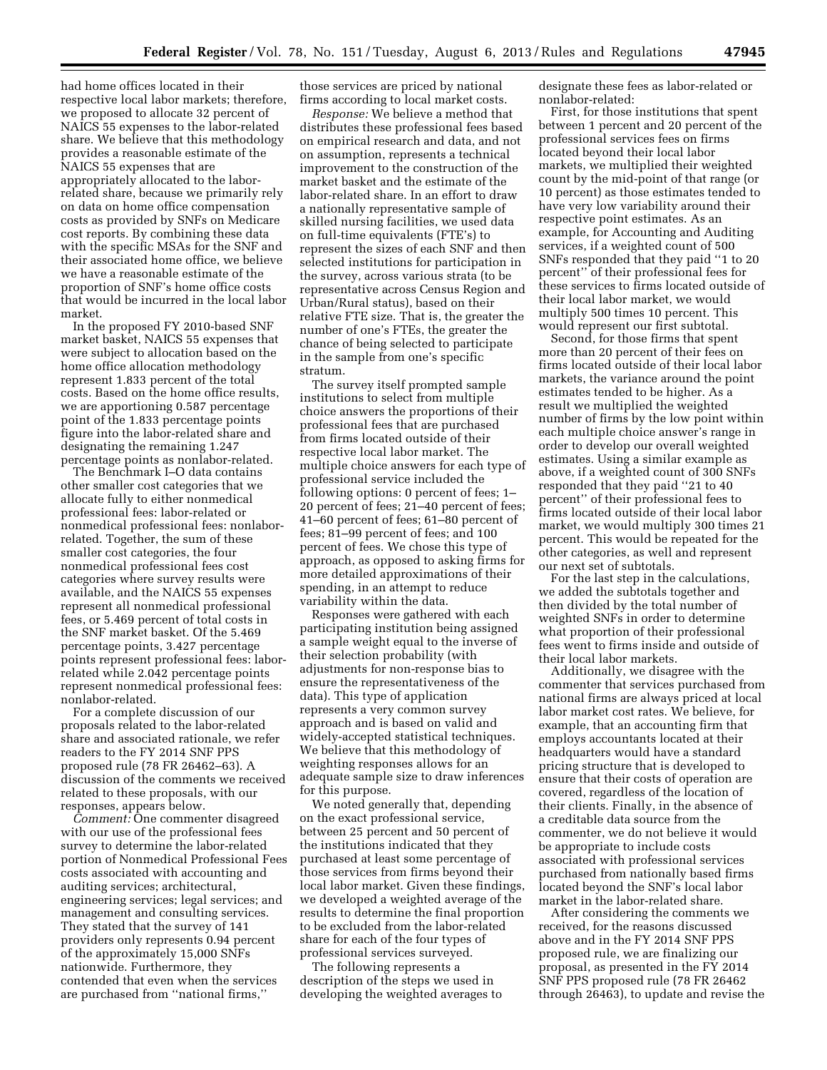had home offices located in their respective local labor markets; therefore, we proposed to allocate 32 percent of NAICS 55 expenses to the labor-related share. We believe that this methodology provides a reasonable estimate of the NAICS 55 expenses that are appropriately allocated to the labor-related share, because we primarily rely on data on home office compensation costs as provided by SNFs on Medicare cost reports. By combining these data with the specific MSAs for the SNF and their associated home office, we believe we have a reasonable estimate of the proportion of SNF's home office costs that would be incurred in the local labor market.

In the proposed FY 2010-based SNF market basket, NAICS 55 expenses that were subject to allocation based on the home office allocation methodology represent 1.833 percent of the total costs. Based on the home office results, we are apportioning 0.587 percentage point of the 1.833 percentage points figure into the labor-related share and designating the remaining 1.247 percentage points as nonlabor-related.

The Benchmark I–O data contains other smaller cost categories that we allocate fully to either nonmedical professional fees: labor-related or nonmedical professional fees: nonlabor-related. Together, the sum of these smaller cost categories, the four nonmedical professional fees cost categories where survey results were available, and the NAICS 55 expenses represent all nonmedical professional fees, or 5.469 percent of total costs in the SNF market basket. Of the 5.469 percentage points, 3.427 percentage points represent professional fees: labor-related while 2.042 percentage points represent nonmedical professional fees: nonlabor-related.

For a complete discussion of our proposals related to the labor-related share and associated rationale, we refer readers to the FY 2014 SNF PPS proposed rule (78 FR 26462–63). A discussion of the comments we received related to these proposals, with our responses, appears below.

*Comment:* One commenter disagreed with our use of the professional fees survey to determine the labor-related portion of Nonmedical Professional Fees costs associated with accounting and auditing services; architectural, engineering services; legal services; and management and consulting services. They stated that the survey of 141 providers only represents 0.94 percent of the approximately 15,000 SNFs nationwide. Furthermore, they contended that even when the services are purchased from ''national firms,'' those services are priced by national firms according to local market costs.

*Response:* We believe a method that distributes these professional fees based on empirical research and data, and not on assumption, represents a technical improvement to the construction of the market basket and the estimate of the labor-related share. In an effort to draw a nationally representative sample of skilled nursing facilities, we used data on full-time equivalents (FTE's) to represent the sizes of each SNF and then selected institutions for participation in the survey, across various strata (to be representative across Census Region and Urban/Rural status), based on their relative FTE size. That is, the greater the number of one's FTEs, the greater the chance of being selected to participate in the sample from one's specific stratum.

The survey itself prompted sample institutions to select from multiple choice answers the proportions of their professional fees that are purchased from firms located outside of their respective local labor market. The multiple choice answers for each type of professional service included the following options: 0 percent of fees; 1–20 percent of fees; 21–40 percent of fees; 41–60 percent of fees; 61–80 percent of fees; 81–99 percent of fees; and 100 percent of fees. We chose this type of approach, as opposed to asking firms for more detailed approximations of their spending, in an attempt to reduce variability within the data.

Responses were gathered with each participating institution being assigned a sample weight equal to the inverse of their selection probability (with adjustments for non-response bias to ensure the representativeness of the data). This type of application represents a very common survey approach and is based on valid and widely-accepted statistical techniques. We believe that this methodology of weighting responses allows for an adequate sample size to draw inferences for this purpose.

We noted generally that, depending on the exact professional service, between 25 percent and 50 percent of the institutions indicated that they purchased at least some percentage of those services from firms beyond their local labor market. Given these findings, we developed a weighted average of the results to determine the final proportion to be excluded from the labor-related share for each of the four types of professional services surveyed.

The following represents a description of the steps we used in developing the weighted averages to designate these fees as labor-related or nonlabor-related:

First, for those institutions that spent between 1 percent and 20 percent of the professional services fees on firms located beyond their local labor markets, we multiplied their weighted count by the mid-point of that range (or 10 percent) as those estimates tended to have very low variability around their respective point estimates. As an example, for Accounting and Auditing services, if a weighted count of 500 SNFs responded that they paid ''1 to 20 percent'' of their professional fees for these services to firms located outside of their local labor market, we would multiply 500 times 10 percent. This would represent our first subtotal.

Second, for those firms that spent more than 20 percent of their fees on firms located outside of their local labor markets, the variance around the point estimates tended to be higher. As a result we multiplied the weighted number of firms by the low point within each multiple choice answer's range in order to develop our overall weighted estimates. Using a similar example as above, if a weighted count of 300 SNFs responded that they paid ''21 to 40 percent'' of their professional fees to firms located outside of their local labor market, we would multiply 300 times 21 percent. This would be repeated for the other categories, as well and represent our next set of subtotals.

For the last step in the calculations, we added the subtotals together and then divided by the total number of weighted SNFs in order to determine what proportion of their professional fees went to firms inside and outside of their local labor markets.

Additionally, we disagree with the commenter that services purchased from national firms are always priced at local labor market cost rates. We believe, for example, that an accounting firm that employs accountants located at their headquarters would have a standard pricing structure that is developed to ensure that their costs of operation are covered, regardless of the location of their clients. Finally, in the absence of a creditable data source from the commenter, we do not believe it would be appropriate to include costs associated with professional services purchased from nationally based firms located beyond the SNF's local labor market in the labor-related share.

After considering the comments we received, for the reasons discussed above and in the FY 2014 SNF PPS proposed rule, we are finalizing our proposal, as presented in the FY 2014 SNF PPS proposed rule (78 FR 26462 through 26463), to update and revise the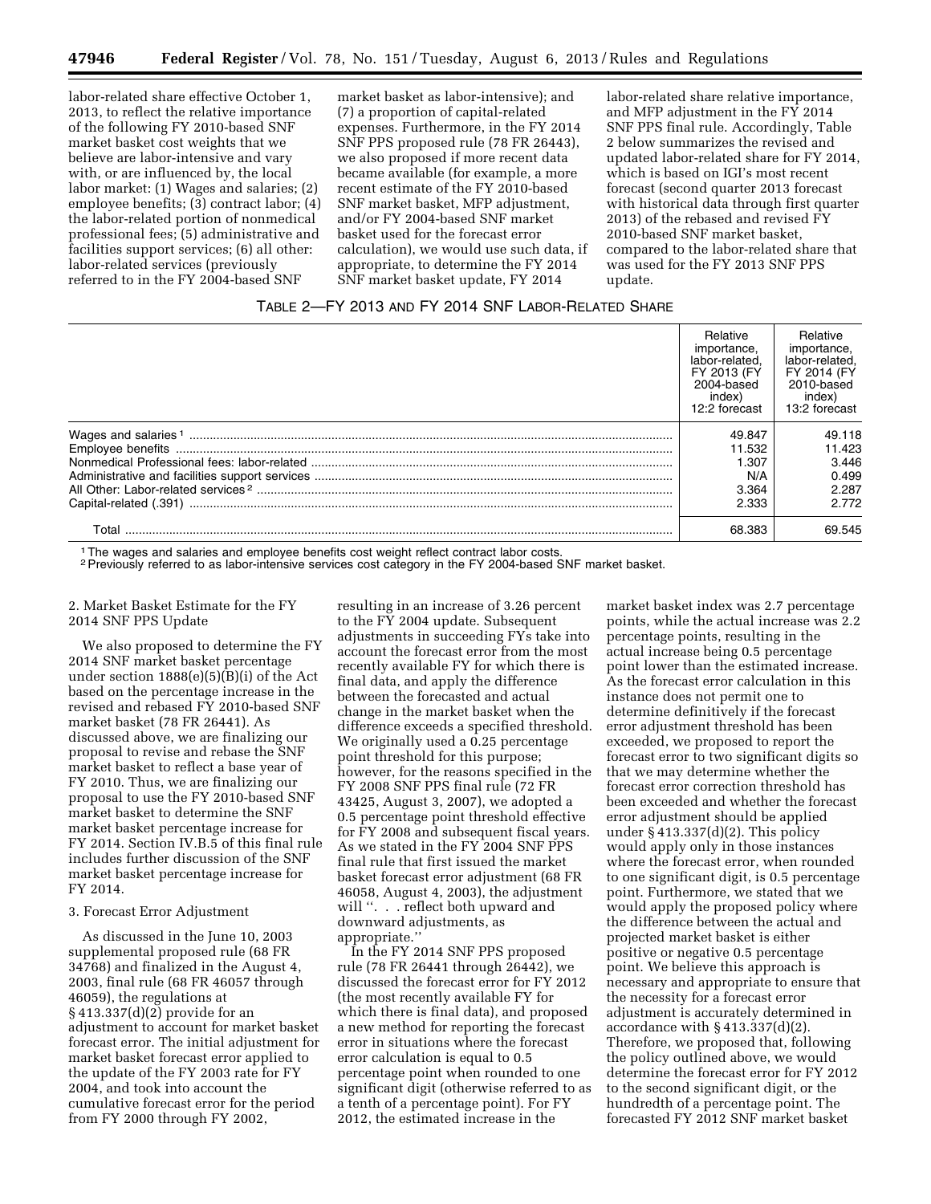labor-related share effective October 1, 2013, to reflect the relative importance of the following FY 2010-based SNF market basket cost weights that we believe are labor-intensive and vary with, or are influenced by, the local labor market: (1) Wages and salaries; (2) employee benefits; (3) contract labor; (4) the labor-related portion of nonmedical professional fees; (5) administrative and facilities support services; (6) all other: labor-related services (previously referred to in the FY 2004-based SNF market basket as labor-intensive); and (7) a proportion of capital-related expenses. Furthermore, in the FY 2014 SNF PPS proposed rule (78 FR 26443), we also proposed if more recent data became available (for example, a more recent estimate of the FY 2010-based SNF market basket, MFP adjustment, and/or FY 2004-based SNF market basket used for the forecast error calculation), we would use such data, if appropriate, to determine the FY 2014 SNF market basket update, FY 2014 labor-related share relative importance, and MFP adjustment in the FY 2014 SNF PPS final rule. Accordingly, Table 2 below summarizes the revised and updated labor-related share for FY 2014, which is based on IGI's most recent forecast (second quarter 2013 forecast with historical data through first quarter 2013) of the rebased and revised FY 2010-based SNF market basket, compared to the labor-related share that was used for the FY 2013 SNF PPS update.

TABLE 2—FY 2013 AND FY 2014 SNF LABOR-RELATED SHARE

| | Relative importance, labor-related, FY 2013 (FY 2004-based index) 12:2 forecast | Relative importance, labor-related, FY 2014 (FY 2010-based index) 13:2 forecast |
|---|---|---|
| Wages and salaries [1] | 49.847 | 49.118 |
| Employee benefits | 11.532 | 11.423 |
| Nonmedical Professional fees: labor-related | 1.307 | 3.446 |
| Administrative and facilities support services | N/A | 0.499 |
| All Other: Labor-related services [2] | 3.364 | 2.287 |
| Capital-related (.391) | 2.333 | 2.772 |
| Total | 68.383 | 69.545 |

[1] The wages and salaries and employee benefits cost weight reflect contract labor costs.
[2] Previously referred to as labor-intensive services cost category in the FY 2004-based SNF market basket.

2. Market Basket Estimate for the FY 2014 SNF PPS Update

We also proposed to determine the FY 2014 SNF market basket percentage under section 1888(e)(5)(B)(i) of the Act based on the percentage increase in the revised and rebased FY 2010-based SNF market basket (78 FR 26441). As discussed above, we are finalizing our proposal to revise and rebase the SNF market basket to reflect a base year of FY 2010. Thus, we are finalizing our proposal to use the FY 2010-based SNF market basket to determine the SNF market basket percentage increase for FY 2014. Section IV.B.5 of this final rule includes further discussion of the SNF market basket percentage increase for FY 2014.

3. Forecast Error Adjustment

As discussed in the June 10, 2003 supplemental proposed rule (68 FR 34768) and finalized in the August 4, 2003, final rule (68 FR 46057 through 46059), the regulations at § 413.337(d)(2) provide for an adjustment to account for market basket forecast error. The initial adjustment for market basket forecast error applied to the update of the FY 2003 rate for FY 2004, and took into account the cumulative forecast error for the period from FY 2000 through FY 2002, resulting in an increase of 3.26 percent to the FY 2004 update. Subsequent adjustments in succeeding FYs take into account the forecast error from the most recently available FY for which there is final data, and apply the difference between the forecasted and actual change in the market basket when the difference exceeds a specified threshold. We originally used a 0.25 percentage point threshold for this purpose; however, for the reasons specified in the FY 2008 SNF PPS final rule (72 FR 43425, August 3, 2007), we adopted a 0.5 percentage point threshold effective for FY 2008 and subsequent fiscal years. As we stated in the FY 2004 SNF PPS final rule that first issued the market basket forecast error adjustment (68 FR 46058, August 4, 2003), the adjustment will ''. . . reflect both upward and downward adjustments, as appropriate.''

In the FY 2014 SNF PPS proposed rule (78 FR 26441 through 26442), we discussed the forecast error for FY 2012 (the most recently available FY for which there is final data), and proposed a new method for reporting the forecast error in situations where the forecast error calculation is equal to 0.5 percentage point when rounded to one significant digit (otherwise referred to as a tenth of a percentage point). For FY 2012, the estimated increase in the market basket index was 2.7 percentage points, while the actual increase was 2.2 percentage points, resulting in the actual increase being 0.5 percentage point lower than the estimated increase. As the forecast error calculation in this instance does not permit one to determine definitively if the forecast error adjustment threshold has been exceeded, we proposed to report the forecast error to two significant digits so that we may determine whether the forecast error correction threshold has been exceeded and whether the forecast error adjustment should be applied under § 413.337(d)(2). This policy would apply only in those instances where the forecast error, when rounded to one significant digit, is 0.5 percentage point. Furthermore, we stated that we would apply the proposed policy where the difference between the actual and projected market basket is either positive or negative 0.5 percentage point. We believe this approach is necessary and appropriate to ensure that the necessity for a forecast error adjustment is accurately determined in accordance with § 413.337(d)(2). Therefore, we proposed that, following the policy outlined above, we would determine the forecast error for FY 2012 to the second significant digit, or the hundredth of a percentage point. The forecasted FY 2012 SNF market basket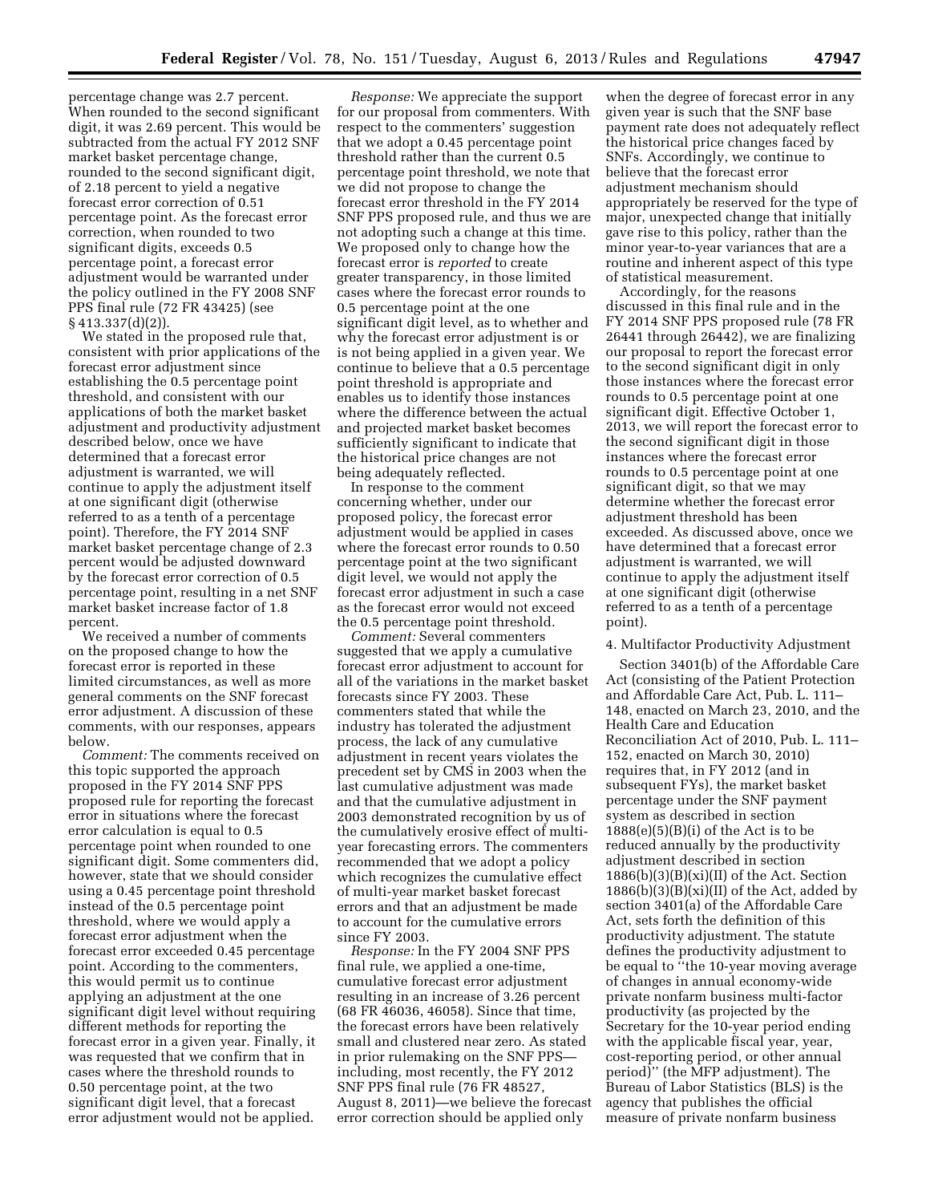percentage change was 2.7 percent. When rounded to the second significant digit, it was 2.69 percent. This would be subtracted from the actual FY 2012 SNF market basket percentage change, rounded to the second significant digit, of 2.18 percent to yield a negative forecast error correction of 0.51 percentage point. As the forecast error correction, when rounded to two significant digits, exceeds 0.5 percentage point, a forecast error adjustment would be warranted under the policy outlined in the FY 2008 SNF PPS final rule (72 FR 43425) (see § 413.337(d)(2)).

We stated in the proposed rule that, consistent with prior applications of the forecast error adjustment since establishing the 0.5 percentage point threshold, and consistent with our applications of both the market basket adjustment and productivity adjustment described below, once we have determined that a forecast error adjustment is warranted, we will continue to apply the adjustment itself at one significant digit (otherwise referred to as a tenth of a percentage point). Therefore, the FY 2014 SNF market basket percentage change of 2.3 percent would be adjusted downward by the forecast error correction of 0.5 percentage point, resulting in a net SNF market basket increase factor of 1.8 percent.

We received a number of comments on the proposed change to how the forecast error is reported in these limited circumstances, as well as more general comments on the SNF forecast error adjustment. A discussion of these comments, with our responses, appears below.

*Comment:* The comments received on this topic supported the approach proposed in the FY 2014 SNF PPS proposed rule for reporting the forecast error in situations where the forecast error calculation is equal to 0.5 percentage point when rounded to one significant digit. Some commenters did, however, state that we should consider using a 0.45 percentage point threshold instead of the 0.5 percentage point threshold, where we would apply a forecast error adjustment when the forecast error exceeded 0.45 percentage point. According to the commenters, this would permit us to continue applying an adjustment at the one significant digit level without requiring different methods for reporting the forecast error in a given year. Finally, it was requested that we confirm that in cases where the threshold rounds to 0.50 percentage point, at the two significant digit level, that a forecast error adjustment would not be applied.

*Response:* We appreciate the support for our proposal from commenters. With respect to the commenters' suggestion that we adopt a 0.45 percentage point threshold rather than the current 0.5 percentage point threshold, we note that we did not propose to change the forecast error threshold in the FY 2014 SNF PPS proposed rule, and thus we are not adopting such a change at this time. We proposed only to change how the forecast error is *reported* to create greater transparency, in those limited cases where the forecast error rounds to 0.5 percentage point at the one significant digit level, as to whether and why the forecast error adjustment is or is not being applied in a given year. We continue to believe that a 0.5 percentage point threshold is appropriate and enables us to identify those instances where the difference between the actual and projected market basket becomes sufficiently significant to indicate that the historical price changes are not being adequately reflected.

In response to the comment concerning whether, under our proposed policy, the forecast error adjustment would be applied in cases where the forecast error rounds to 0.50 percentage point at the two significant digit level, we would not apply the forecast error adjustment in such a case as the forecast error would not exceed the 0.5 percentage point threshold.

*Comment:* Several commenters suggested that we apply a cumulative forecast error adjustment to account for all of the variations in the market basket forecasts since FY 2003. These commenters stated that while the industry has tolerated the adjustment process, the lack of any cumulative adjustment in recent years violates the precedent set by CMS in 2003 when the last cumulative adjustment was made and that the cumulative adjustment in 2003 demonstrated recognition by us of the cumulatively erosive effect of multi-year forecasting errors. The commenters recommended that we adopt a policy which recognizes the cumulative effect of multi-year market basket forecast errors and that an adjustment be made to account for the cumulative errors since FY 2003.

*Response:* In the FY 2004 SNF PPS final rule, we applied a one-time, cumulative forecast error adjustment resulting in an increase of 3.26 percent (68 FR 46036, 46058). Since that time, the forecast errors have been relatively small and clustered near zero. As stated in prior rulemaking on the SNF PPS—including, most recently, the FY 2012 SNF PPS final rule (76 FR 48527, August 8, 2011)—we believe the forecast error correction should be applied only when the degree of forecast error in any given year is such that the SNF base payment rate does not adequately reflect the historical price changes faced by SNFs. Accordingly, we continue to believe that the forecast error adjustment mechanism should appropriately be reserved for the type of major, unexpected change that initially gave rise to this policy, rather than the minor year-to-year variances that are a routine and inherent aspect of this type of statistical measurement.

Accordingly, for the reasons discussed in this final rule and in the FY 2014 SNF PPS proposed rule (78 FR 26441 through 26442), we are finalizing our proposal to report the forecast error to the second significant digit in only those instances where the forecast error rounds to 0.5 percentage point at one significant digit. Effective October 1, 2013, we will report the forecast error to the second significant digit in those instances where the forecast error rounds to 0.5 percentage point at one significant digit, so that we may determine whether the forecast error adjustment threshold has been exceeded. As discussed above, once we have determined that a forecast error adjustment is warranted, we will continue to apply the adjustment itself at one significant digit (otherwise referred to as a tenth of a percentage point).

4. Multifactor Productivity Adjustment

Section 3401(b) of the Affordable Care Act (consisting of the Patient Protection and Affordable Care Act, Pub. L. 111–148, enacted on March 23, 2010, and the Health Care and Education Reconciliation Act of 2010, Pub. L. 111–152, enacted on March 30, 2010) requires that, in FY 2012 (and in subsequent FYs), the market basket percentage under the SNF payment system as described in section 1888(e)(5)(B)(i) of the Act is to be reduced annually by the productivity adjustment described in section 1886(b)(3)(B)(xi)(II) of the Act. Section 1886(b)(3)(B)(xi)(II) of the Act, added by section 3401(a) of the Affordable Care Act, sets forth the definition of this productivity adjustment. The statute defines the productivity adjustment to be equal to "the 10-year moving average of changes in annual economy-wide private nonfarm business multi-factor productivity (as projected by the Secretary for the 10-year period ending with the applicable fiscal year, year, cost-reporting period, or other annual period)" (the MFP adjustment). The Bureau of Labor Statistics (BLS) is the agency that publishes the official measure of private nonfarm business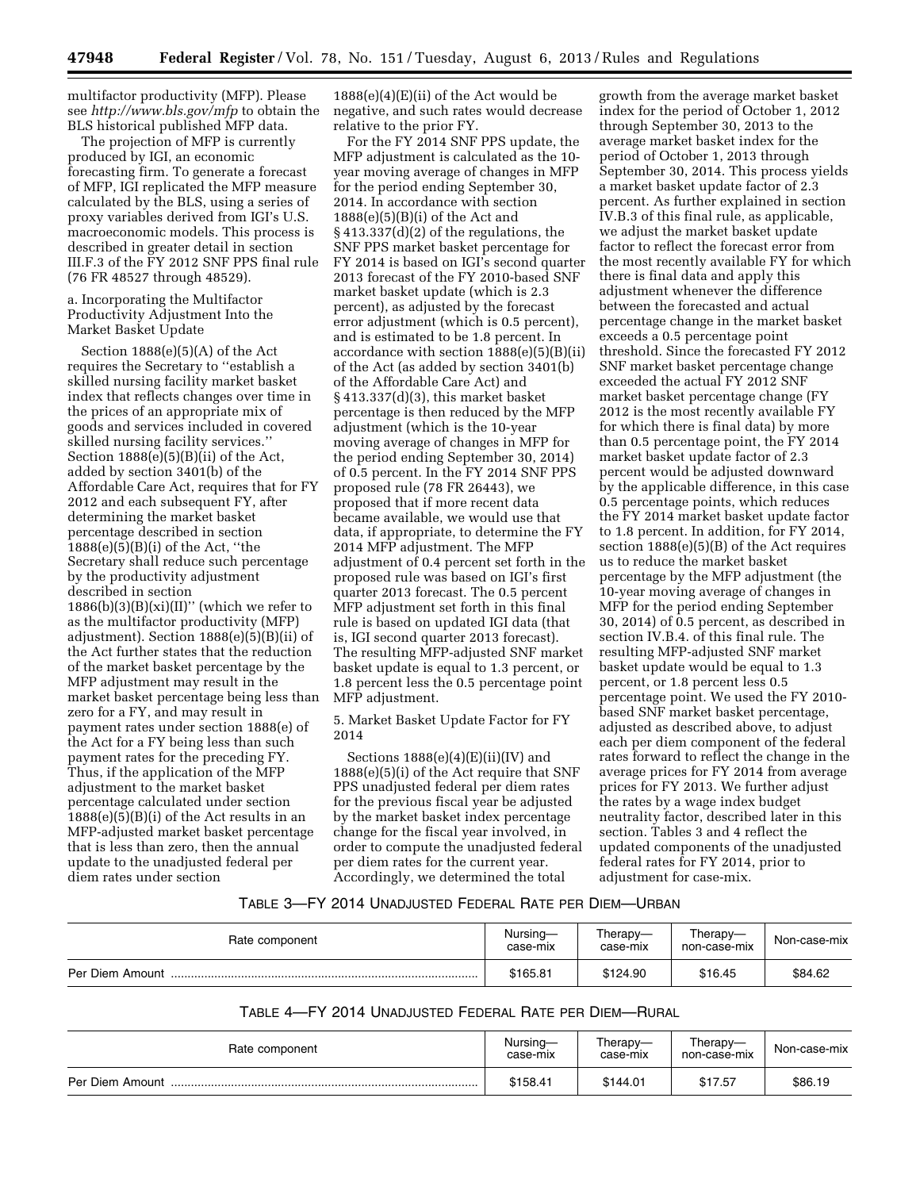multifactor productivity (MFP). Please see *http://www.bls.gov/mfp* to obtain the BLS historical published MFP data.

The projection of MFP is currently produced by IGI, an economic forecasting firm. To generate a forecast of MFP, IGI replicated the MFP measure calculated by the BLS, using a series of proxy variables derived from IGI's U.S. macroeconomic models. This process is described in greater detail in section III.F.3 of the FY 2012 SNF PPS final rule (76 FR 48527 through 48529).

a. Incorporating the Multifactor Productivity Adjustment Into the Market Basket Update

Section 1888(e)(5)(A) of the Act requires the Secretary to ''establish a skilled nursing facility market basket index that reflects changes over time in the prices of an appropriate mix of goods and services included in covered skilled nursing facility services.'' Section 1888(e)(5)(B)(ii) of the Act, added by section 3401(b) of the Affordable Care Act, requires that for FY 2012 and each subsequent FY, after determining the market basket percentage described in section 1888(e)(5)(B)(i) of the Act, ''the Secretary shall reduce such percentage by the productivity adjustment described in section 1886(b)(3)(B)(xi)(II)'' (which we refer to as the multifactor productivity (MFP) adjustment). Section 1888(e)(5)(B)(ii) of the Act further states that the reduction of the market basket percentage by the MFP adjustment may result in the market basket percentage being less than zero for a FY, and may result in payment rates under section 1888(e) of the Act for a FY being less than such payment rates for the preceding FY. Thus, if the application of the MFP adjustment to the market basket percentage calculated under section 1888(e)(5)(B)(i) of the Act results in an MFP-adjusted market basket percentage that is less than zero, then the annual update to the unadjusted federal per diem rates under section 1888(e)(4)(E)(ii) of the Act would be negative, and such rates would decrease relative to the prior FY.

For the FY 2014 SNF PPS update, the MFP adjustment is calculated as the 10-year moving average of changes in MFP for the period ending September 30, 2014. In accordance with section 1888(e)(5)(B)(i) of the Act and § 413.337(d)(2) of the regulations, the SNF PPS market basket percentage for FY 2014 is based on IGI's second quarter 2013 forecast of the FY 2010-based SNF market basket update (which is 2.3 percent), as adjusted by the forecast error adjustment (which is 0.5 percent), and is estimated to be 1.8 percent. In accordance with section 1888(e)(5)(B)(ii) of the Act (as added by section 3401(b) of the Affordable Care Act) and § 413.337(d)(3), this market basket percentage is then reduced by the MFP adjustment (which is the 10-year moving average of changes in MFP for the period ending September 30, 2014) of 0.5 percent. In the FY 2014 SNF PPS proposed rule (78 FR 26443), we proposed that if more recent data became available, we would use that data, if appropriate, to determine the FY 2014 MFP adjustment. The MFP adjustment of 0.4 percent set forth in the proposed rule was based on IGI's first quarter 2013 forecast. The 0.5 percent MFP adjustment set forth in this final rule is based on updated IGI data (that is, IGI second quarter 2013 forecast). The resulting MFP-adjusted SNF market basket update is equal to 1.3 percent, or 1.8 percent less the 0.5 percentage point MFP adjustment.

5. Market Basket Update Factor for FY 2014

Sections 1888(e)(4)(E)(ii)(IV) and 1888(e)(5)(i) of the Act require that SNF PPS unadjusted federal per diem rates for the previous fiscal year be adjusted by the market basket index percentage change for the fiscal year involved, in order to compute the unadjusted federal per diem rates for the current year. Accordingly, we determined the total growth from the average market basket index for the period of October 1, 2012 through September 30, 2013 to the average market basket index for the period of October 1, 2013 through September 30, 2014. This process yields a market basket update factor of 2.3 percent. As further explained in section IV.B.3 of this final rule, as applicable, we adjust the market basket update factor to reflect the forecast error from the most recently available FY for which there is final data and apply this adjustment whenever the difference between the forecasted and actual percentage change in the market basket exceeds a 0.5 percentage point threshold. Since the forecasted FY 2012 SNF market basket percentage change exceeded the actual FY 2012 SNF market basket percentage change (FY 2012 is the most recently available FY for which there is final data) by more than 0.5 percentage point, the FY 2014 market basket update factor of 2.3 percent would be adjusted downward by the applicable difference, in this case 0.5 percentage points, which reduces the FY 2014 market basket update factor to 1.8 percent. In addition, for FY 2014, section 1888(e)(5)(B) of the Act requires us to reduce the market basket percentage by the MFP adjustment (the 10-year moving average of changes in MFP for the period ending September 30, 2014) of 0.5 percent, as described in section IV.B.4. of this final rule. The resulting MFP-adjusted SNF market basket update would be equal to 1.3 percent, or 1.8 percent less 0.5 percentage point. We used the FY 2010-based SNF market basket percentage, adjusted as described above, to adjust each per diem component of the federal rates forward to reflect the change in the average prices for FY 2014 from average prices for FY 2013. We further adjust the rates by a wage index budget neutrality factor, described later in this section. Tables 3 and 4 reflect the updated components of the unadjusted federal rates for FY 2014, prior to adjustment for case-mix.

TABLE 3—FY 2014 UNADJUSTED FEDERAL RATE PER DIEM—URBAN

| Rate component | Nursing—case-mix | Therapy—case-mix | Therapy—non-case-mix | Non-case-mix |
|---|---|---|---|---|
| Per Diem Amount | $165.81 | $124.90 | $16.45 | $84.62 |

TABLE 4—FY 2014 UNADJUSTED FEDERAL RATE PER DIEM—RURAL

| Rate component | Nursing—case-mix | Therapy—case-mix | Therapy—non-case-mix | Non-case-mix |
|---|---|---|---|---|
| Per Diem Amount | $158.41 | $144.01 | $17.57 | $86.19 |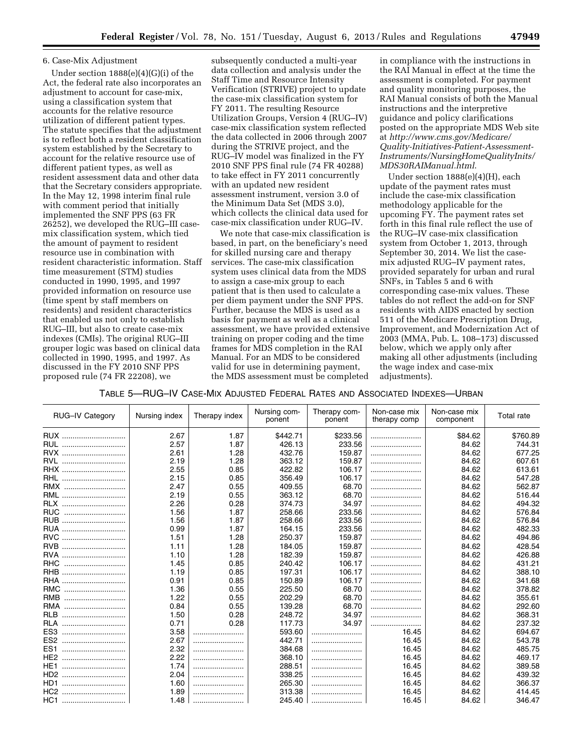6. Case-Mix Adjustment

Under section 1888(e)(4)(G)(i) of the Act, the federal rate also incorporates an adjustment to account for case-mix, using a classification system that accounts for the relative resource utilization of different patient types. The statute specifies that the adjustment is to reflect both a resident classification system established by the Secretary to account for the relative resource use of different patient types, as well as resident assessment data and other data that the Secretary considers appropriate. In the May 12, 1998 interim final rule with comment period that initially implemented the SNF PPS (63 FR 26252), we developed the RUG–III case-mix classification system, which tied the amount of payment to resident resource use in combination with resident characteristic information. Staff time measurement (STM) studies conducted in 1990, 1995, and 1997 provided information on resource use (time spent by staff members on residents) and resident characteristics that enabled us not only to establish RUG–III, but also to create case-mix indexes (CMIs). The original RUG–III grouper logic was based on clinical data collected in 1990, 1995, and 1997. As discussed in the FY 2010 SNF PPS proposed rule (74 FR 22208), we subsequently conducted a multi-year data collection and analysis under the Staff Time and Resource Intensity Verification (STRIVE) project to update the case-mix classification system for FY 2011. The resulting Resource Utilization Groups, Version 4 (RUG–IV) case-mix classification system reflected the data collected in 2006 through 2007 during the STRIVE project, and the RUG–IV model was finalized in the FY 2010 SNF PPS final rule (74 FR 40288) to take effect in FY 2011 concurrently with an updated new resident assessment instrument, version 3.0 of the Minimum Data Set (MDS 3.0), which collects the clinical data used for case-mix classification under RUG–IV.

We note that case-mix classification is based, in part, on the beneficiary's need for skilled nursing care and therapy services. The case-mix classification system uses clinical data from the MDS to assign a case-mix group to each patient that is then used to calculate a per diem payment under the SNF PPS. Further, because the MDS is used as a basis for payment as well as a clinical assessment, we have provided extensive training on proper coding and the time frames for MDS completion in the RAI Manual. For an MDS to be considered valid for use in determining payment, the MDS assessment must be completed in compliance with the instructions in the RAI Manual in effect at the time the assessment is completed. For payment and quality monitoring purposes, the RAI Manual consists of both the Manual instructions and the interpretive guidance and policy clarifications posted on the appropriate MDS Web site at *http://www.cms.gov/Medicare/Quality-Initiatives-Patient-Assessment-Instruments/NursingHomeQualityInits/MDS30RAIManual.html.*

Under section 1888(e)(4)(H), each update of the payment rates must include the case-mix classification methodology applicable for the upcoming FY. The payment rates set forth in this final rule reflect the use of the RUG–IV case-mix classification system from October 1, 2013, through September 30, 2014. We list the case-mix adjusted RUG–IV payment rates, provided separately for urban and rural SNFs, in Tables 5 and 6 with corresponding case-mix values. These tables do not reflect the add-on for SNF residents with AIDS enacted by section 511 of the Medicare Prescription Drug, Improvement, and Modernization Act of 2003 (MMA, Pub. L. 108–173) discussed below, which we apply only after making all other adjustments (including the wage index and case-mix adjustments).

TABLE 5—RUG–IV CASE-MIX ADJUSTED FEDERAL RATES AND ASSOCIATED INDEXES—URBAN

| RUG–IV Category | Nursing index | Therapy index | Nursing component | Therapy component | Non-case mix therapy comp | Non-case mix component | Total rate |
|---|---|---|---|---|---|---|---|
| RUX | 2.67 | 1.87 | $442.71 | $233.56 | | $84.62 | $760.89 |
| RUL | 2.57 | 1.87 | 426.13 | 233.56 | | 84.62 | 744.31 |
| RVX | 2.61 | 1.28 | 432.76 | 159.87 | | 84.62 | 677.25 |
| RVL | 2.19 | 1.28 | 363.12 | 159.87 | | 84.62 | 607.61 |
| RHX | 2.55 | 0.85 | 422.82 | 106.17 | | 84.62 | 613.61 |
| RHL | 2.15 | 0.85 | 356.49 | 106.17 | | 84.62 | 547.28 |
| RMX | 2.47 | 0.55 | 409.55 | 68.70 | | 84.62 | 562.87 |
| RML | 2.19 | 0.55 | 363.12 | 68.70 | | 84.62 | 516.44 |
| RLX | 2.26 | 0.28 | 374.73 | 34.97 | | 84.62 | 494.32 |
| RUC | 1.56 | 1.87 | 258.66 | 233.56 | | 84.62 | 576.84 |
| RUB | 1.56 | 1.87 | 258.66 | 233.56 | | 84.62 | 576.84 |
| RUA | 0.99 | 1.87 | 164.15 | 233.56 | | 84.62 | 482.33 |
| RVC | 1.51 | 1.28 | 250.37 | 159.87 | | 84.62 | 494.86 |
| RVB | 1.11 | 1.28 | 184.05 | 159.87 | | 84.62 | 428.54 |
| RVA | 1.10 | 1.28 | 182.39 | 159.87 | | 84.62 | 426.88 |
| RHC | 1.45 | 0.85 | 240.42 | 106.17 | | 84.62 | 431.21 |
| RHB | 1.19 | 0.85 | 197.31 | 106.17 | | 84.62 | 388.10 |
| RHA | 0.91 | 0.85 | 150.89 | 106.17 | | 84.62 | 341.68 |
| RMC | 1.36 | 0.55 | 225.50 | 68.70 | | 84.62 | 378.82 |
| RMB | 1.22 | 0.55 | 202.29 | 68.70 | | 84.62 | 355.61 |
| RMA | 0.84 | 0.55 | 139.28 | 68.70 | | 84.62 | 292.60 |
| RLB | 1.50 | 0.28 | 248.72 | 34.97 | | 84.62 | 368.31 |
| RLA | 0.71 | 0.28 | 117.73 | 34.97 | | 84.62 | 237.32 |
| ES3 | 3.58 | | 593.60 | | 16.45 | 84.62 | 694.67 |
| ES2 | 2.67 | | 442.71 | | 16.45 | 84.62 | 543.78 |
| ES1 | 2.32 | | 384.68 | | 16.45 | 84.62 | 485.75 |
| HE2 | 2.22 | | 368.10 | | 16.45 | 84.62 | 469.17 |
| HE1 | 1.74 | | 288.51 | | 16.45 | 84.62 | 389.58 |
| HD2 | 2.04 | | 338.25 | | 16.45 | 84.62 | 439.32 |
| HD1 | 1.60 | | 265.30 | | 16.45 | 84.62 | 366.37 |
| HC2 | 1.89 | | 313.38 | | 16.45 | 84.62 | 414.45 |
| HC1 | 1.48 | | 245.40 | | 16.45 | 84.62 | 346.47 |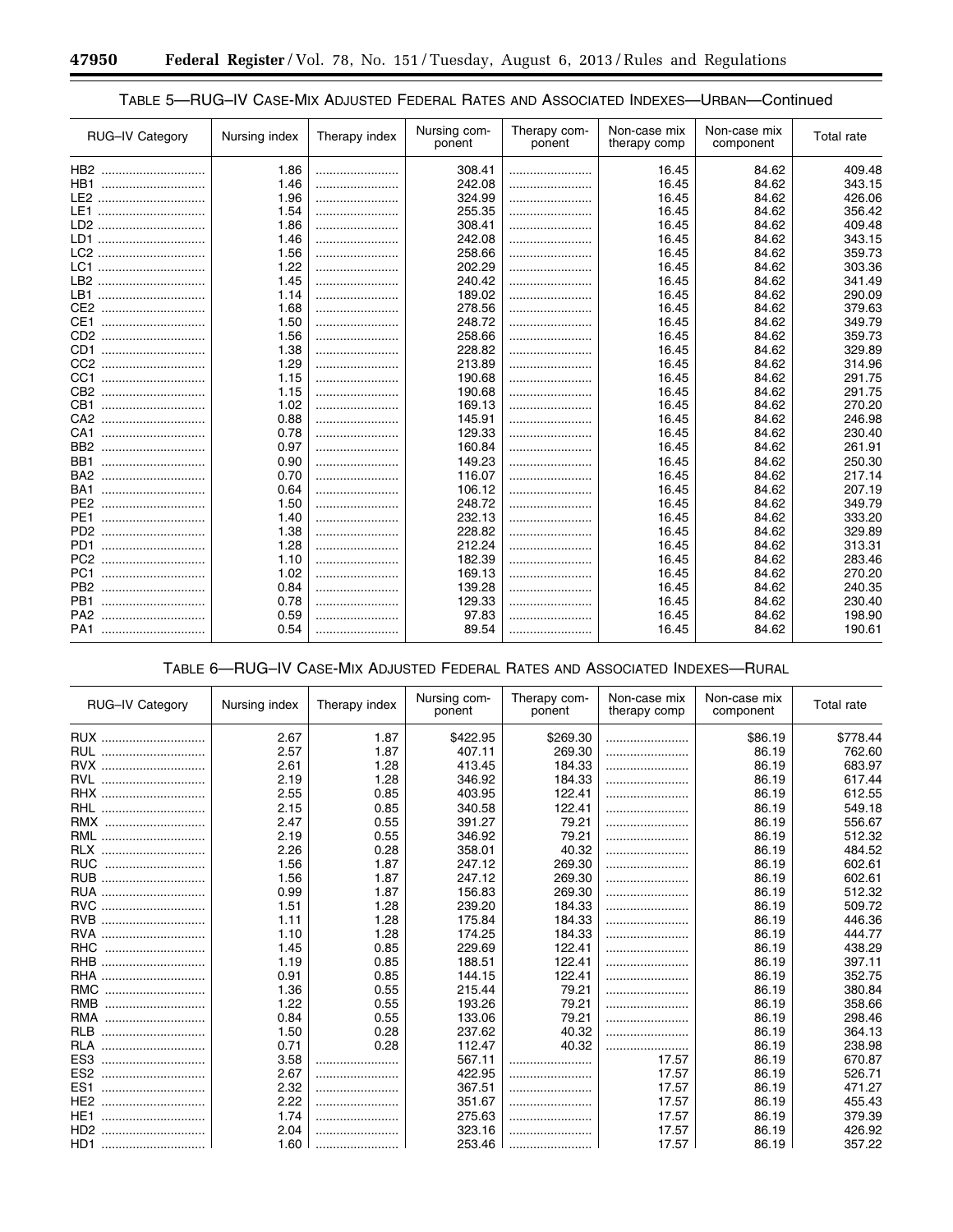### TABLE 5—RUG–IV CASE-MIX ADJUSTED FEDERAL RATES AND ASSOCIATED INDEXES—URBAN—Continued

| RUG–IV Category | Nursing index | Therapy index | Nursing component | Therapy component | Non-case mix therapy comp | Non-case mix component | Total rate |
|---|---|---|---|---|---|---|---|
| HB2 | 1.86 | | 308.41 | | 16.45 | 84.62 | 409.48 |
| HB1 | 1.46 | | 242.08 | | 16.45 | 84.62 | 343.15 |
| LE2 | 1.96 | | 324.99 | | 16.45 | 84.62 | 426.06 |
| LE1 | 1.54 | | 255.35 | | 16.45 | 84.62 | 356.42 |
| LD2 | 1.86 | | 308.41 | | 16.45 | 84.62 | 409.48 |
| LD1 | 1.46 | | 242.08 | | 16.45 | 84.62 | 343.15 |
| LC2 | 1.56 | | 258.66 | | 16.45 | 84.62 | 359.73 |
| LC1 | 1.22 | | 202.29 | | 16.45 | 84.62 | 303.36 |
| LB2 | 1.45 | | 240.42 | | 16.45 | 84.62 | 341.49 |
| LB1 | 1.14 | | 189.02 | | 16.45 | 84.62 | 290.09 |
| CE2 | 1.68 | | 278.56 | | 16.45 | 84.62 | 379.63 |
| CE1 | 1.50 | | 248.72 | | 16.45 | 84.62 | 349.79 |
| CD2 | 1.56 | | 258.66 | | 16.45 | 84.62 | 359.73 |
| CD1 | 1.38 | | 228.82 | | 16.45 | 84.62 | 329.89 |
| CC2 | 1.29 | | 213.89 | | 16.45 | 84.62 | 314.96 |
| CC1 | 1.15 | | 190.68 | | 16.45 | 84.62 | 291.75 |
| CB2 | 1.15 | | 190.68 | | 16.45 | 84.62 | 291.75 |
| CB1 | 1.02 | | 169.13 | | 16.45 | 84.62 | 270.20 |
| CA2 | 0.88 | | 145.91 | | 16.45 | 84.62 | 246.98 |
| CA1 | 0.78 | | 129.33 | | 16.45 | 84.62 | 230.40 |
| BB2 | 0.97 | | 160.84 | | 16.45 | 84.62 | 261.91 |
| BB1 | 0.90 | | 149.23 | | 16.45 | 84.62 | 250.30 |
| BA2 | 0.70 | | 116.07 | | 16.45 | 84.62 | 217.14 |
| BA1 | 0.64 | | 106.12 | | 16.45 | 84.62 | 207.19 |
| PE2 | 1.50 | | 248.72 | | 16.45 | 84.62 | 349.79 |
| PE1 | 1.40 | | 232.13 | | 16.45 | 84.62 | 333.20 |
| PD2 | 1.38 | | 228.82 | | 16.45 | 84.62 | 329.89 |
| PD1 | 1.28 | | 212.24 | | 16.45 | 84.62 | 313.31 |
| PC2 | 1.10 | | 182.39 | | 16.45 | 84.62 | 283.46 |
| PC1 | 1.02 | | 169.13 | | 16.45 | 84.62 | 270.20 |
| PB2 | 0.84 | | 139.28 | | 16.45 | 84.62 | 240.35 |
| PB1 | 0.78 | | 129.33 | | 16.45 | 84.62 | 230.40 |
| PA2 | 0.59 | | 97.83 | | 16.45 | 84.62 | 198.90 |
| PA1 | 0.54 | | 89.54 | | 16.45 | 84.62 | 190.61 |

### TABLE 6—RUG–IV CASE-MIX ADJUSTED FEDERAL RATES AND ASSOCIATED INDEXES—RURAL

| RUG–IV Category | Nursing index | Therapy index | Nursing component | Therapy component | Non-case mix therapy comp | Non-case mix component | Total rate |
|---|---|---|---|---|---|---|---|
| RUX | 2.67 | 1.87 | $422.95 | $269.30 | | $86.19 | $778.44 |
| RUL | 2.57 | 1.87 | 407.11 | 269.30 | | 86.19 | 762.60 |
| RVX | 2.61 | 1.28 | 413.45 | 184.33 | | 86.19 | 683.97 |
| RVL | 2.19 | 1.28 | 346.92 | 184.33 | | 86.19 | 617.44 |
| RHX | 2.55 | 0.85 | 403.95 | 122.41 | | 86.19 | 612.55 |
| RHL | 2.15 | 0.85 | 340.58 | 122.41 | | 86.19 | 549.18 |
| RMX | 2.47 | 0.55 | 391.27 | 79.21 | | 86.19 | 556.67 |
| RML | 2.19 | 0.55 | 346.92 | 79.21 | | 86.19 | 512.32 |
| RLX | 2.26 | 0.28 | 358.01 | 40.32 | | 86.19 | 484.52 |
| RUC | 1.56 | 1.87 | 247.12 | 269.30 | | 86.19 | 602.61 |
| RUB | 1.56 | 1.87 | 247.12 | 269.30 | | 86.19 | 602.61 |
| RUA | 0.99 | 1.87 | 156.83 | 269.30 | | 86.19 | 512.32 |
| RVC | 1.51 | 1.28 | 239.20 | 184.33 | | 86.19 | 509.72 |
| RVB | 1.11 | 1.28 | 175.84 | 184.33 | | 86.19 | 446.36 |
| RVA | 1.10 | 1.28 | 174.25 | 184.33 | | 86.19 | 444.77 |
| RHC | 1.45 | 0.85 | 229.69 | 122.41 | | 86.19 | 438.29 |
| RHB | 1.19 | 0.85 | 188.51 | 122.41 | | 86.19 | 397.11 |
| RHA | 0.91 | 0.85 | 144.15 | 122.41 | | 86.19 | 352.75 |
| RMC | 1.36 | 0.55 | 215.44 | 79.21 | | 86.19 | 380.84 |
| RMB | 1.22 | 0.55 | 193.26 | 79.21 | | 86.19 | 358.66 |
| RMA | 0.84 | 0.55 | 133.06 | 79.21 | | 86.19 | 298.46 |
| RLB | 1.50 | 0.28 | 237.62 | 40.32 | | 86.19 | 364.13 |
| RLA | 0.71 | 0.28 | 112.47 | 40.32 | | 86.19 | 238.98 |
| ES3 | 3.58 | | 567.11 | | 17.57 | 86.19 | 670.87 |
| ES2 | 2.67 | | 422.95 | | 17.57 | 86.19 | 526.71 |
| ES1 | 2.32 | | 367.51 | | 17.57 | 86.19 | 471.27 |
| HE2 | 2.22 | | 351.67 | | 17.57 | 86.19 | 455.43 |
| HE1 | 1.74 | | 275.63 | | 17.57 | 86.19 | 379.39 |
| HD2 | 2.04 | | 323.16 | | 17.57 | 86.19 | 426.92 |
| HD1 | 1.60 | | 253.46 | | 17.57 | 86.19 | 357.22 |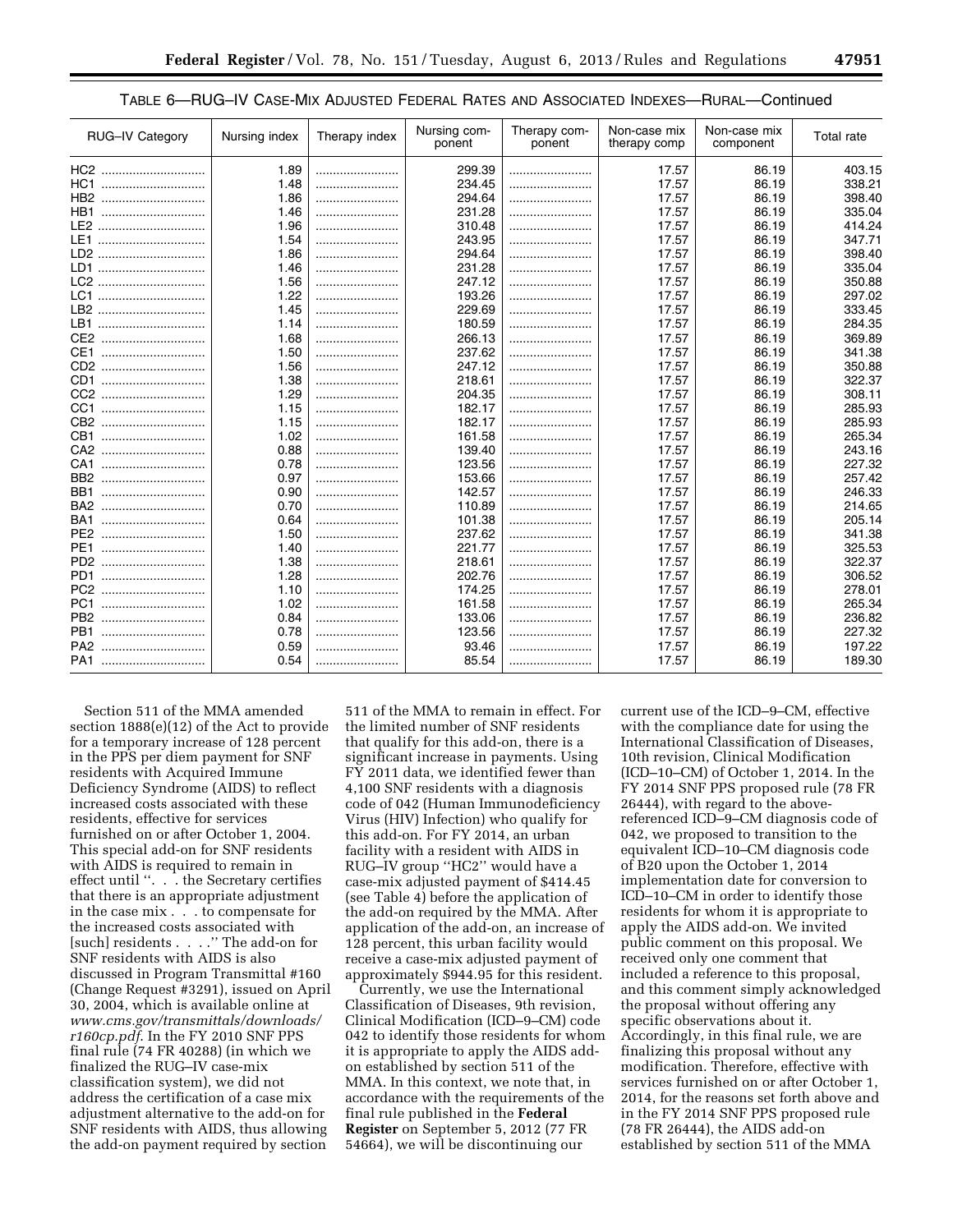TABLE 6—RUG–IV CASE-MIX ADJUSTED FEDERAL RATES AND ASSOCIATED INDEXES—RURAL—Continued

| RUG–IV Category | Nursing index | Therapy index | Nursing component | Therapy component | Non-case mix therapy comp | Non-case mix component | Total rate |
|---|---|---|---|---|---|---|---|
| HC2 | 1.89 | | 299.39 | | 17.57 | 86.19 | 403.15 |
| HC1 | 1.48 | | 234.45 | | 17.57 | 86.19 | 338.21 |
| HB2 | 1.86 | | 294.64 | | 17.57 | 86.19 | 398.40 |
| HB1 | 1.46 | | 231.28 | | 17.57 | 86.19 | 335.04 |
| LE2 | 1.96 | | 310.48 | | 17.57 | 86.19 | 414.24 |
| LE1 | 1.54 | | 243.95 | | 17.57 | 86.19 | 347.71 |
| LD2 | 1.86 | | 294.64 | | 17.57 | 86.19 | 398.40 |
| LD1 | 1.46 | | 231.28 | | 17.57 | 86.19 | 335.04 |
| LC2 | 1.56 | | 247.12 | | 17.57 | 86.19 | 350.88 |
| LC1 | 1.22 | | 193.26 | | 17.57 | 86.19 | 297.02 |
| LB2 | 1.45 | | 229.69 | | 17.57 | 86.19 | 333.45 |
| LB1 | 1.14 | | 180.59 | | 17.57 | 86.19 | 284.35 |
| CE2 | 1.68 | | 266.13 | | 17.57 | 86.19 | 369.89 |
| CE1 | 1.50 | | 237.62 | | 17.57 | 86.19 | 341.38 |
| CD2 | 1.56 | | 247.12 | | 17.57 | 86.19 | 350.88 |
| CD1 | 1.38 | | 218.61 | | 17.57 | 86.19 | 322.37 |
| CC2 | 1.29 | | 204.35 | | 17.57 | 86.19 | 308.11 |
| CC1 | 1.15 | | 182.17 | | 17.57 | 86.19 | 285.93 |
| CB2 | 1.15 | | 182.17 | | 17.57 | 86.19 | 285.93 |
| CB1 | 1.02 | | 161.58 | | 17.57 | 86.19 | 265.34 |
| CA2 | 0.88 | | 139.40 | | 17.57 | 86.19 | 243.16 |
| CA1 | 0.78 | | 123.56 | | 17.57 | 86.19 | 227.32 |
| BB2 | 0.97 | | 153.66 | | 17.57 | 86.19 | 257.42 |
| BB1 | 0.90 | | 142.57 | | 17.57 | 86.19 | 246.33 |
| BA2 | 0.70 | | 110.89 | | 17.57 | 86.19 | 214.65 |
| BA1 | 0.64 | | 101.38 | | 17.57 | 86.19 | 205.14 |
| PE2 | 1.50 | | 237.62 | | 17.57 | 86.19 | 341.38 |
| PE1 | 1.40 | | 221.77 | | 17.57 | 86.19 | 325.53 |
| PD2 | 1.38 | | 218.61 | | 17.57 | 86.19 | 322.37 |
| PD1 | 1.28 | | 202.76 | | 17.57 | 86.19 | 306.52 |
| PC2 | 1.10 | | 174.25 | | 17.57 | 86.19 | 278.01 |
| PC1 | 1.02 | | 161.58 | | 17.57 | 86.19 | 265.34 |
| PB2 | 0.84 | | 133.06 | | 17.57 | 86.19 | 236.82 |
| PB1 | 0.78 | | 123.56 | | 17.57 | 86.19 | 227.32 |
| PA2 | 0.59 | | 93.46 | | 17.57 | 86.19 | 197.22 |
| PA1 | 0.54 | | 85.54 | | 17.57 | 86.19 | 189.30 |

Section 511 of the MMA amended section 1888(e)(12) of the Act to provide for a temporary increase of 128 percent in the PPS per diem payment for SNF residents with Acquired Immune Deficiency Syndrome (AIDS) to reflect increased costs associated with these residents, effective for services furnished on or after October 1, 2004. This special add-on for SNF residents with AIDS is required to remain in effect until ''. . . the Secretary certifies that there is an appropriate adjustment in the case mix . . . to compensate for the increased costs associated with [such] residents . . . .'' The add-on for SNF residents with AIDS is also discussed in Program Transmittal #160 (Change Request #3291), issued on April 30, 2004, which is available online at *www.cms.gov/transmittals/downloads/r160cp.pdf*. In the FY 2010 SNF PPS final rule (74 FR 40288) (in which we finalized the RUG–IV case-mix classification system), we did not address the certification of a case mix adjustment alternative to the add-on for SNF residents with AIDS, thus allowing the add-on payment required by section 511 of the MMA to remain in effect. For the limited number of SNF residents that qualify for this add-on, there is a significant increase in payments. Using FY 2011 data, we identified fewer than 4,100 SNF residents with a diagnosis code of 042 (Human Immunodeficiency Virus (HIV) Infection) who qualify for this add-on. For FY 2014, an urban facility with a resident with AIDS in RUG–IV group ''HC2'' would have a case-mix adjusted payment of $414.45 (see Table 4) before the application of the add-on required by the MMA. After application of the add-on, an increase of 128 percent, this urban facility would receive a case-mix adjusted payment of approximately $944.95 for this resident.

Currently, we use the International Classification of Diseases, 9th revision, Clinical Modification (ICD–9–CM) code 042 to identify those residents for whom it is appropriate to apply the AIDS add-on established by section 511 of the MMA. In this context, we note that, in accordance with the requirements of the final rule published in the **Federal Register** on September 5, 2012 (77 FR 54664), we will be discontinuing our current use of the ICD–9–CM, effective with the compliance date for using the International Classification of Diseases, 10th revision, Clinical Modification (ICD–10–CM) of October 1, 2014. In the FY 2014 SNF PPS proposed rule (78 FR 26444), with regard to the above-referenced ICD–9–CM diagnosis code of 042, we proposed to transition to the equivalent ICD–10–CM diagnosis code of B20 upon the October 1, 2014 implementation date for conversion to ICD–10–CM in order to identify those residents for whom it is appropriate to apply the AIDS add-on. We invited public comment on this proposal. We received only one comment that included a reference to this proposal, and this comment simply acknowledged the proposal without offering any specific observations about it. Accordingly, in this final rule, we are finalizing this proposal without any modification. Therefore, effective with services furnished on or after October 1, 2014, for the reasons set forth above and in the FY 2014 SNF PPS proposed rule (78 FR 26444), the AIDS add-on established by section 511 of the MMA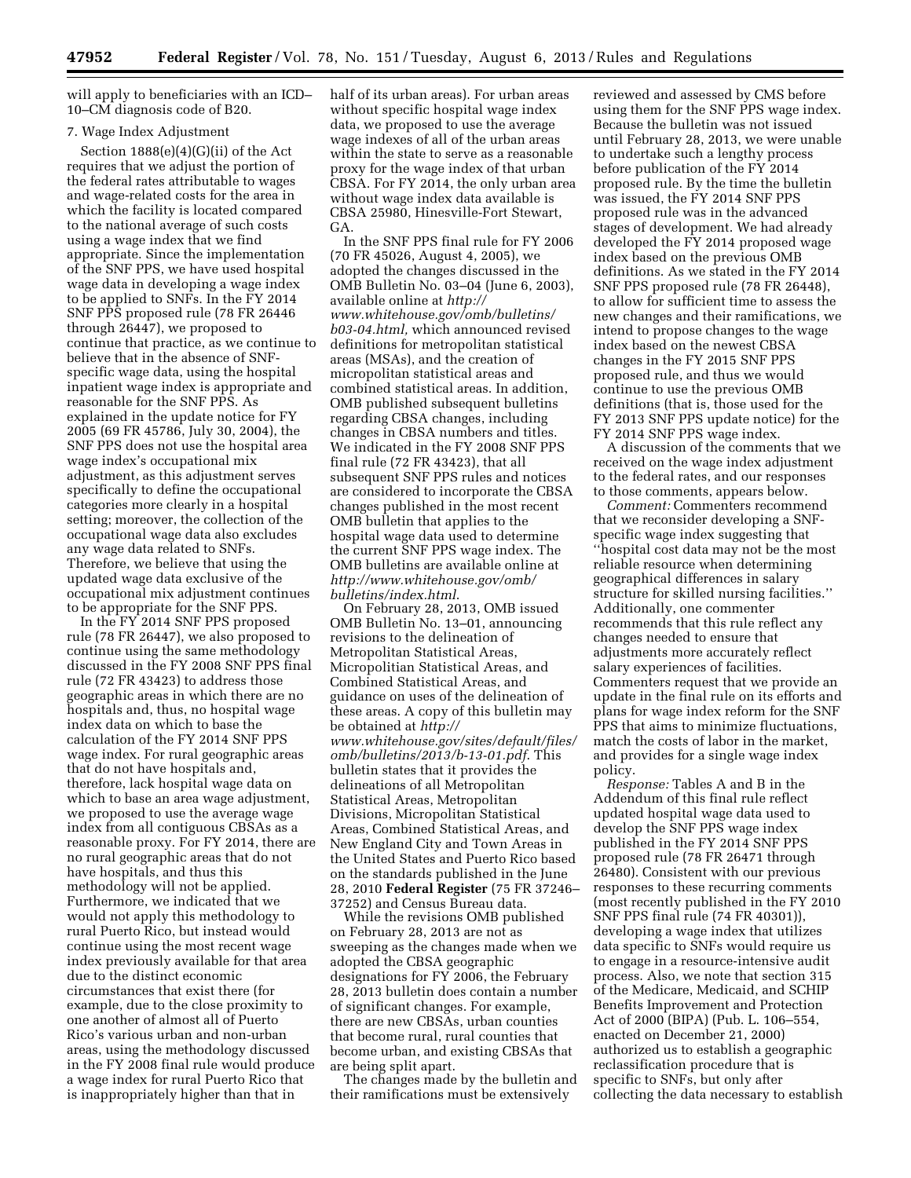will apply to beneficiaries with an ICD–10–CM diagnosis code of B20.

7. Wage Index Adjustment

Section 1888(e)(4)(G)(ii) of the Act requires that we adjust the portion of the federal rates attributable to wages and wage-related costs for the area in which the facility is located compared to the national average of such costs using a wage index that we find appropriate. Since the implementation of the SNF PPS, we have used hospital wage data in developing a wage index to be applied to SNFs. In the FY 2014 SNF PPS proposed rule (78 FR 26446 through 26447), we proposed to continue that practice, as we continue to believe that in the absence of SNF-specific wage data, using the hospital inpatient wage index is appropriate and reasonable for the SNF PPS. As explained in the update notice for FY 2005 (69 FR 45786, July 30, 2004), the SNF PPS does not use the hospital area wage index's occupational mix adjustment, as this adjustment serves specifically to define the occupational categories more clearly in a hospital setting; moreover, the collection of the occupational wage data also excludes any wage data related to SNFs. Therefore, we believe that using the updated wage data exclusive of the occupational mix adjustment continues to be appropriate for the SNF PPS.

In the FY 2014 SNF PPS proposed rule (78 FR 26447), we also proposed to continue using the same methodology discussed in the FY 2008 SNF PPS final rule (72 FR 43423) to address those geographic areas in which there are no hospitals and, thus, no hospital wage index data on which to base the calculation of the FY 2014 SNF PPS wage index. For rural geographic areas that do not have hospitals and, therefore, lack hospital wage data on which to base an area wage adjustment, we proposed to use the average wage index from all contiguous CBSAs as a reasonable proxy. For FY 2014, there are no rural geographic areas that do not have hospitals, and thus this methodology will not be applied. Furthermore, we indicated that we would not apply this methodology to rural Puerto Rico, but instead would continue using the most recent wage index previously available for that area due to the distinct economic circumstances that exist there (for example, due to the close proximity to one another of almost all of Puerto Rico's various urban and non-urban areas, using the methodology discussed in the FY 2008 final rule would produce a wage index for rural Puerto Rico that is inappropriately higher than that in half of its urban areas). For urban areas without specific hospital wage index data, we proposed to use the average wage indexes of all of the urban areas within the state to serve as a reasonable proxy for the wage index of that urban CBSA. For FY 2014, the only urban area without wage index data available is CBSA 25980, Hinesville-Fort Stewart, GA.

In the SNF PPS final rule for FY 2006 (70 FR 45026, August 4, 2005), we adopted the changes discussed in the OMB Bulletin No. 03–04 (June 6, 2003), available online at *http://www.whitehouse.gov/omb/bulletins/b03-04.html,* which announced revised definitions for metropolitan statistical areas (MSAs), and the creation of micropolitan statistical areas and combined statistical areas. In addition, OMB published subsequent bulletins regarding CBSA changes, including changes in CBSA numbers and titles. We indicated in the FY 2008 SNF PPS final rule (72 FR 43423), that all subsequent SNF PPS rules and notices are considered to incorporate the CBSA changes published in the most recent OMB bulletin that applies to the hospital wage data used to determine the current SNF PPS wage index. The OMB bulletins are available online at *http://www.whitehouse.gov/omb/bulletins/index.html*.

On February 28, 2013, OMB issued OMB Bulletin No. 13–01, announcing revisions to the delineation of Metropolitan Statistical Areas, Micropolitian Statistical Areas, and Combined Statistical Areas, and guidance on uses of the delineation of these areas. A copy of this bulletin may be obtained at *http://www.whitehouse.gov/sites/default/files/omb/bulletins/2013/b-13-01.pdf*. This bulletin states that it provides the delineations of all Metropolitan Statistical Areas, Metropolitan Divisions, Micropolitan Statistical Areas, Combined Statistical Areas, and New England City and Town Areas in the United States and Puerto Rico based on the standards published in the June 28, 2010 **Federal Register** (75 FR 37246–37252) and Census Bureau data.

While the revisions OMB published on February 28, 2013 are not as sweeping as the changes made when we adopted the CBSA geographic designations for FY 2006, the February 28, 2013 bulletin does contain a number of significant changes. For example, there are new CBSAs, urban counties that become rural, rural counties that become urban, and existing CBSAs that are being split apart.

The changes made by the bulletin and their ramifications must be extensively reviewed and assessed by CMS before using them for the SNF PPS wage index. Because the bulletin was not issued until February 28, 2013, we were unable to undertake such a lengthy process before publication of the FY 2014 proposed rule. By the time the bulletin was issued, the FY 2014 SNF PPS proposed rule was in the advanced stages of development. We had already developed the FY 2014 proposed wage index based on the previous OMB definitions. As we stated in the FY 2014 SNF PPS proposed rule (78 FR 26448), to allow for sufficient time to assess the new changes and their ramifications, we intend to propose changes to the wage index based on the newest CBSA changes in the FY 2015 SNF PPS proposed rule, and thus we would continue to use the previous OMB definitions (that is, those used for the FY 2013 SNF PPS update notice) for the FY 2014 SNF PPS wage index.

A discussion of the comments that we received on the wage index adjustment to the federal rates, and our responses to those comments, appears below.

*Comment:* Commenters recommend that we reconsider developing a SNF-specific wage index suggesting that ''hospital cost data may not be the most reliable resource when determining geographical differences in salary structure for skilled nursing facilities.'' Additionally, one commenter recommends that this rule reflect any changes needed to ensure that adjustments more accurately reflect salary experiences of facilities. Commenters request that we provide an update in the final rule on its efforts and plans for wage index reform for the SNF PPS that aims to minimize fluctuations, match the costs of labor in the market, and provides for a single wage index policy.

*Response:* Tables A and B in the Addendum of this final rule reflect updated hospital wage data used to develop the SNF PPS wage index published in the FY 2014 SNF PPS proposed rule (78 FR 26471 through 26480). Consistent with our previous responses to these recurring comments (most recently published in the FY 2010 SNF PPS final rule (74 FR 40301)), developing a wage index that utilizes data specific to SNFs would require us to engage in a resource-intensive audit process. Also, we note that section 315 of the Medicare, Medicaid, and SCHIP Benefits Improvement and Protection Act of 2000 (BIPA) (Pub. L. 106–554, enacted on December 21, 2000) authorized us to establish a geographic reclassification procedure that is specific to SNFs, but only after collecting the data necessary to establish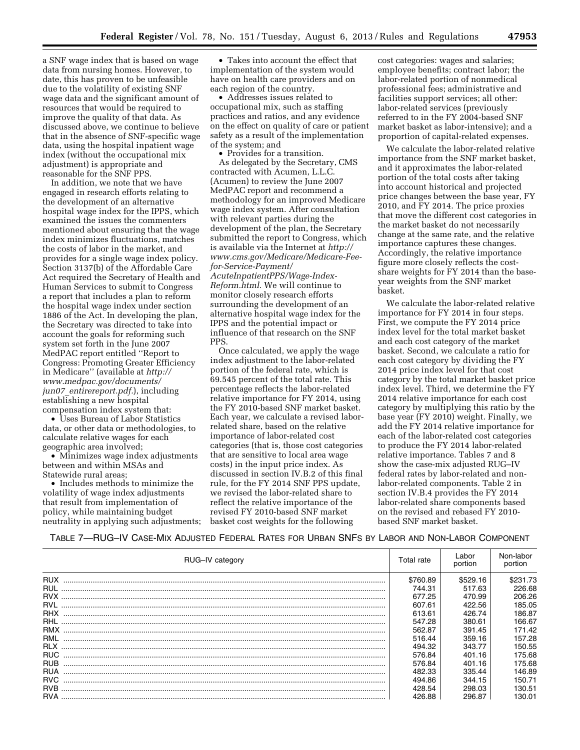a SNF wage index that is based on wage data from nursing homes. However, to date, this has proven to be unfeasible due to the volatility of existing SNF wage data and the significant amount of resources that would be required to improve the quality of that data. As discussed above, we continue to believe that in the absence of SNF-specific wage data, using the hospital inpatient wage index (without the occupational mix adjustment) is appropriate and reasonable for the SNF PPS.

In addition, we note that we have engaged in research efforts relating to the development of an alternative hospital wage index for the IPPS, which examined the issues the commenters mentioned about ensuring that the wage index minimizes fluctuations, matches the costs of labor in the market, and provides for a single wage index policy. Section 3137(b) of the Affordable Care Act required the Secretary of Health and Human Services to submit to Congress a report that includes a plan to reform the hospital wage index under section 1886 of the Act. In developing the plan, the Secretary was directed to take into account the goals for reforming such system set forth in the June 2007 MedPAC report entitled ''Report to Congress: Promoting Greater Efficiency in Medicare'' (available at *http://www.medpac.gov/documents/jun07_entirereport.pdf.*), including establishing a new hospital compensation index system that:

- Uses Bureau of Labor Statistics data, or other data or methodologies, to calculate relative wages for each geographic area involved;
- Minimizes wage index adjustments between and within MSAs and Statewide rural areas;
- Includes methods to minimize the volatility of wage index adjustments that result from implementation of policy, while maintaining budget neutrality in applying such adjustments;
- Takes into account the effect that implementation of the system would have on health care providers and on each region of the country.
- Addresses issues related to occupational mix, such as staffing practices and ratios, and any evidence on the effect on quality of care or patient safety as a result of the implementation of the system; and
- Provides for a transition.

As delegated by the Secretary, CMS contracted with Acumen, L.L.C. (Acumen) to review the June 2007 MedPAC report and recommend a methodology for an improved Medicare wage index system. After consultation with relevant parties during the development of the plan, the Secretary submitted the report to Congress, which is available via the Internet at *http://www.cms.gov/Medicare/Medicare-Fee-for-Service-Payment/AcuteInpatientPPS/Wage-Index-Reform.html.* We will continue to monitor closely research efforts surrounding the development of an alternative hospital wage index for the IPPS and the potential impact or influence of that research on the SNF PPS.

Once calculated, we apply the wage index adjustment to the labor-related portion of the federal rate, which is 69.545 percent of the total rate. This percentage reflects the labor-related relative importance for FY 2014, using the FY 2010-based SNF market basket. Each year, we calculate a revised labor-related share, based on the relative importance of labor-related cost categories (that is, those cost categories that are sensitive to local area wage costs) in the input price index. As discussed in section IV.B.2 of this final rule, for the FY 2014 SNF PPS update, we revised the labor-related share to reflect the relative importance of the revised FY 2010-based SNF market basket cost weights for the following cost categories: wages and salaries; employee benefits; contract labor; the labor-related portion of nonmedical professional fees; administrative and facilities support services; all other: labor-related services (previously referred to in the FY 2004-based SNF market basket as labor-intensive); and a proportion of capital-related expenses.

We calculate the labor-related relative importance from the SNF market basket, and it approximates the labor-related portion of the total costs after taking into account historical and projected price changes between the base year, FY 2010, and FY 2014. The price proxies that move the different cost categories in the market basket do not necessarily change at the same rate, and the relative importance captures these changes. Accordingly, the relative importance figure more closely reflects the cost-share weights for FY 2014 than the base-year weights from the SNF market basket.

We calculate the labor-related relative importance for FY 2014 in four steps. First, we compute the FY 2014 price index level for the total market basket and each cost category of the market basket. Second, we calculate a ratio for each cost category by dividing the FY 2014 price index level for that cost category by the total market basket price index level. Third, we determine the FY 2014 relative importance for each cost category by multiplying this ratio by the base year (FY 2010) weight. Finally, we add the FY 2014 relative importance for each of the labor-related cost categories to produce the FY 2014 labor-related relative importance. Tables 7 and 8 show the case-mix adjusted RUG–IV federal rates by labor-related and non-labor-related components. Table 2 in section IV.B.4 provides the FY 2014 labor-related share components based on the revised and rebased FY 2010-based SNF market basket.

TABLE 7—RUG–IV CASE-MIX ADJUSTED FEDERAL RATES FOR URBAN SNFS BY LABOR AND NON-LABOR COMPONENT

| RUG–IV category | Total rate | Labor portion | Non-labor portion |
|---|---|---|---|
| RUX | $760.89 | $529.16 | $231.73 |
| RUL | 744.31 | 517.63 | 226.68 |
| RVX | 677.25 | 470.99 | 206.26 |
| RVL | 607.61 | 422.56 | 185.05 |
| RHX | 613.61 | 426.74 | 186.87 |
| RHL | 547.28 | 380.61 | 166.67 |
| RMX | 562.87 | 391.45 | 171.42 |
| RML | 516.44 | 359.16 | 157.28 |
| RLX | 494.32 | 343.77 | 150.55 |
| RUC | 576.84 | 401.16 | 175.68 |
| RUB | 576.84 | 401.16 | 175.68 |
| RUA | 482.33 | 335.44 | 146.89 |
| RVC | 494.86 | 344.15 | 150.71 |
| RVB | 428.54 | 298.03 | 130.51 |
| RVA | 426.88 | 296.87 | 130.01 |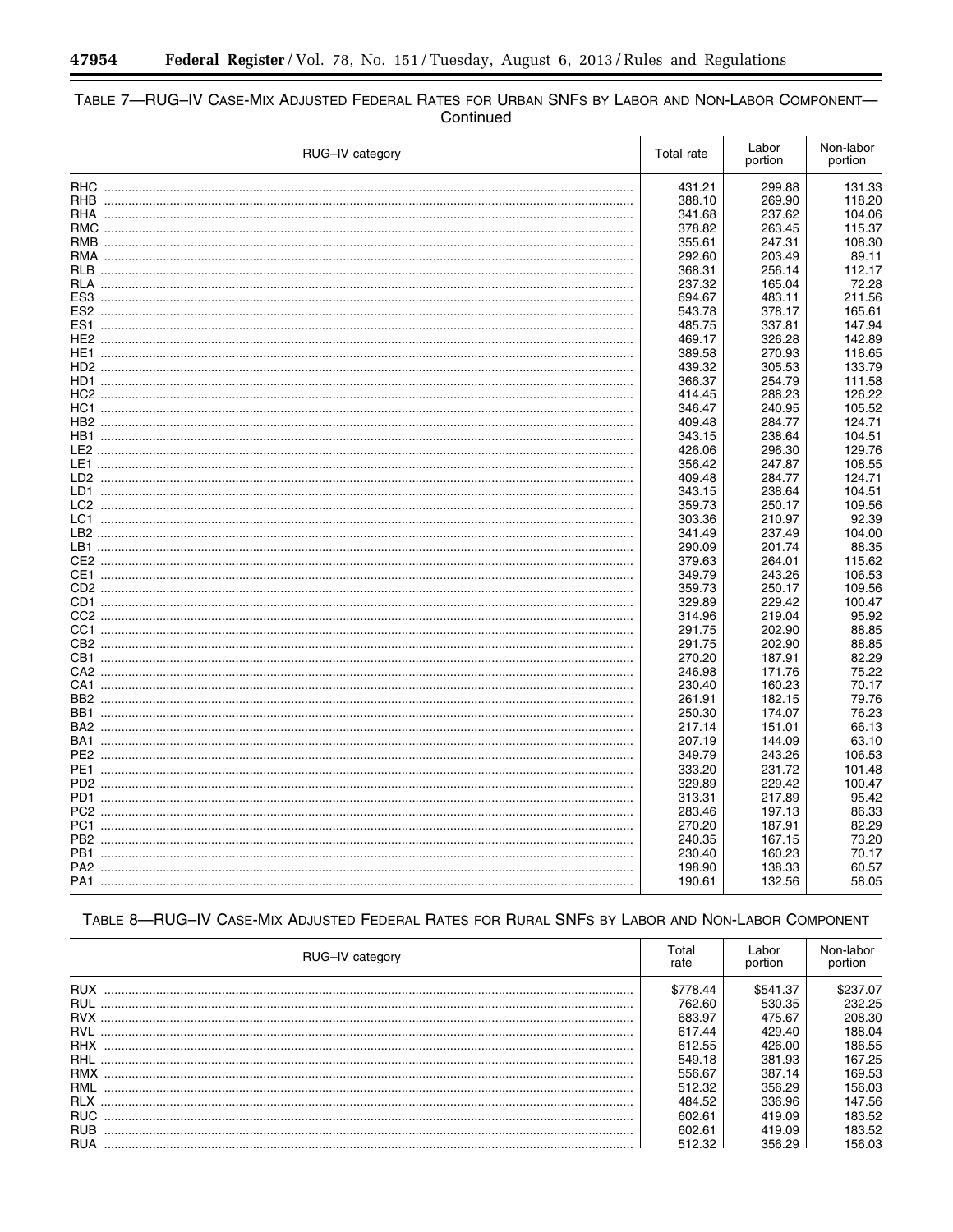TABLE 7—RUG–IV CASE-MIX ADJUSTED FEDERAL RATES FOR URBAN SNFS BY LABOR AND NON-LABOR COMPONENT—Continued

| RUG–IV category | Total rate | Labor portion | Non-labor portion |
|---|---|---|---|
| RHC | 431.21 | 299.88 | 131.33 |
| RHB | 388.10 | 269.90 | 118.20 |
| RHA | 341.68 | 237.62 | 104.06 |
| RMC | 378.82 | 263.45 | 115.37 |
| RMB | 355.61 | 247.31 | 108.30 |
| RMA | 292.60 | 203.49 | 89.11 |
| RLB | 368.31 | 256.14 | 112.17 |
| RLA | 237.32 | 165.04 | 72.28 |
| ES3 | 694.67 | 483.11 | 211.56 |
| ES2 | 543.78 | 378.17 | 165.61 |
| ES1 | 485.75 | 337.81 | 147.94 |
| HE2 | 469.17 | 326.28 | 142.89 |
| HE1 | 389.58 | 270.93 | 118.65 |
| HD2 | 439.32 | 305.53 | 133.79 |
| HD1 | 366.37 | 254.79 | 111.58 |
| HC2 | 414.45 | 288.23 | 126.22 |
| HC1 | 346.47 | 240.95 | 105.52 |
| HB2 | 409.48 | 284.77 | 124.71 |
| HB1 | 343.15 | 238.64 | 104.51 |
| LE2 | 426.06 | 296.30 | 129.76 |
| LE1 | 356.42 | 247.87 | 108.55 |
| LD2 | 409.48 | 284.77 | 124.71 |
| LD1 | 343.15 | 238.64 | 104.51 |
| LC2 | 359.73 | 250.17 | 109.56 |
| LC1 | 303.36 | 210.97 | 92.39 |
| LB2 | 341.49 | 237.49 | 104.00 |
| LB1 | 290.09 | 201.74 | 88.35 |
| CE2 | 379.63 | 264.01 | 115.62 |
| CE1 | 349.79 | 243.26 | 106.53 |
| CD2 | 359.73 | 250.17 | 109.56 |
| CD1 | 329.89 | 229.42 | 100.47 |
| CC2 | 314.96 | 219.04 | 95.92 |
| CC1 | 291.75 | 202.90 | 88.85 |
| CB2 | 291.75 | 202.90 | 88.85 |
| CB1 | 270.20 | 187.91 | 82.29 |
| CA2 | 246.98 | 171.76 | 75.22 |
| CA1 | 230.40 | 160.23 | 70.17 |
| BB2 | 261.91 | 182.15 | 79.76 |
| BB1 | 250.30 | 174.07 | 76.23 |
| BA2 | 217.14 | 151.01 | 66.13 |
| BA1 | 207.19 | 144.09 | 63.10 |
| PE2 | 349.79 | 243.26 | 106.53 |
| PE1 | 333.20 | 231.72 | 101.48 |
| PD2 | 329.89 | 229.42 | 100.47 |
| PD1 | 313.31 | 217.89 | 95.42 |
| PC2 | 283.46 | 197.13 | 86.33 |
| PC1 | 270.20 | 187.91 | 82.29 |
| PB2 | 240.35 | 167.15 | 73.20 |
| PB1 | 230.40 | 160.23 | 70.17 |
| PA2 | 198.90 | 138.33 | 60.57 |
| PA1 | 190.61 | 132.56 | 58.05 |

TABLE 8—RUG–IV CASE-MIX ADJUSTED FEDERAL RATES FOR RURAL SNFS BY LABOR AND NON-LABOR COMPONENT

| RUG–IV category | Total rate | Labor portion | Non-labor portion |
|---|---|---|---|
| RUX | $778.44 | $541.37 | $237.07 |
| RUL | 762.60 | 530.35 | 232.25 |
| RVX | 683.97 | 475.67 | 208.30 |
| RVL | 617.44 | 429.40 | 188.04 |
| RHX | 612.55 | 426.00 | 186.55 |
| RHL | 549.18 | 381.93 | 167.25 |
| RMX | 556.67 | 387.14 | 169.53 |
| RML | 512.32 | 356.29 | 156.03 |
| RLX | 484.52 | 336.96 | 147.56 |
| RUC | 602.61 | 419.09 | 183.52 |
| RUB | 602.61 | 419.09 | 183.52 |
| RUA | 512.32 | 356.29 | 156.03 |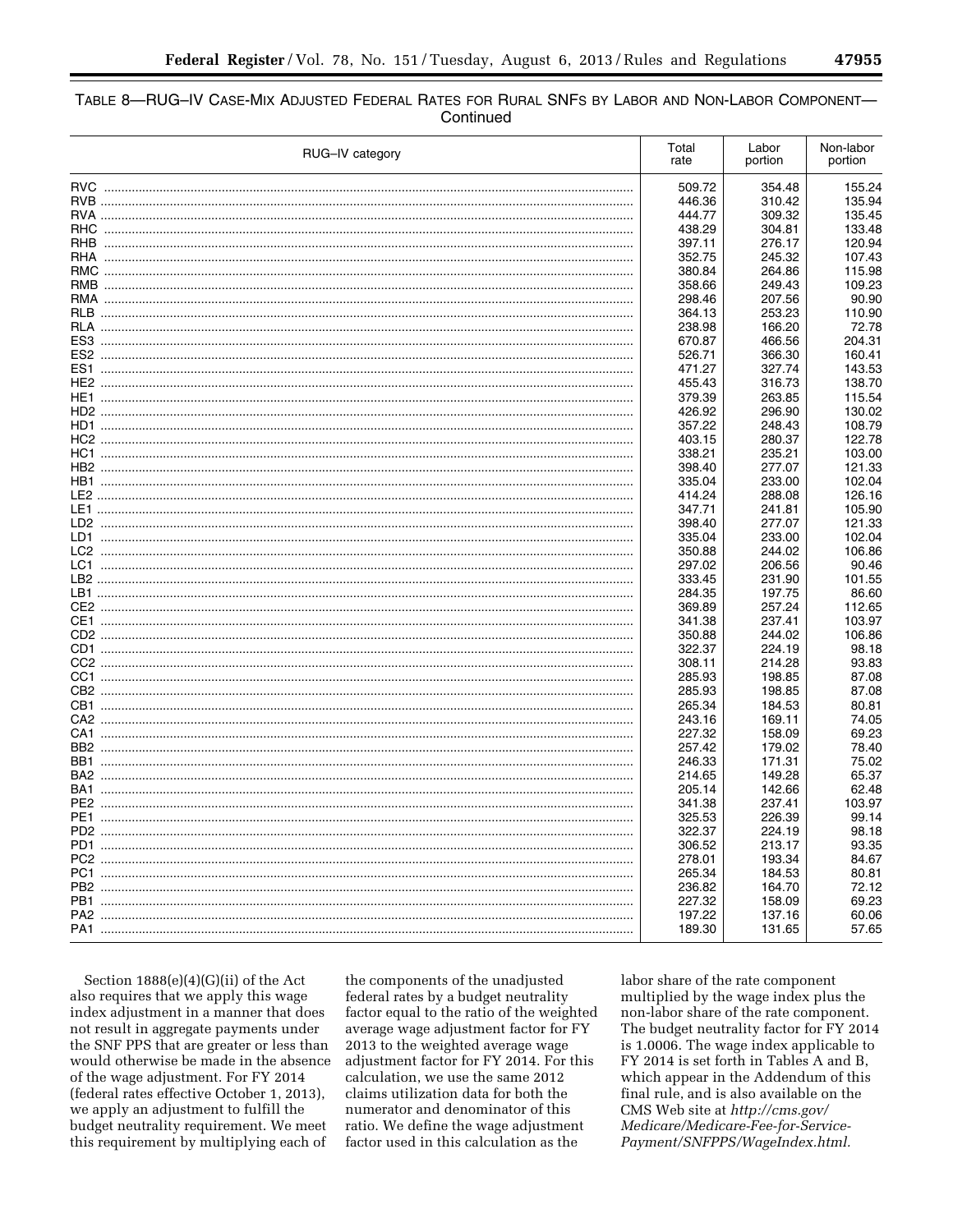TABLE 8—RUG–IV CASE-MIX ADJUSTED FEDERAL RATES FOR RURAL SNFS BY LABOR AND NON-LABOR COMPONENT—Continued

| RUG–IV category | Total rate | Labor portion | Non-labor portion |
|---|---|---|---|
| RVC | 509.72 | 354.48 | 155.24 |
| RVB | 446.36 | 310.42 | 135.94 |
| RVA | 444.77 | 309.32 | 135.45 |
| RHC | 438.29 | 304.81 | 133.48 |
| RHB | 397.11 | 276.17 | 120.94 |
| RHA | 352.75 | 245.32 | 107.43 |
| RMC | 380.84 | 264.86 | 115.98 |
| RMB | 358.66 | 249.43 | 109.23 |
| RMA | 298.46 | 207.56 | 90.90 |
| RLB | 364.13 | 253.23 | 110.90 |
| RLA | 238.98 | 166.20 | 72.78 |
| ES3 | 670.87 | 466.56 | 204.31 |
| ES2 | 526.71 | 366.30 | 160.41 |
| ES1 | 471.27 | 327.74 | 143.53 |
| HE2 | 455.43 | 316.73 | 138.70 |
| HE1 | 379.39 | 263.85 | 115.54 |
| HD2 | 426.92 | 296.90 | 130.02 |
| HD1 | 357.22 | 248.43 | 108.79 |
| HC2 | 403.15 | 280.37 | 122.78 |
| HC1 | 338.21 | 235.21 | 103.00 |
| HB2 | 398.40 | 277.07 | 121.33 |
| HB1 | 335.04 | 233.00 | 102.04 |
| LE2 | 414.24 | 288.08 | 126.16 |
| LE1 | 347.71 | 241.81 | 105.90 |
| LD2 | 398.40 | 277.07 | 121.33 |
| LD1 | 335.04 | 233.00 | 102.04 |
| LC2 | 350.88 | 244.02 | 106.86 |
| LC1 | 297.02 | 206.56 | 90.46 |
| LB2 | 333.45 | 231.90 | 101.55 |
| LB1 | 284.35 | 197.75 | 86.60 |
| CE2 | 369.89 | 257.24 | 112.65 |
| CE1 | 341.38 | 237.41 | 103.97 |
| CD2 | 350.88 | 244.02 | 106.86 |
| CD1 | 322.37 | 224.19 | 98.18 |
| CC2 | 308.11 | 214.28 | 93.83 |
| CC1 | 285.93 | 198.85 | 87.08 |
| CB2 | 285.93 | 198.85 | 87.08 |
| CB1 | 265.34 | 184.53 | 80.81 |
| CA2 | 243.16 | 169.11 | 74.05 |
| CA1 | 227.32 | 158.09 | 69.23 |
| BB2 | 257.42 | 179.02 | 78.40 |
| BB1 | 246.33 | 171.31 | 75.02 |
| BA2 | 214.65 | 149.28 | 65.37 |
| BA1 | 205.14 | 142.66 | 62.48 |
| PE2 | 341.38 | 237.41 | 103.97 |
| PE1 | 325.53 | 226.39 | 99.14 |
| PD2 | 322.37 | 224.19 | 98.18 |
| PD1 | 306.52 | 213.17 | 93.35 |
| PC2 | 278.01 | 193.34 | 84.67 |
| PC1 | 265.34 | 184.53 | 80.81 |
| PB2 | 236.82 | 164.70 | 72.12 |
| PB1 | 227.32 | 158.09 | 69.23 |
| PA2 | 197.22 | 137.16 | 60.06 |
| PA1 | 189.30 | 131.65 | 57.65 |

Section 1888(e)(4)(G)(ii) of the Act also requires that we apply this wage index adjustment in a manner that does not result in aggregate payments under the SNF PPS that are greater or less than would otherwise be made in the absence of the wage adjustment. For FY 2014 (federal rates effective October 1, 2013), we apply an adjustment to fulfill the budget neutrality requirement. We meet this requirement by multiplying each of the components of the unadjusted federal rates by a budget neutrality factor equal to the ratio of the weighted average wage adjustment factor for FY 2013 to the weighted average wage adjustment factor for FY 2014. For this calculation, we use the same 2012 claims utilization data for both the numerator and denominator of this ratio. We define the wage adjustment factor used in this calculation as the labor share of the rate component multiplied by the wage index plus the non-labor share of the rate component. The budget neutrality factor for FY 2014 is 1.0006. The wage index applicable to FY 2014 is set forth in Tables A and B, which appear in the Addendum of this final rule, and is also available on the CMS Web site at *http://cms.gov/Medicare/Medicare-Fee-for-Service-Payment/SNFPPS/WageIndex.html.*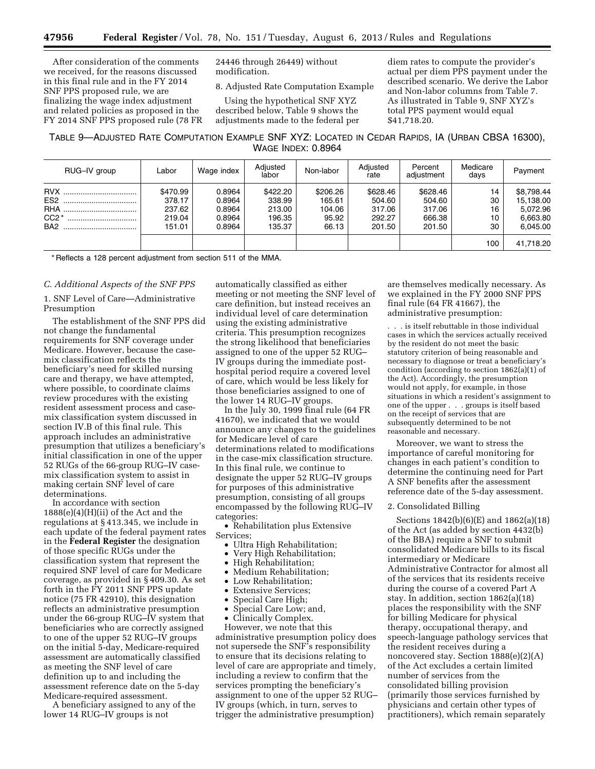After consideration of the comments we received, for the reasons discussed in this final rule and in the FY 2014 SNF PPS proposed rule, we are finalizing the wage index adjustment and related policies as proposed in the FY 2014 SNF PPS proposed rule (78 FR 24446 through 26449) without modification.

8. Adjusted Rate Computation Example

Using the hypothetical SNF XYZ described below, Table 9 shows the adjustments made to the federal per diem rates to compute the provider's actual per diem PPS payment under the described scenario. We derive the Labor and Non-labor columns from Table 7. As illustrated in Table 9, SNF XYZ's total PPS payment would equal $41,718.20.

TABLE 9—ADJUSTED RATE COMPUTATION EXAMPLE SNF XYZ: LOCATED IN CEDAR RAPIDS, IA (URBAN CBSA 16300), WAGE INDEX: 0.8964

| RUG–IV group | Labor | Wage index | Adjusted labor | Non-labor | Adjusted rate | Percent adjustment | Medicare days | Payment |
|---|---|---|---|---|---|---|---|---|
| RVX | $470.99 | 0.8964 | $422.20 | $206.26 | $628.46 | $628.46 | 14 | $8,798.44 |
| ES2 | 378.17 | 0.8964 | 338.99 | 165.61 | 504.60 | 504.60 | 30 | 15,138.00 |
| RHA | 237.62 | 0.8964 | 213.00 | 104.06 | 317.06 | 317.06 | 16 | 5,072.96 |
| CC2* | 219.04 | 0.8964 | 196.35 | 95.92 | 292.27 | 666.38 | 10 | 6,663.80 |
| BA2 | 151.01 | 0.8964 | 135.37 | 66.13 | 201.50 | 201.50 | 30 | 6,045.00 |
| | | | | | | | 100 | 41,718.20 |

* Reflects a 128 percent adjustment from section 511 of the MMA.

### C. Additional Aspects of the SNF PPS

1. SNF Level of Care—Administrative Presumption

The establishment of the SNF PPS did not change the fundamental requirements for SNF coverage under Medicare. However, because the case-mix classification reflects the beneficiary's need for skilled nursing care and therapy, we have attempted, where possible, to coordinate claims review procedures with the existing resident assessment process and case-mix classification system discussed in section IV.B of this final rule. This approach includes an administrative presumption that utilizes a beneficiary's initial classification in one of the upper 52 RUGs of the 66-group RUG–IV case-mix classification system to assist in making certain SNF level of care determinations.

In accordance with section 1888(e)(4)(H)(ii) of the Act and the regulations at § 413.345, we include in each update of the federal payment rates in the **Federal Register** the designation of those specific RUGs under the classification system that represent the required SNF level of care for Medicare coverage, as provided in § 409.30. As set forth in the FY 2011 SNF PPS update notice (75 FR 42910), this designation reflects an administrative presumption under the 66-group RUG–IV system that beneficiaries who are correctly assigned to one of the upper 52 RUG–IV groups on the initial 5-day, Medicare-required assessment are automatically classified as meeting the SNF level of care definition up to and including the assessment reference date on the 5-day Medicare-required assessment.

A beneficiary assigned to any of the lower 14 RUG–IV groups is not automatically classified as either meeting or not meeting the SNF level of care definition, but instead receives an individual level of care determination using the existing administrative criteria. This presumption recognizes the strong likelihood that beneficiaries assigned to one of the upper 52 RUG–IV groups during the immediate post-hospital period require a covered level of care, which would be less likely for those beneficiaries assigned to one of the lower 14 RUG–IV groups.

In the July 30, 1999 final rule (64 FR 41670), we indicated that we would announce any changes to the guidelines for Medicare level of care determinations related to modifications in the case-mix classification structure. In this final rule, we continue to designate the upper 52 RUG–IV groups for purposes of this administrative presumption, consisting of all groups encompassed by the following RUG–IV categories:

- Rehabilitation plus Extensive Services;
- Ultra High Rehabilitation;
- Very High Rehabilitation;
- High Rehabilitation;
- Medium Rehabilitation;
- Low Rehabilitation;
- Extensive Services;
- Special Care High;
- Special Care Low; and,
- Clinically Complex.

However, we note that this administrative presumption policy does not supersede the SNF's responsibility to ensure that its decisions relating to level of care are appropriate and timely, including a review to confirm that the services prompting the beneficiary's assignment to one of the upper 52 RUG–IV groups (which, in turn, serves to trigger the administrative presumption) are themselves medically necessary. As we explained in the FY 2000 SNF PPS final rule (64 FR 41667), the administrative presumption:

> . . . is itself rebuttable in those individual cases in which the services actually received by the resident do not meet the basic statutory criterion of being reasonable and necessary to diagnose or treat a beneficiary's condition (according to section 1862(a)(1) of the Act). Accordingly, the presumption would not apply, for example, in those situations in which a resident's assignment to one of the upper . . . groups is itself based on the receipt of services that are subsequently determined to be not reasonable and necessary.

Moreover, we want to stress the importance of careful monitoring for changes in each patient's condition to determine the continuing need for Part A SNF benefits after the assessment reference date of the 5-day assessment.

2. Consolidated Billing

Sections 1842(b)(6)(E) and 1862(a)(18) of the Act (as added by section 4432(b) of the BBA) require a SNF to submit consolidated Medicare bills to its fiscal intermediary or Medicare Administrative Contractor for almost all of the services that its residents receive during the course of a covered Part A stay. In addition, section 1862(a)(18) places the responsibility with the SNF for billing Medicare for physical therapy, occupational therapy, and speech-language pathology services that the resident receives during a noncovered stay. Section 1888(e)(2)(A) of the Act excludes a certain limited number of services from the consolidated billing provision (primarily those services furnished by physicians and certain other types of practitioners), which remain separately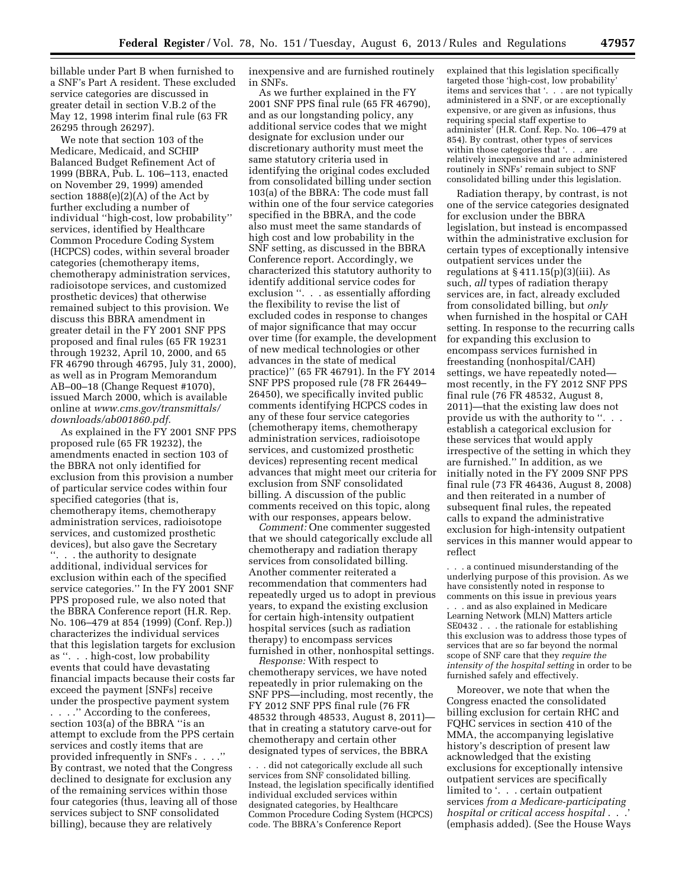billable under Part B when furnished to a SNF's Part A resident. These excluded service categories are discussed in greater detail in section V.B.2 of the May 12, 1998 interim final rule (63 FR 26295 through 26297).

We note that section 103 of the Medicare, Medicaid, and SCHIP Balanced Budget Refinement Act of 1999 (BBRA, Pub. L. 106–113, enacted on November 29, 1999) amended section 1888(e)(2)(A) of the Act by further excluding a number of individual ''high-cost, low probability'' services, identified by Healthcare Common Procedure Coding System (HCPCS) codes, within several broader categories (chemotherapy items, chemotherapy administration services, radioisotope services, and customized prosthetic devices) that otherwise remained subject to this provision. We discuss this BBRA amendment in greater detail in the FY 2001 SNF PPS proposed and final rules (65 FR 19231 through 19232, April 10, 2000, and 65 FR 46790 through 46795, July 31, 2000), as well as in Program Memorandum AB–00–18 (Change Request #1070), issued March 2000, which is available online at *www.cms.gov/transmittals/downloads/ab001860.pdf*.

As explained in the FY 2001 SNF PPS proposed rule (65 FR 19232), the amendments enacted in section 103 of the BBRA not only identified for exclusion from this provision a number of particular service codes within four specified categories (that is, chemotherapy items, chemotherapy administration services, radioisotope services, and customized prosthetic devices), but also gave the Secretary ''. . . the authority to designate additional, individual services for exclusion within each of the specified service categories.'' In the FY 2001 SNF PPS proposed rule, we also noted that the BBRA Conference report (H.R. Rep. No. 106–479 at 854 (1999) (Conf. Rep.)) characterizes the individual services that this legislation targets for exclusion as ''. . . high-cost, low probability events that could have devastating financial impacts because their costs far exceed the payment [SNFs] receive under the prospective payment system . . . .'' According to the conferees, section 103(a) of the BBRA ''is an attempt to exclude from the PPS certain services and costly items that are provided infrequently in SNFs . . . .'' By contrast, we noted that the Congress declined to designate for exclusion any of the remaining services within those four categories (thus, leaving all of those services subject to SNF consolidated billing), because they are relatively inexpensive and are furnished routinely in SNFs.

As we further explained in the FY 2001 SNF PPS final rule (65 FR 46790), and as our longstanding policy, any additional service codes that we might designate for exclusion under our discretionary authority must meet the same statutory criteria used in identifying the original codes excluded from consolidated billing under section 103(a) of the BBRA: The code must fall within one of the four service categories specified in the BBRA, and the code also must meet the same standards of high cost and low probability in the SNF setting, as discussed in the BBRA Conference report. Accordingly, we characterized this statutory authority to identify additional service codes for exclusion ''. . . as essentially affording the flexibility to revise the list of excluded codes in response to changes of major significance that may occur over time (for example, the development of new medical technologies or other advances in the state of medical practice)'' (65 FR 46791). In the FY 2014 SNF PPS proposed rule (78 FR 26449–26450), we specifically invited public comments identifying HCPCS codes in any of these four service categories (chemotherapy items, chemotherapy administration services, radioisotope services, and customized prosthetic devices) representing recent medical advances that might meet our criteria for exclusion from SNF consolidated billing. A discussion of the public comments received on this topic, along with our responses, appears below.

*Comment:* One commenter suggested that we should categorically exclude all chemotherapy and radiation therapy services from consolidated billing. Another commenter reiterated a recommendation that commenters had repeatedly urged us to adopt in previous years, to expand the existing exclusion for certain high-intensity outpatient hospital services (such as radiation therapy) to encompass services furnished in other, nonhospital settings.

*Response:* With respect to chemotherapy services, we have noted repeatedly in prior rulemaking on the SNF PPS—including, most recently, the FY 2012 SNF PPS final rule (76 FR 48532 through 48533, August 8, 2011)—that in creating a statutory carve-out for chemotherapy and certain other designated types of services, the BBRA

> . . . did not categorically exclude all such services from SNF consolidated billing. Instead, the legislation specifically identified individual excluded services within designated categories, by Healthcare Common Procedure Coding System (HCPCS) code. The BBRA's Conference Report explained that this legislation specifically targeted those 'high-cost, low probability' items and services that '. . . are not typically administered in a SNF, or are exceptionally expensive, or are given as infusions, thus requiring special staff expertise to administer' (H.R. Conf. Rep. No. 106–479 at 854). By contrast, other types of services within those categories that '. . . are relatively inexpensive and are administered routinely in SNFs' remain subject to SNF consolidated billing under this legislation.

Radiation therapy, by contrast, is not one of the service categories designated for exclusion under the BBRA legislation, but instead is encompassed within the administrative exclusion for certain types of exceptionally intensive outpatient services under the regulations at § 411.15(p)(3)(iii). As such, *all* types of radiation therapy services are, in fact, already excluded from consolidated billing, but *only* when furnished in the hospital or CAH setting. In response to the recurring calls for expanding this exclusion to encompass services furnished in freestanding (nonhospital/CAH) settings, we have repeatedly noted—most recently, in the FY 2012 SNF PPS final rule (76 FR 48532, August 8, 2011)—that the existing law does not provide us with the authority to ''. . . establish a categorical exclusion for these services that would apply irrespective of the setting in which they are furnished.'' In addition, as we initially noted in the FY 2009 SNF PPS final rule (73 FR 46436, August 8, 2008) and then reiterated in a number of subsequent final rules, the repeated calls to expand the administrative exclusion for high-intensity outpatient services in this manner would appear to reflect

> . . . a continued misunderstanding of the underlying purpose of this provision. As we have consistently noted in response to comments on this issue in previous years . . . and as also explained in Medicare Learning Network (MLN) Matters article SE0432 . . . the rationale for establishing this exclusion was to address those types of services that are so far beyond the normal scope of SNF care that they *require the intensity of the hospital setting* in order to be furnished safely and effectively.

Moreover, we note that when the Congress enacted the consolidated billing exclusion for certain RHC and FQHC services in section 410 of the MMA, the accompanying legislative history's description of present law acknowledged that the existing exclusions for exceptionally intensive outpatient services are specifically limited to '. . . certain outpatient services *from a Medicare-participating hospital or critical access hospital* . . .' (emphasis added). (See the House Ways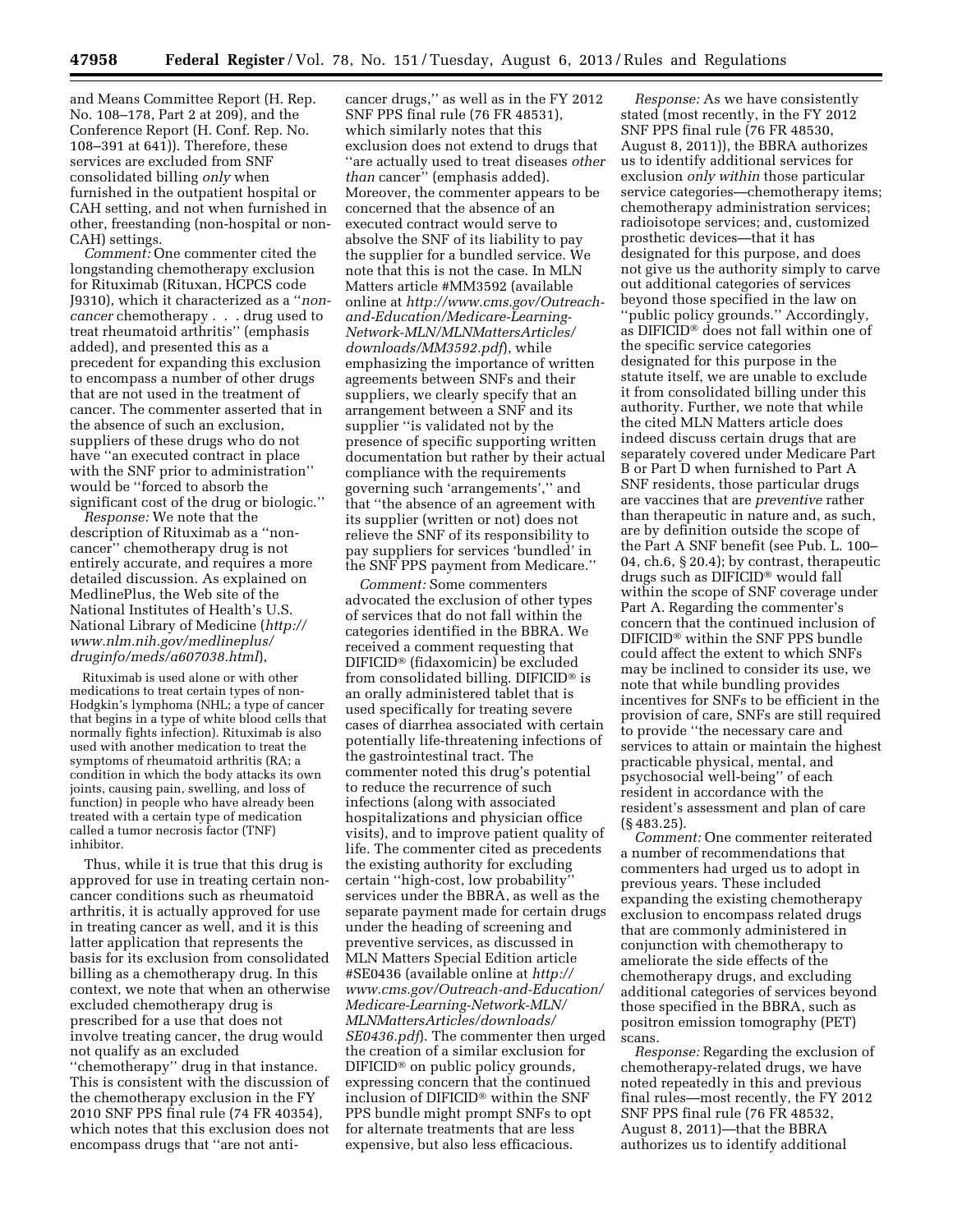and Means Committee Report (H. Rep. No. 108–178, Part 2 at 209), and the Conference Report (H. Conf. Rep. No. 108–391 at 641)). Therefore, these services are excluded from SNF consolidated billing *only* when furnished in the outpatient hospital or CAH setting, and not when furnished in other, freestanding (non-hospital or non-CAH) settings.

*Comment:* One commenter cited the longstanding chemotherapy exclusion for Rituximab (Rituxan, HCPCS code J9310), which it characterized as a "*non-cancer* chemotherapy . . . drug used to treat rheumatoid arthritis" (emphasis added), and presented this as a precedent for expanding this exclusion to encompass a number of other drugs that are not used in the treatment of cancer. The commenter asserted that in the absence of such an exclusion, suppliers of these drugs who do not have "an executed contract in place with the SNF prior to administration" would be "forced to absorb the significant cost of the drug or biologic."

*Response:* We note that the description of Rituximab as a "non-cancer" chemotherapy drug is not entirely accurate, and requires a more detailed discussion. As explained on MedlinePlus, the Web site of the National Institutes of Health's U.S. National Library of Medicine (*http://www.nlm.nih.gov/medlineplus/druginfo/meds/a607038.html*),

> Rituximab is used alone or with other medications to treat certain types of non-Hodgkin's lymphoma (NHL; a type of cancer that begins in a type of white blood cells that normally fights infection). Rituximab is also used with another medication to treat the symptoms of rheumatoid arthritis (RA; a condition in which the body attacks its own joints, causing pain, swelling, and loss of function) in people who have already been treated with a certain type of medication called a tumor necrosis factor (TNF) inhibitor.

Thus, while it is true that this drug is approved for use in treating certain non-cancer conditions such as rheumatoid arthritis, it is actually approved for use in treating cancer as well, and it is this latter application that represents the basis for its exclusion from consolidated billing as a chemotherapy drug. In this context, we note that when an otherwise excluded chemotherapy drug is prescribed for a use that does not involve treating cancer, the drug would not qualify as an excluded "chemotherapy" drug in that instance. This is consistent with the discussion of the chemotherapy exclusion in the FY 2010 SNF PPS final rule (74 FR 40354), which notes that this exclusion does not encompass drugs that "are not anti-cancer drugs," as well as in the FY 2012 SNF PPS final rule (76 FR 48531), which similarly notes that this exclusion does not extend to drugs that "are actually used to treat diseases *other than* cancer" (emphasis added). Moreover, the commenter appears to be concerned that the absence of an executed contract would serve to absolve the SNF of its liability to pay the supplier for a bundled service. We note that this is not the case. In MLN Matters article #MM3592 (available online at *http://www.cms.gov/Outreach-and-Education/Medicare-Learning-Network-MLN/MLNMattersArticles/downloads/MM3592.pdf*), while emphasizing the importance of written agreements between SNFs and their suppliers, we clearly specify that an arrangement between a SNF and its supplier "is validated not by the presence of specific supporting written documentation but rather by their actual compliance with the requirements governing such 'arrangements'," and that "the absence of an agreement with its supplier (written or not) does not relieve the SNF of its responsibility to pay suppliers for services 'bundled' in the SNF PPS payment from Medicare."

*Comment:* Some commenters advocated the exclusion of other types of services that do not fall within the categories identified in the BBRA. We received a comment requesting that DIFICID® (fidaxomicin) be excluded from consolidated billing. DIFICID® is an orally administered tablet that is used specifically for treating severe cases of diarrhea associated with certain potentially life-threatening infections of the gastrointestinal tract. The commenter noted this drug's potential to reduce the recurrence of such infections (along with associated hospitalizations and physician office visits), and to improve patient quality of life. The commenter cited as precedents the existing authority for excluding certain "high-cost, low probability" services under the BBRA, as well as the separate payment made for certain drugs under the heading of screening and preventive services, as discussed in MLN Matters Special Edition article #SE0436 (available online at *http://www.cms.gov/Outreach-and-Education/Medicare-Learning-Network-MLN/MLNMattersArticles/downloads/SE0436.pdf*). The commenter then urged the creation of a similar exclusion for DIFICID® on public policy grounds, expressing concern that the continued inclusion of DIFICID® within the SNF PPS bundle might prompt SNFs to opt for alternate treatments that are less expensive, but also less efficacious.

*Response:* As we have consistently stated (most recently, in the FY 2012 SNF PPS final rule (76 FR 48530, August 8, 2011)), the BBRA authorizes us to identify additional services for exclusion *only within* those particular service categories—chemotherapy items; chemotherapy administration services; radioisotope services; and, customized prosthetic devices—that it has designated for this purpose, and does not give us the authority simply to carve out additional categories of services beyond those specified in the law on "public policy grounds." Accordingly, as DIFICID® does not fall within one of the specific service categories designated for this purpose in the statute itself, we are unable to exclude it from consolidated billing under this authority. Further, we note that while the cited MLN Matters article does indeed discuss certain drugs that are separately covered under Medicare Part B or Part D when furnished to Part A SNF residents, those particular drugs are vaccines that are *preventive* rather than therapeutic in nature and, as such, are by definition outside the scope of the Part A SNF benefit (see Pub. L. 100–04, ch.6, § 20.4); by contrast, therapeutic drugs such as DIFICID® would fall within the scope of SNF coverage under Part A. Regarding the commenter's concern that the continued inclusion of DIFICID® within the SNF PPS bundle could affect the extent to which SNFs may be inclined to consider its use, we note that while bundling provides incentives for SNFs to be efficient in the provision of care, SNFs are still required to provide "the necessary care and services to attain or maintain the highest practicable physical, mental, and psychosocial well-being" of each resident in accordance with the resident's assessment and plan of care (§ 483.25).

*Comment:* One commenter reiterated a number of recommendations that commenters had urged us to adopt in previous years. These included expanding the existing chemotherapy exclusion to encompass related drugs that are commonly administered in conjunction with chemotherapy to ameliorate the side effects of the chemotherapy drugs, and excluding additional categories of services beyond those specified in the BBRA, such as positron emission tomography (PET) scans.

*Response:* Regarding the exclusion of chemotherapy-related drugs, we have noted repeatedly in this and previous final rules—most recently, the FY 2012 SNF PPS final rule (76 FR 48532, August 8, 2011)—that the BBRA authorizes us to identify additional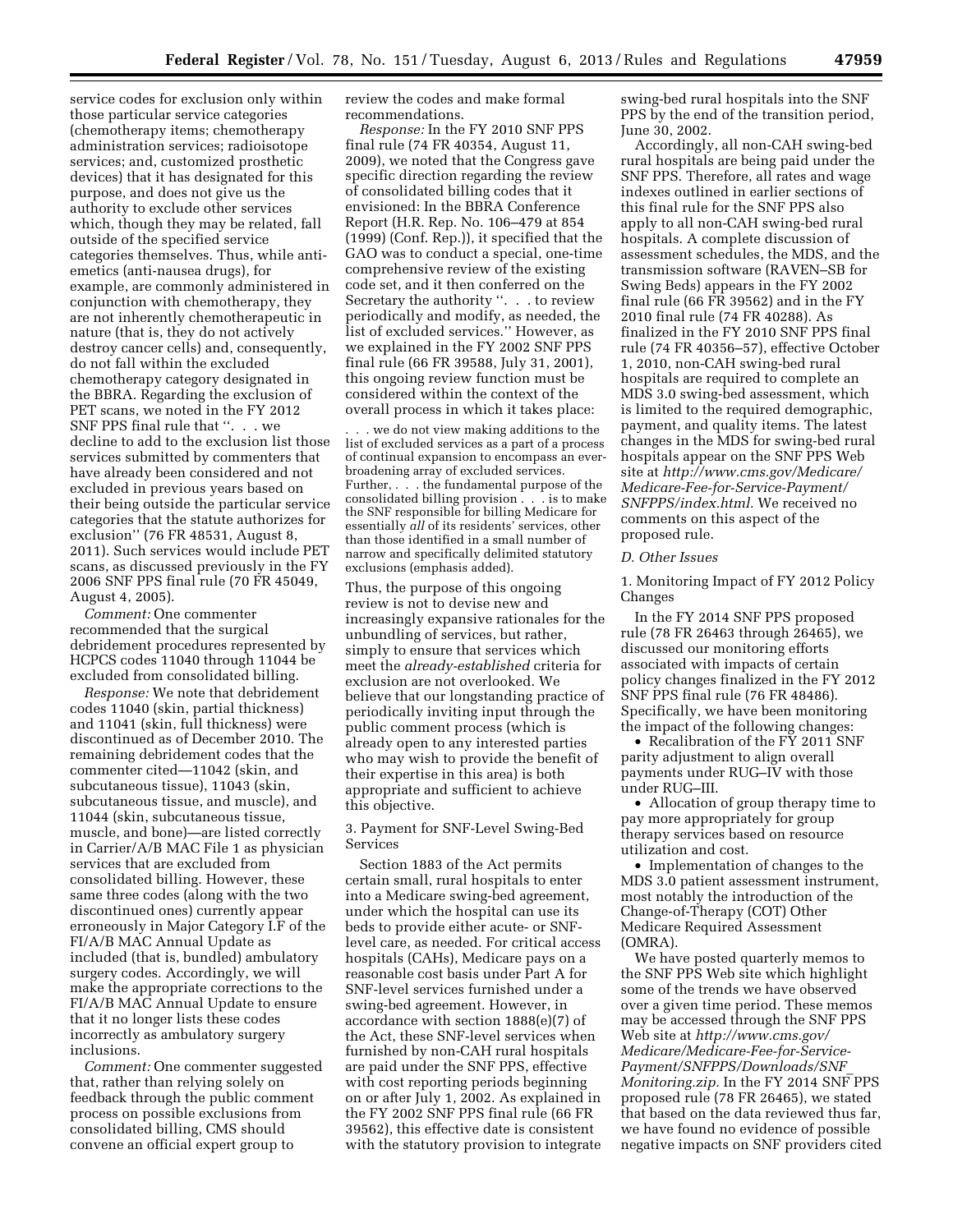service codes for exclusion only within those particular service categories (chemotherapy items; chemotherapy administration services; radioisotope services; and, customized prosthetic devices) that it has designated for this purpose, and does not give us the authority to exclude other services which, though they may be related, fall outside of the specified service categories themselves. Thus, while anti-emetics (anti-nausea drugs), for example, are commonly administered in conjunction with chemotherapy, they are not inherently chemotherapeutic in nature (that is, they do not actively destroy cancer cells) and, consequently, do not fall within the excluded chemotherapy category designated in the BBRA. Regarding the exclusion of PET scans, we noted in the FY 2012 SNF PPS final rule that ''. . . we decline to add to the exclusion list those services submitted by commenters that have already been considered and not excluded in previous years based on their being outside the particular service categories that the statute authorizes for exclusion'' (76 FR 48531, August 8, 2011). Such services would include PET scans, as discussed previously in the FY 2006 SNF PPS final rule (70 FR 45049, August 4, 2005).

*Comment:* One commenter recommended that the surgical debridement procedures represented by HCPCS codes 11040 through 11044 be excluded from consolidated billing.

*Response:* We note that debridement codes 11040 (skin, partial thickness) and 11041 (skin, full thickness) were discontinued as of December 2010. The remaining debridement codes that the commenter cited—11042 (skin, and subcutaneous tissue), 11043 (skin, subcutaneous tissue, and muscle), and 11044 (skin, subcutaneous tissue, muscle, and bone)—are listed correctly in Carrier/A/B MAC File 1 as physician services that are excluded from consolidated billing. However, these same three codes (along with the two discontinued ones) currently appear erroneously in Major Category I.F of the FI/A/B MAC Annual Update as included (that is, bundled) ambulatory surgery codes. Accordingly, we will make the appropriate corrections to the FI/A/B MAC Annual Update to ensure that it no longer lists these codes incorrectly as ambulatory surgery inclusions.

*Comment:* One commenter suggested that, rather than relying solely on feedback through the public comment process on possible exclusions from consolidated billing, CMS should convene an official expert group to review the codes and make formal recommendations.

*Response:* In the FY 2010 SNF PPS final rule (74 FR 40354, August 11, 2009), we noted that the Congress gave specific direction regarding the review of consolidated billing codes that it envisioned: In the BBRA Conference Report (H.R. Rep. No. 106–479 at 854 (1999) (Conf. Rep.)), it specified that the GAO was to conduct a special, one-time comprehensive review of the existing code set, and it then conferred on the Secretary the authority ''. . . to review periodically and modify, as needed, the list of excluded services.'' However, as we explained in the FY 2002 SNF PPS final rule (66 FR 39588, July 31, 2001), this ongoing review function must be considered within the context of the overall process in which it takes place:

> . . . we do not view making additions to the list of excluded services as a part of a process of continual expansion to encompass an ever-broadening array of excluded services. Further, . . . the fundamental purpose of the consolidated billing provision . . . is to make the SNF responsible for billing Medicare for essentially *all* of its residents' services, other than those identified in a small number of narrow and specifically delimited statutory exclusions (emphasis added).

Thus, the purpose of this ongoing review is not to devise new and increasingly expansive rationales for the unbundling of services, but rather, simply to ensure that services which meet the *already-established* criteria for exclusion are not overlooked. We believe that our longstanding practice of periodically inviting input through the public comment process (which is already open to any interested parties who may wish to provide the benefit of their expertise in this area) is both appropriate and sufficient to achieve this objective.

3. Payment for SNF-Level Swing-Bed Services

Section 1883 of the Act permits certain small, rural hospitals to enter into a Medicare swing-bed agreement, under which the hospital can use its beds to provide either acute- or SNF-level care, as needed. For critical access hospitals (CAHs), Medicare pays on a reasonable cost basis under Part A for SNF-level services furnished under a swing-bed agreement. However, in accordance with section 1888(e)(7) of the Act, these SNF-level services when furnished by non-CAH rural hospitals are paid under the SNF PPS, effective with cost reporting periods beginning on or after July 1, 2002. As explained in the FY 2002 SNF PPS final rule (66 FR 39562), this effective date is consistent with the statutory provision to integrate swing-bed rural hospitals into the SNF PPS by the end of the transition period, June 30, 2002.

Accordingly, all non-CAH swing-bed rural hospitals are being paid under the SNF PPS. Therefore, all rates and wage indexes outlined in earlier sections of this final rule for the SNF PPS also apply to all non-CAH swing-bed rural hospitals. A complete discussion of assessment schedules, the MDS, and the transmission software (RAVEN–SB for Swing Beds) appears in the FY 2002 final rule (66 FR 39562) and in the FY 2010 final rule (74 FR 40288). As finalized in the FY 2010 SNF PPS final rule (74 FR 40356–57), effective October 1, 2010, non-CAH swing-bed rural hospitals are required to complete an MDS 3.0 swing-bed assessment, which is limited to the required demographic, payment, and quality items. The latest changes in the MDS for swing-bed rural hospitals appear on the SNF PPS Web site at *http://www.cms.gov/Medicare/Medicare-Fee-for-Service-Payment/SNFPPS/index.html.* We received no comments on this aspect of the proposed rule.

*D. Other Issues*

1. Monitoring Impact of FY 2012 Policy Changes

In the FY 2014 SNF PPS proposed rule (78 FR 26463 through 26465), we discussed our monitoring efforts associated with impacts of certain policy changes finalized in the FY 2012 SNF PPS final rule (76 FR 48486). Specifically, we have been monitoring the impact of the following changes:

- Recalibration of the FY 2011 SNF parity adjustment to align overall payments under RUG–IV with those under RUG–III.
- Allocation of group therapy time to pay more appropriately for group therapy services based on resource utilization and cost.
- Implementation of changes to the MDS 3.0 patient assessment instrument, most notably the introduction of the Change-of-Therapy (COT) Other Medicare Required Assessment (OMRA).

We have posted quarterly memos to the SNF PPS Web site which highlight some of the trends we have observed over a given time period. These memos may be accessed through the SNF PPS Web site at *http://www.cms.gov/Medicare/Medicare-Fee-for-Service-Payment/SNFPPS/Downloads/SNF_Monitoring.zip.* In the FY 2014 SNF PPS proposed rule (78 FR 26465), we stated that based on the data reviewed thus far, we have found no evidence of possible negative impacts on SNF providers cited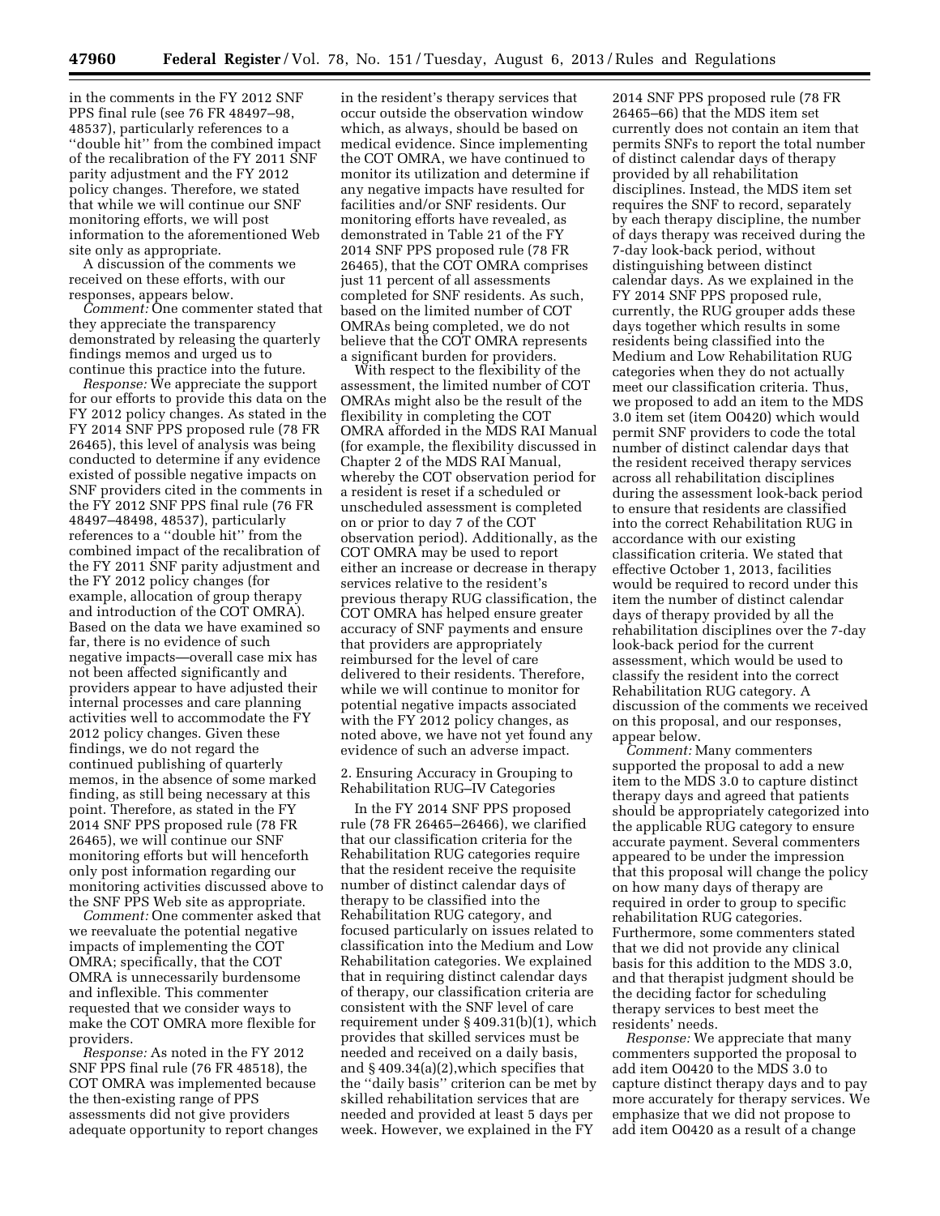in the comments in the FY 2012 SNF PPS final rule (see 76 FR 48497–98, 48537), particularly references to a ''double hit'' from the combined impact of the recalibration of the FY 2011 SNF parity adjustment and the FY 2012 policy changes. Therefore, we stated that while we will continue our SNF monitoring efforts, we will post information to the aforementioned Web site only as appropriate.

A discussion of the comments we received on these efforts, with our responses, appears below.

*Comment:* One commenter stated that they appreciate the transparency demonstrated by releasing the quarterly findings memos and urged us to continue this practice into the future.

*Response:* We appreciate the support for our efforts to provide this data on the FY 2012 policy changes. As stated in the FY 2014 SNF PPS proposed rule (78 FR 26465), this level of analysis was being conducted to determine if any evidence existed of possible negative impacts on SNF providers cited in the comments in the FY 2012 SNF PPS final rule (76 FR 48497–48498, 48537), particularly references to a ''double hit'' from the combined impact of the recalibration of the FY 2011 SNF parity adjustment and the FY 2012 policy changes (for example, allocation of group therapy and introduction of the COT OMRA). Based on the data we have examined so far, there is no evidence of such negative impacts—overall case mix has not been affected significantly and providers appear to have adjusted their internal processes and care planning activities well to accommodate the FY 2012 policy changes. Given these findings, we do not regard the continued publishing of quarterly memos, in the absence of some marked finding, as still being necessary at this point. Therefore, as stated in the FY 2014 SNF PPS proposed rule (78 FR 26465), we will continue our SNF monitoring efforts but will henceforth only post information regarding our monitoring activities discussed above to the SNF PPS Web site as appropriate.

*Comment:* One commenter asked that we reevaluate the potential negative impacts of implementing the COT OMRA; specifically, that the COT OMRA is unnecessarily burdensome and inflexible. This commenter requested that we consider ways to make the COT OMRA more flexible for providers.

*Response:* As noted in the FY 2012 SNF PPS final rule (76 FR 48518), the COT OMRA was implemented because the then-existing range of PPS assessments did not give providers adequate opportunity to report changes in the resident's therapy services that occur outside the observation window which, as always, should be based on medical evidence. Since implementing the COT OMRA, we have continued to monitor its utilization and determine if any negative impacts have resulted for facilities and/or SNF residents. Our monitoring efforts have revealed, as demonstrated in Table 21 of the FY 2014 SNF PPS proposed rule (78 FR 26465), that the COT OMRA comprises just 11 percent of all assessments completed for SNF residents. As such, based on the limited number of COT OMRAs being completed, we do not believe that the COT OMRA represents a significant burden for providers.

With respect to the flexibility of the assessment, the limited number of COT OMRAs might also be the result of the flexibility in completing the COT OMRA afforded in the MDS RAI Manual (for example, the flexibility discussed in Chapter 2 of the MDS RAI Manual, whereby the COT observation period for a resident is reset if a scheduled or unscheduled assessment is completed on or prior to day 7 of the COT observation period). Additionally, as the COT OMRA may be used to report either an increase or decrease in therapy services relative to the resident's previous therapy RUG classification, the COT OMRA has helped ensure greater accuracy of SNF payments and ensure that providers are appropriately reimbursed for the level of care delivered to their residents. Therefore, while we will continue to monitor for potential negative impacts associated with the FY 2012 policy changes, as noted above, we have not yet found any evidence of such an adverse impact.

2. Ensuring Accuracy in Grouping to Rehabilitation RUG–IV Categories

In the FY 2014 SNF PPS proposed rule (78 FR 26465–26466), we clarified that our classification criteria for the Rehabilitation RUG categories require that the resident receive the requisite number of distinct calendar days of therapy to be classified into the Rehabilitation RUG category, and focused particularly on issues related to classification into the Medium and Low Rehabilitation categories. We explained that in requiring distinct calendar days of therapy, our classification criteria are consistent with the SNF level of care requirement under § 409.31(b)(1), which provides that skilled services must be needed and received on a daily basis, and § 409.34(a)(2),which specifies that the ''daily basis'' criterion can be met by skilled rehabilitation services that are needed and provided at least 5 days per week. However, we explained in the FY 2014 SNF PPS proposed rule (78 FR 26465–66) that the MDS item set currently does not contain an item that permits SNFs to report the total number of distinct calendar days of therapy provided by all rehabilitation disciplines. Instead, the MDS item set requires the SNF to record, separately by each therapy discipline, the number of days therapy was received during the 7-day look-back period, without distinguishing between distinct calendar days. As we explained in the FY 2014 SNF PPS proposed rule, currently, the RUG grouper adds these days together which results in some residents being classified into the Medium and Low Rehabilitation RUG categories when they do not actually meet our classification criteria. Thus, we proposed to add an item to the MDS 3.0 item set (item O0420) which would permit SNF providers to code the total number of distinct calendar days that the resident received therapy services across all rehabilitation disciplines during the assessment look-back period to ensure that residents are classified into the correct Rehabilitation RUG in accordance with our existing classification criteria. We stated that effective October 1, 2013, facilities would be required to record under this item the number of distinct calendar days of therapy provided by all the rehabilitation disciplines over the 7-day look-back period for the current assessment, which would be used to classify the resident into the correct Rehabilitation RUG category. A discussion of the comments we received on this proposal, and our responses, appear below.

*Comment:* Many commenters supported the proposal to add a new item to the MDS 3.0 to capture distinct therapy days and agreed that patients should be appropriately categorized into the applicable RUG category to ensure accurate payment. Several commenters appeared to be under the impression that this proposal will change the policy on how many days of therapy are required in order to group to specific rehabilitation RUG categories. Furthermore, some commenters stated that we did not provide any clinical basis for this addition to the MDS 3.0, and that therapist judgment should be the deciding factor for scheduling therapy services to best meet the residents' needs.

*Response:* We appreciate that many commenters supported the proposal to add item O0420 to the MDS 3.0 to capture distinct therapy days and to pay more accurately for therapy services. We emphasize that we did not propose to add item O0420 as a result of a change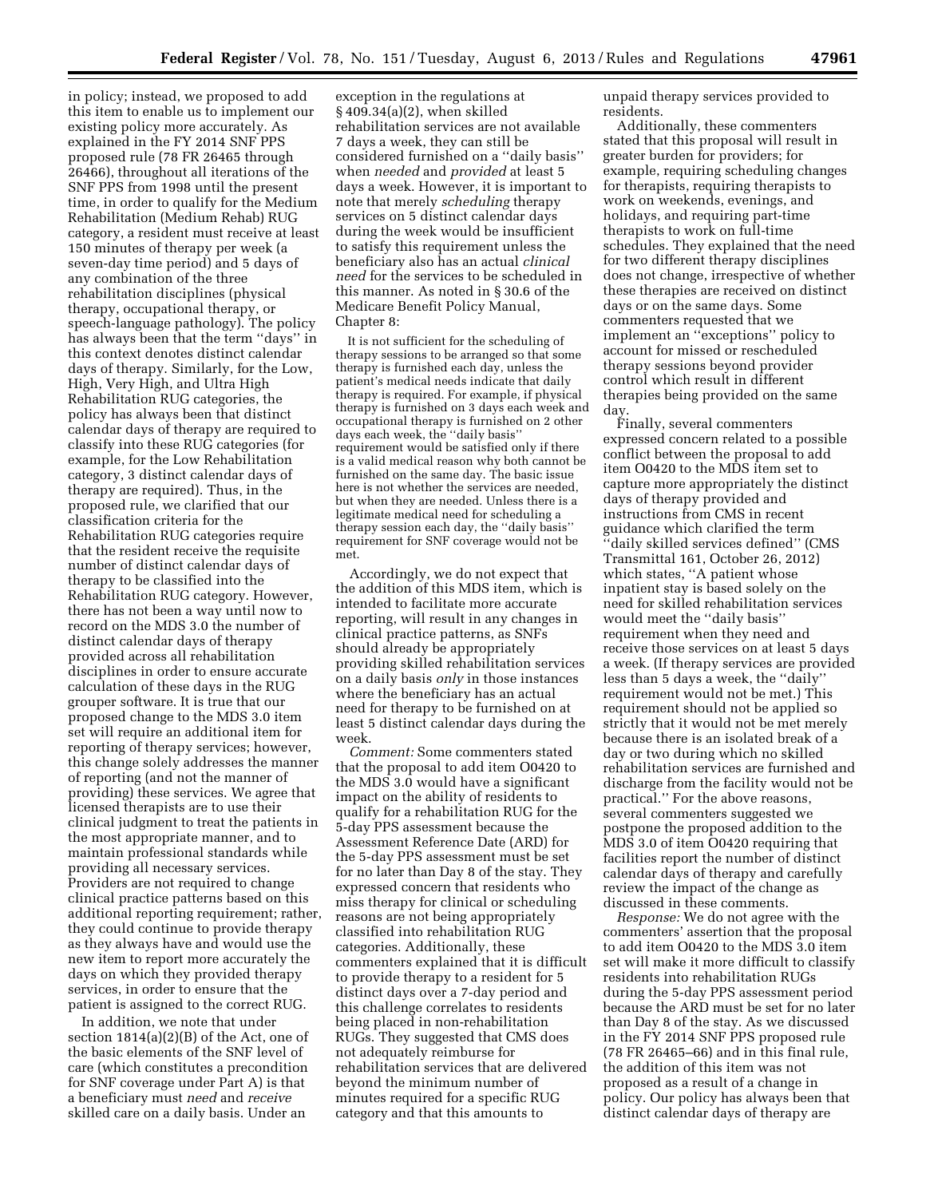in policy; instead, we proposed to add this item to enable us to implement our existing policy more accurately. As explained in the FY 2014 SNF PPS proposed rule (78 FR 26465 through 26466), throughout all iterations of the SNF PPS from 1998 until the present time, in order to qualify for the Medium Rehabilitation (Medium Rehab) RUG category, a resident must receive at least 150 minutes of therapy per week (a seven-day time period) and 5 days of any combination of the three rehabilitation disciplines (physical therapy, occupational therapy, or speech-language pathology). The policy has always been that the term ''days'' in this context denotes distinct calendar days of therapy. Similarly, for the Low, High, Very High, and Ultra High Rehabilitation RUG categories, the policy has always been that distinct calendar days of therapy are required to classify into these RUG categories (for example, for the Low Rehabilitation category, 3 distinct calendar days of therapy are required). Thus, in the proposed rule, we clarified that our classification criteria for the Rehabilitation RUG categories require that the resident receive the requisite number of distinct calendar days of therapy to be classified into the Rehabilitation RUG category. However, there has not been a way until now to record on the MDS 3.0 the number of distinct calendar days of therapy provided across all rehabilitation disciplines in order to ensure accurate calculation of these days in the RUG grouper software. It is true that our proposed change to the MDS 3.0 item set will require an additional item for reporting of therapy services; however, this change solely addresses the manner of reporting (and not the manner of providing) these services. We agree that licensed therapists are to use their clinical judgment to treat the patients in the most appropriate manner, and to maintain professional standards while providing all necessary services. Providers are not required to change clinical practice patterns based on this additional reporting requirement; rather, they could continue to provide therapy as they always have and would use the new item to report more accurately the days on which they provided therapy services, in order to ensure that the patient is assigned to the correct RUG.

In addition, we note that under section 1814(a)(2)(B) of the Act, one of the basic elements of the SNF level of care (which constitutes a precondition for SNF coverage under Part A) is that a beneficiary must *need* and *receive* skilled care on a daily basis. Under an exception in the regulations at § 409.34(a)(2), when skilled rehabilitation services are not available 7 days a week, they can still be considered furnished on a ''daily basis'' when *needed* and *provided* at least 5 days a week. However, it is important to note that merely *scheduling* therapy services on 5 distinct calendar days during the week would be insufficient to satisfy this requirement unless the beneficiary also has an actual *clinical need* for the services to be scheduled in this manner. As noted in § 30.6 of the Medicare Benefit Policy Manual, Chapter 8:

> It is not sufficient for the scheduling of therapy sessions to be arranged so that some therapy is furnished each day, unless the patient's medical needs indicate that daily therapy is required. For example, if physical therapy is furnished on 3 days each week and occupational therapy is furnished on 2 other days each week, the ''daily basis'' requirement would be satisfied only if there is a valid medical reason why both cannot be furnished on the same day. The basic issue here is not whether the services are needed, but when they are needed. Unless there is a legitimate medical need for scheduling a therapy session each day, the ''daily basis'' requirement for SNF coverage would not be met.

Accordingly, we do not expect that the addition of this MDS item, which is intended to facilitate more accurate reporting, will result in any changes in clinical practice patterns, as SNFs should already be appropriately providing skilled rehabilitation services on a daily basis *only* in those instances where the beneficiary has an actual need for therapy to be furnished on at least 5 distinct calendar days during the week.

*Comment:* Some commenters stated that the proposal to add item O0420 to the MDS 3.0 would have a significant impact on the ability of residents to qualify for a rehabilitation RUG for the 5-day PPS assessment because the Assessment Reference Date (ARD) for the 5-day PPS assessment must be set for no later than Day 8 of the stay. They expressed concern that residents who miss therapy for clinical or scheduling reasons are not being appropriately classified into rehabilitation RUG categories. Additionally, these commenters explained that it is difficult to provide therapy to a resident for 5 distinct days over a 7-day period and this challenge correlates to residents being placed in non-rehabilitation RUGs. They suggested that CMS does not adequately reimburse for rehabilitation services that are delivered beyond the minimum number of minutes required for a specific RUG category and that this amounts to unpaid therapy services provided to residents.

Additionally, these commenters stated that this proposal will result in greater burden for providers; for example, requiring scheduling changes for therapists, requiring therapists to work on weekends, evenings, and holidays, and requiring part-time therapists to work on full-time schedules. They explained that the need for two different therapy disciplines does not change, irrespective of whether these therapies are received on distinct days or on the same days. Some commenters requested that we implement an ''exceptions'' policy to account for missed or rescheduled therapy sessions beyond provider control which result in different therapies being provided on the same day.

Finally, several commenters expressed concern related to a possible conflict between the proposal to add item O0420 to the MDS item set to capture more appropriately the distinct days of therapy provided and instructions from CMS in recent guidance which clarified the term ''daily skilled services defined'' (CMS Transmittal 161, October 26, 2012) which states, ''A patient whose inpatient stay is based solely on the need for skilled rehabilitation services would meet the ''daily basis'' requirement when they need and receive those services on at least 5 days a week. (If therapy services are provided less than 5 days a week, the ''daily'' requirement would not be met.) This requirement should not be applied so strictly that it would not be met merely because there is an isolated break of a day or two during which no skilled rehabilitation services are furnished and discharge from the facility would not be practical.'' For the above reasons, several commenters suggested we postpone the proposed addition to the MDS 3.0 of item O0420 requiring that facilities report the number of distinct calendar days of therapy and carefully review the impact of the change as discussed in these comments.

*Response:* We do not agree with the commenters' assertion that the proposal to add item O0420 to the MDS 3.0 item set will make it more difficult to classify residents into rehabilitation RUGs during the 5-day PPS assessment period because the ARD must be set for no later than Day 8 of the stay. As we discussed in the FY 2014 SNF PPS proposed rule (78 FR 26465–66) and in this final rule, the addition of this item was not proposed as a result of a change in policy. Our policy has always been that distinct calendar days of therapy are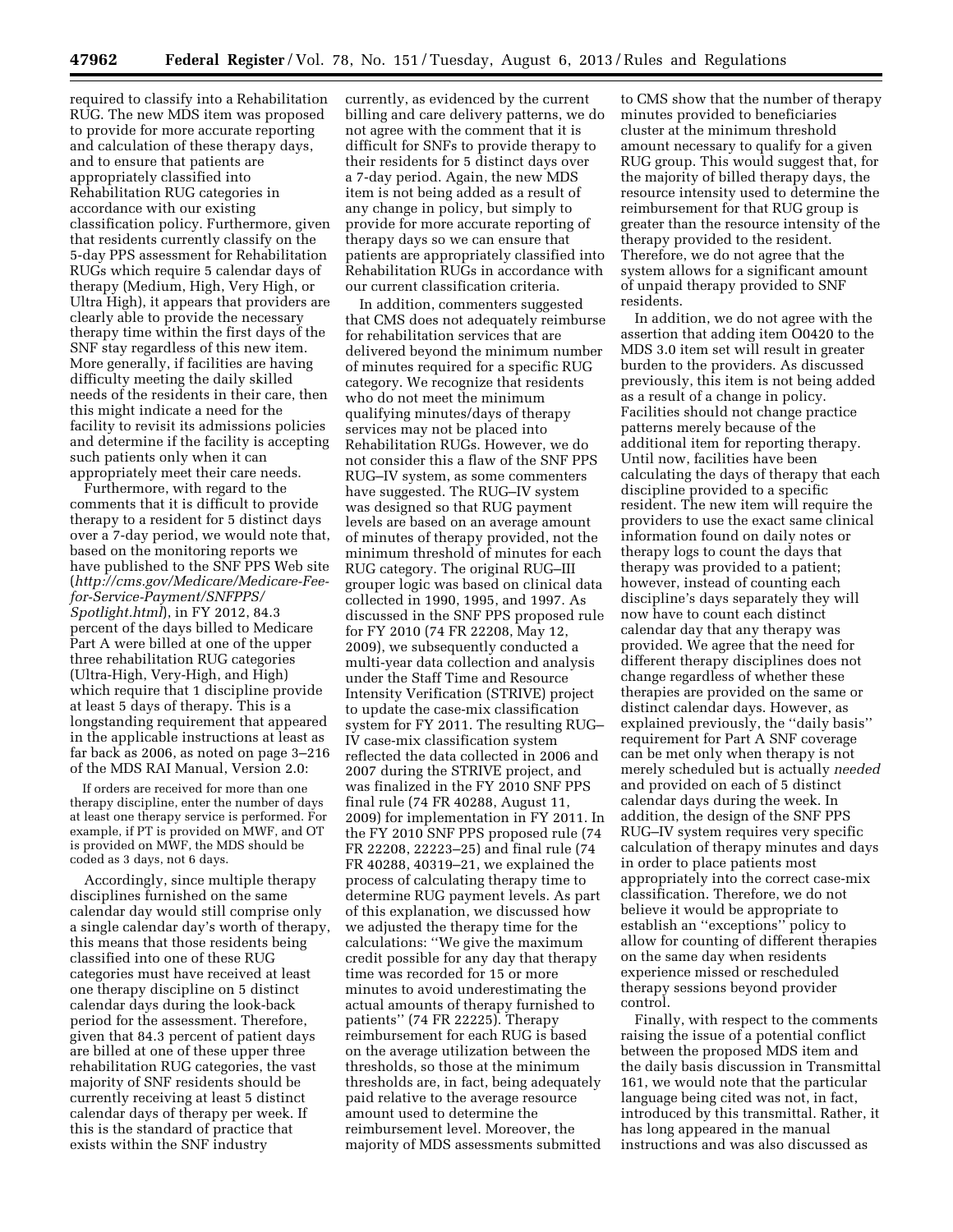required to classify into a Rehabilitation RUG. The new MDS item was proposed to provide for more accurate reporting and calculation of these therapy days, and to ensure that patients are appropriately classified into Rehabilitation RUG categories in accordance with our existing classification policy. Furthermore, given that residents currently classify on the 5-day PPS assessment for Rehabilitation RUGs which require 5 calendar days of therapy (Medium, High, Very High, or Ultra High), it appears that providers are clearly able to provide the necessary therapy time within the first days of the SNF stay regardless of this new item. More generally, if facilities are having difficulty meeting the daily skilled needs of the residents in their care, then this might indicate a need for the facility to revisit its admissions policies and determine if the facility is accepting such patients only when it can appropriately meet their care needs.

Furthermore, with regard to the comments that it is difficult to provide therapy to a resident for 5 distinct days over a 7-day period, we would note that, based on the monitoring reports we have published to the SNF PPS Web site (*http://cms.gov/Medicare/Medicare-Fee-for-Service-Payment/SNFPPS/Spotlight.html*), in FY 2012, 84.3 percent of the days billed to Medicare Part A were billed at one of the upper three rehabilitation RUG categories (Ultra-High, Very-High, and High) which require that 1 discipline provide at least 5 days of therapy. This is a longstanding requirement that appeared in the applicable instructions at least as far back as 2006, as noted on page 3–216 of the MDS RAI Manual, Version 2.0:

> If orders are received for more than one therapy discipline, enter the number of days at least one therapy service is performed. For example, if PT is provided on MWF, and OT is provided on MWF, the MDS should be coded as 3 days, not 6 days.

Accordingly, since multiple therapy disciplines furnished on the same calendar day would still comprise only a single calendar day's worth of therapy, this means that those residents being classified into one of these RUG categories must have received at least one therapy discipline on 5 distinct calendar days during the look-back period for the assessment. Therefore, given that 84.3 percent of patient days are billed at one of these upper three rehabilitation RUG categories, the vast majority of SNF residents should be currently receiving at least 5 distinct calendar days of therapy per week. If this is the standard of practice that exists within the SNF industry currently, as evidenced by the current billing and care delivery patterns, we do not agree with the comment that it is difficult for SNFs to provide therapy to their residents for 5 distinct days over a 7-day period. Again, the new MDS item is not being added as a result of any change in policy, but simply to provide for more accurate reporting of therapy days so we can ensure that patients are appropriately classified into Rehabilitation RUGs in accordance with our current classification criteria.

In addition, commenters suggested that CMS does not adequately reimburse for rehabilitation services that are delivered beyond the minimum number of minutes required for a specific RUG category. We recognize that residents who do not meet the minimum qualifying minutes/days of therapy services may not be placed into Rehabilitation RUGs. However, we do not consider this a flaw of the SNF PPS RUG–IV system, as some commenters have suggested. The RUG–IV system was designed so that RUG payment levels are based on an average amount of minutes of therapy provided, not the minimum threshold of minutes for each RUG category. The original RUG–III grouper logic was based on clinical data collected in 1990, 1995, and 1997. As discussed in the SNF PPS proposed rule for FY 2010 (74 FR 22208, May 12, 2009), we subsequently conducted a multi-year data collection and analysis under the Staff Time and Resource Intensity Verification (STRIVE) project to update the case-mix classification system for FY 2011. The resulting RUG–IV case-mix classification system reflected the data collected in 2006 and 2007 during the STRIVE project, and was finalized in the FY 2010 SNF PPS final rule (74 FR 40288, August 11, 2009) for implementation in FY 2011. In the FY 2010 SNF PPS proposed rule (74 FR 22208, 22223–25) and final rule (74 FR 40288, 40319–21, we explained the process of calculating therapy time to determine RUG payment levels. As part of this explanation, we discussed how we adjusted the therapy time for the calculations: ''We give the maximum credit possible for any day that therapy time was recorded for 15 or more minutes to avoid underestimating the actual amounts of therapy furnished to patients'' (74 FR 22225). Therapy reimbursement for each RUG is based on the average utilization between the thresholds, so those at the minimum thresholds are, in fact, being adequately paid relative to the average resource amount used to determine the reimbursement level. Moreover, the majority of MDS assessments submitted to CMS show that the number of therapy minutes provided to beneficiaries cluster at the minimum threshold amount necessary to qualify for a given RUG group. This would suggest that, for the majority of billed therapy days, the resource intensity used to determine the reimbursement for that RUG group is greater than the resource intensity of the therapy provided to the resident. Therefore, we do not agree that the system allows for a significant amount of unpaid therapy provided to SNF residents.

In addition, we do not agree with the assertion that adding item O0420 to the MDS 3.0 item set will result in greater burden to the providers. As discussed previously, this item is not being added as a result of a change in policy. Facilities should not change practice patterns merely because of the additional item for reporting therapy. Until now, facilities have been calculating the days of therapy that each discipline provided to a specific resident. The new item will require the providers to use the exact same clinical information found on daily notes or therapy logs to count the days that therapy was provided to a patient; however, instead of counting each discipline's days separately they will now have to count each distinct calendar day that any therapy was provided. We agree that the need for different therapy disciplines does not change regardless of whether these therapies are provided on the same or distinct calendar days. However, as explained previously, the ''daily basis'' requirement for Part A SNF coverage can be met only when therapy is not merely scheduled but is actually *needed* and provided on each of 5 distinct calendar days during the week. In addition, the design of the SNF PPS RUG–IV system requires very specific calculation of therapy minutes and days in order to place patients most appropriately into the correct case-mix classification. Therefore, we do not believe it would be appropriate to establish an ''exceptions'' policy to allow for counting of different therapies on the same day when residents experience missed or rescheduled therapy sessions beyond provider control.

Finally, with respect to the comments raising the issue of a potential conflict between the proposed MDS item and the daily basis discussion in Transmittal 161, we would note that the particular language being cited was not, in fact, introduced by this transmittal. Rather, it has long appeared in the manual instructions and was also discussed as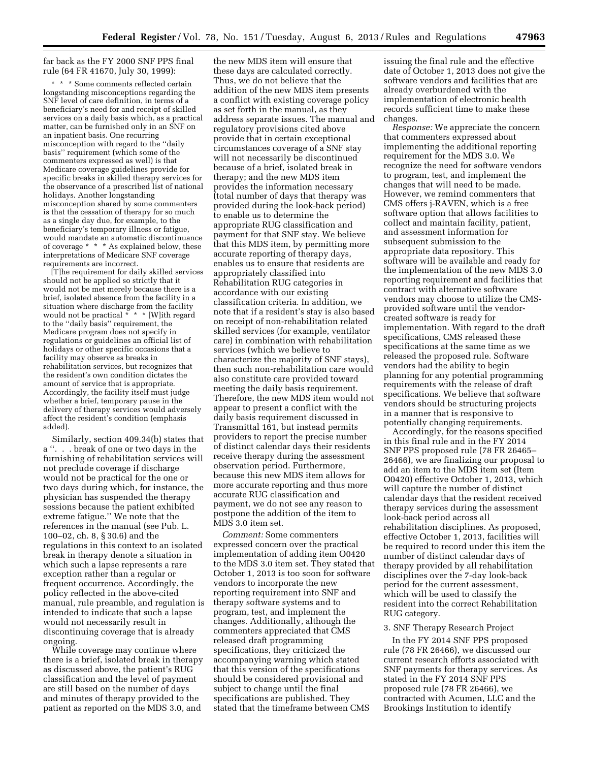far back as the FY 2000 SNF PPS final rule (64 FR 41670, July 30, 1999):

> * * * Some comments reflected certain longstanding misconceptions regarding the SNF level of care definition, in terms of a beneficiary's need for and receipt of skilled services on a daily basis which, as a practical matter, can be furnished only in an SNF on an inpatient basis. One recurring misconception with regard to the ''daily basis'' requirement (which some of the commenters expressed as well) is that Medicare coverage guidelines provide for specific breaks in skilled therapy services for the observance of a prescribed list of national holidays. Another longstanding misconception shared by some commenters is that the cessation of therapy for so much as a single day due, for example, to the beneficiary's temporary illness or fatigue, would mandate an automatic discontinuance of coverage * * * As explained below, these interpretations of Medicare SNF coverage requirements are incorrect.
>
> [T]he requirement for daily skilled services should not be applied so strictly that it would not be met merely because there is a brief, isolated absence from the facility in a situation where discharge from the facility would not be practical * * * [W]ith regard to the ''daily basis'' requirement, the Medicare program does not specify in regulations or guidelines an official list of holidays or other specific occasions that a facility may observe as breaks in rehabilitation services, but recognizes that the resident's own condition dictates the amount of service that is appropriate. Accordingly, the facility itself must judge whether a brief, temporary pause in the delivery of therapy services would adversely affect the resident's condition (emphasis added).

Similarly, section 409.34(b) states that a ''. . . break of one or two days in the furnishing of rehabilitation services will not preclude coverage if discharge would not be practical for the one or two days during which, for instance, the physician has suspended the therapy sessions because the patient exhibited extreme fatigue.'' We note that the references in the manual (see Pub. L. 100–02, ch. 8, § 30.6) and the regulations in this context to an isolated break in therapy denote a situation in which such a lapse represents a rare exception rather than a regular or frequent occurrence. Accordingly, the policy reflected in the above-cited manual, rule preamble, and regulation is intended to indicate that such a lapse would not necessarily result in discontinuing coverage that is already ongoing.

While coverage may continue where there is a brief, isolated break in therapy as discussed above, the patient's RUG classification and the level of payment are still based on the number of days and minutes of therapy provided to the patient as reported on the MDS 3.0, and the new MDS item will ensure that these days are calculated correctly. Thus, we do not believe that the addition of the new MDS item presents a conflict with existing coverage policy as set forth in the manual, as they address separate issues. The manual and regulatory provisions cited above provide that in certain exceptional circumstances coverage of a SNF stay will not necessarily be discontinued because of a brief, isolated break in therapy; and the new MDS item provides the information necessary (total number of days that therapy was provided during the look-back period) to enable us to determine the appropriate RUG classification and payment for that SNF stay. We believe that this MDS item, by permitting more accurate reporting of therapy days, enables us to ensure that residents are appropriately classified into Rehabilitation RUG categories in accordance with our existing classification criteria. In addition, we note that if a resident's stay is also based on receipt of non-rehabilitation related skilled services (for example, ventilator care) in combination with rehabilitation services (which we believe to characterize the majority of SNF stays), then such non-rehabilitation care would also constitute care provided toward meeting the daily basis requirement. Therefore, the new MDS item would not appear to present a conflict with the daily basis requirement discussed in Transmittal 161, but instead permits providers to report the precise number of distinct calendar days their residents receive therapy during the assessment observation period. Furthermore, because this new MDS item allows for more accurate reporting and thus more accurate RUG classification and payment, we do not see any reason to postpone the addition of the item to MDS 3.0 item set.

*Comment:* Some commenters expressed concern over the practical implementation of adding item O0420 to the MDS 3.0 item set. They stated that October 1, 2013 is too soon for software vendors to incorporate the new reporting requirement into SNF and therapy software systems and to program, test, and implement the changes. Additionally, although the commenters appreciated that CMS released draft programming specifications, they criticized the accompanying warning which stated that this version of the specifications should be considered provisional and subject to change until the final specifications are published. They stated that the timeframe between CMS issuing the final rule and the effective date of October 1, 2013 does not give the software vendors and facilities that are already overburdened with the implementation of electronic health records sufficient time to make these changes.

*Response:* We appreciate the concern that commenters expressed about implementing the additional reporting requirement for the MDS 3.0. We recognize the need for software vendors to program, test, and implement the changes that will need to be made. However, we remind commenters that CMS offers j-RAVEN, which is a free software option that allows facilities to collect and maintain facility, patient, and assessment information for subsequent submission to the appropriate data repository. This software will be available and ready for the implementation of the new MDS 3.0 reporting requirement and facilities that contract with alternative software vendors may choose to utilize the CMS-provided software until the vendor-created software is ready for implementation. With regard to the draft specifications, CMS released these specifications at the same time as we released the proposed rule. Software vendors had the ability to begin planning for any potential programming requirements with the release of draft specifications. We believe that software vendors should be structuring projects in a manner that is responsive to potentially changing requirements.

Accordingly, for the reasons specified in this final rule and in the FY 2014 SNF PPS proposed rule (78 FR 26465–26466), we are finalizing our proposal to add an item to the MDS item set (Item O0420) effective October 1, 2013, which will capture the number of distinct calendar days that the resident received therapy services during the assessment look-back period across all rehabilitation disciplines. As proposed, effective October 1, 2013, facilities will be required to record under this item the number of distinct calendar days of therapy provided by all rehabilitation disciplines over the 7-day look-back period for the current assessment, which will be used to classify the resident into the correct Rehabilitation RUG category.

### 3. SNF Therapy Research Project

In the FY 2014 SNF PPS proposed rule (78 FR 26466), we discussed our current research efforts associated with SNF payments for therapy services. As stated in the FY 2014 SNF PPS proposed rule (78 FR 26466), we contracted with Acumen, LLC and the Brookings Institution to identify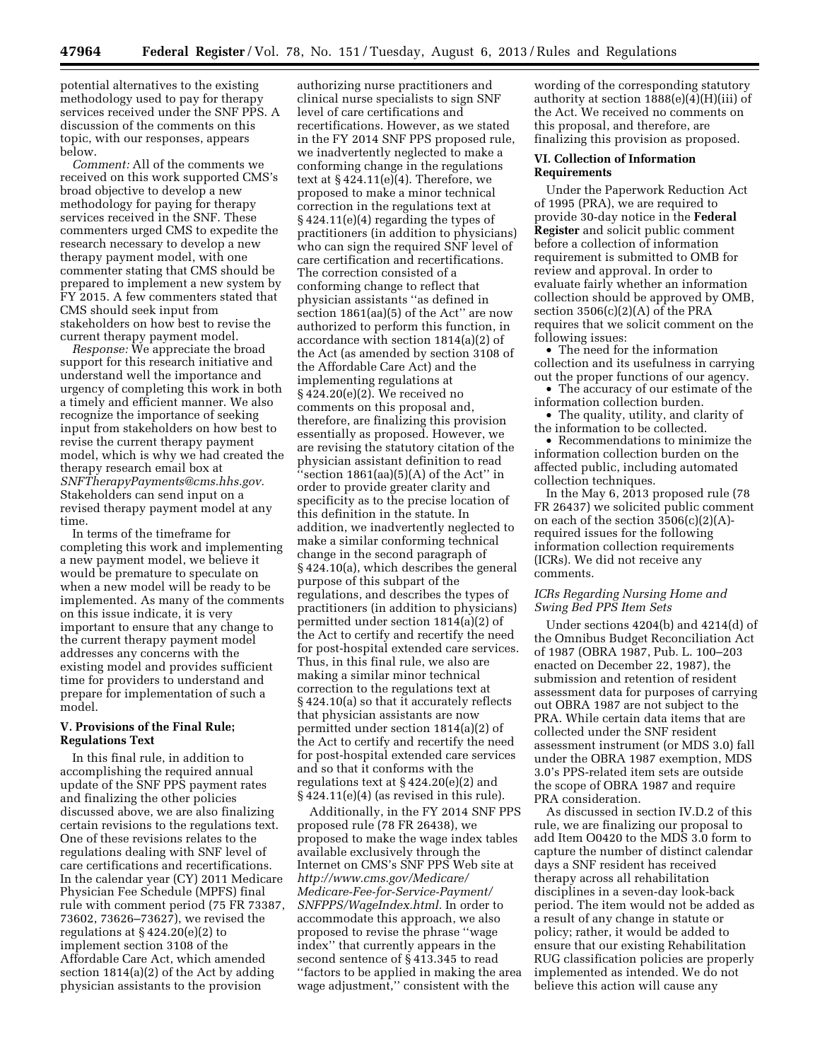potential alternatives to the existing methodology used to pay for therapy services received under the SNF PPS. A discussion of the comments on this topic, with our responses, appears below.

*Comment:* All of the comments we received on this work supported CMS's broad objective to develop a new methodology for paying for therapy services received in the SNF. These commenters urged CMS to expedite the research necessary to develop a new therapy payment model, with one commenter stating that CMS should be prepared to implement a new system by FY 2015. A few commenters stated that CMS should seek input from stakeholders on how best to revise the current therapy payment model.

*Response:* We appreciate the broad support for this research initiative and understand well the importance and urgency of completing this work in both a timely and efficient manner. We also recognize the importance of seeking input from stakeholders on how best to revise the current therapy payment model, which is why we had created the therapy research email box at *SNFTherapyPayments@cms.hhs.gov.* Stakeholders can send input on a revised therapy payment model at any time.

In terms of the timeframe for completing this work and implementing a new payment model, we believe it would be premature to speculate on when a new model will be ready to be implemented. As many of the comments on this issue indicate, it is very important to ensure that any change to the current therapy payment model addresses any concerns with the existing model and provides sufficient time for providers to understand and prepare for implementation of such a model.

### V. Provisions of the Final Rule; Regulations Text

In this final rule, in addition to accomplishing the required annual update of the SNF PPS payment rates and finalizing the other policies discussed above, we are also finalizing certain revisions to the regulations text. One of these revisions relates to the regulations dealing with SNF level of care certifications and recertifications. In the calendar year (CY) 2011 Medicare Physician Fee Schedule (MPFS) final rule with comment period (75 FR 73387, 73602, 73626–73627), we revised the regulations at § 424.20(e)(2) to implement section 3108 of the Affordable Care Act, which amended section 1814(a)(2) of the Act by adding physician assistants to the provision authorizing nurse practitioners and clinical nurse specialists to sign SNF level of care certifications and recertifications. However, as we stated in the FY 2014 SNF PPS proposed rule, we inadvertently neglected to make a conforming change in the regulations text at § 424.11(e)(4). Therefore, we proposed to make a minor technical correction in the regulations text at § 424.11(e)(4) regarding the types of practitioners (in addition to physicians) who can sign the required SNF level of care certification and recertifications. The correction consisted of a conforming change to reflect that physician assistants ''as defined in section 1861(aa)(5) of the Act'' are now authorized to perform this function, in accordance with section 1814(a)(2) of the Act (as amended by section 3108 of the Affordable Care Act) and the implementing regulations at § 424.20(e)(2). We received no comments on this proposal and, therefore, are finalizing this provision essentially as proposed. However, we are revising the statutory citation of the physician assistant definition to read ''section 1861(aa)(5)(A) of the Act'' in order to provide greater clarity and specificity as to the precise location of this definition in the statute. In addition, we inadvertently neglected to make a similar conforming technical change in the second paragraph of § 424.10(a), which describes the general purpose of this subpart of the regulations, and describes the types of practitioners (in addition to physicians) permitted under section 1814(a)(2) of the Act to certify and recertify the need for post-hospital extended care services. Thus, in this final rule, we also are making a similar minor technical correction to the regulations text at § 424.10(a) so that it accurately reflects that physician assistants are now permitted under section 1814(a)(2) of the Act to certify and recertify the need for post-hospital extended care services and so that it conforms with the regulations text at § 424.20(e)(2) and § 424.11(e)(4) (as revised in this rule).

Additionally, in the FY 2014 SNF PPS proposed rule (78 FR 26438), we proposed to make the wage index tables available exclusively through the Internet on CMS's SNF PPS Web site at *http://www.cms.gov/Medicare/Medicare-Fee-for-Service-Payment/SNFPPS/WageIndex.html.* In order to accommodate this approach, we also proposed to revise the phrase ''wage index'' that currently appears in the second sentence of § 413.345 to read ''factors to be applied in making the area wage adjustment,'' consistent with the wording of the corresponding statutory authority at section 1888(e)(4)(H)(iii) of the Act. We received no comments on this proposal, and therefore, are finalizing this provision as proposed.

### VI. Collection of Information Requirements

Under the Paperwork Reduction Act of 1995 (PRA), we are required to provide 30-day notice in the **Federal Register** and solicit public comment before a collection of information requirement is submitted to OMB for review and approval. In order to evaluate fairly whether an information collection should be approved by OMB, section 3506(c)(2)(A) of the PRA requires that we solicit comment on the following issues:

- The need for the information collection and its usefulness in carrying out the proper functions of our agency.
- The accuracy of our estimate of the information collection burden.
- The quality, utility, and clarity of the information to be collected.
- Recommendations to minimize the information collection burden on the affected public, including automated collection techniques.

In the May 6, 2013 proposed rule (78 FR 26437) we solicited public comment on each of the section 3506(c)(2)(A)-required issues for the following information collection requirements (ICRs). We did not receive any comments.

#### *ICRs Regarding Nursing Home and Swing Bed PPS Item Sets*

Under sections 4204(b) and 4214(d) of the Omnibus Budget Reconciliation Act of 1987 (OBRA 1987, Pub. L. 100–203 enacted on December 22, 1987), the submission and retention of resident assessment data for purposes of carrying out OBRA 1987 are not subject to the PRA. While certain data items that are collected under the SNF resident assessment instrument (or MDS 3.0) fall under the OBRA 1987 exemption, MDS 3.0's PPS-related item sets are outside the scope of OBRA 1987 and require PRA consideration.

As discussed in section IV.D.2 of this rule, we are finalizing our proposal to add Item O0420 to the MDS 3.0 form to capture the number of distinct calendar days a SNF resident has received therapy across all rehabilitation disciplines in a seven-day look-back period. The item would not be added as a result of any change in statute or policy; rather, it would be added to ensure that our existing Rehabilitation RUG classification policies are properly implemented as intended. We do not believe this action will cause any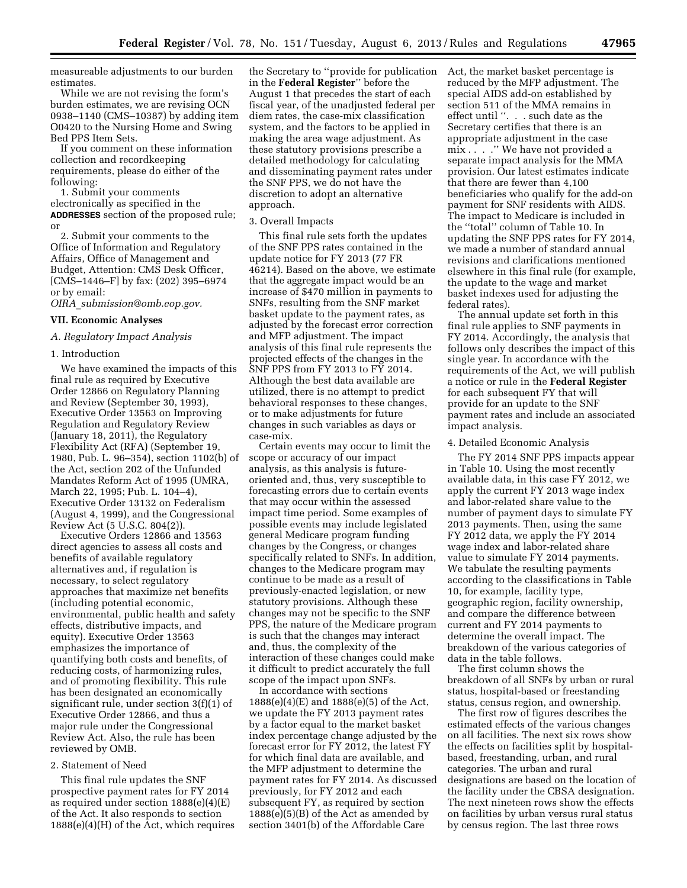measureable adjustments to our burden estimates.

While we are not revising the form's burden estimates, we are revising OCN 0938–1140 (CMS–10387) by adding item O0420 to the Nursing Home and Swing Bed PPS Item Sets.

If you comment on these information collection and recordkeeping requirements, please do either of the following:

1. Submit your comments electronically as specified in the **ADDRESSES** section of the proposed rule; or

2. Submit your comments to the Office of Information and Regulatory Affairs, Office of Management and Budget, Attention: CMS Desk Officer, [CMS–1446–F] by fax: (202) 395–6974 or by email: *OIRA_submission@omb.eop.gov.*

## VII. Economic Analyses

### *A. Regulatory Impact Analysis*

#### 1. Introduction

We have examined the impacts of this final rule as required by Executive Order 12866 on Regulatory Planning and Review (September 30, 1993), Executive Order 13563 on Improving Regulation and Regulatory Review (January 18, 2011), the Regulatory Flexibility Act (RFA) (September 19, 1980, Pub. L. 96–354), section 1102(b) of the Act, section 202 of the Unfunded Mandates Reform Act of 1995 (UMRA, March 22, 1995; Pub. L. 104–4), Executive Order 13132 on Federalism (August 4, 1999), and the Congressional Review Act (5 U.S.C. 804(2)).

Executive Orders 12866 and 13563 direct agencies to assess all costs and benefits of available regulatory alternatives and, if regulation is necessary, to select regulatory approaches that maximize net benefits (including potential economic, environmental, public health and safety effects, distributive impacts, and equity). Executive Order 13563 emphasizes the importance of quantifying both costs and benefits, of reducing costs, of harmonizing rules, and of promoting flexibility. This rule has been designated an economically significant rule, under section 3(f)(1) of Executive Order 12866, and thus a major rule under the Congressional Review Act. Also, the rule has been reviewed by OMB.

#### 2. Statement of Need

This final rule updates the SNF prospective payment rates for FY 2014 as required under section 1888(e)(4)(E) of the Act. It also responds to section 1888(e)(4)(H) of the Act, which requires the Secretary to "provide for publication in the **Federal Register**" before the August 1 that precedes the start of each fiscal year, of the unadjusted federal per diem rates, the case-mix classification system, and the factors to be applied in making the area wage adjustment. As these statutory provisions prescribe a detailed methodology for calculating and disseminating payment rates under the SNF PPS, we do not have the discretion to adopt an alternative approach.

#### 3. Overall Impacts

This final rule sets forth the updates of the SNF PPS rates contained in the update notice for FY 2013 (77 FR 46214). Based on the above, we estimate that the aggregate impact would be an increase of $470 million in payments to SNFs, resulting from the SNF market basket update to the payment rates, as adjusted by the forecast error correction and MFP adjustment. The impact analysis of this final rule represents the projected effects of the changes in the SNF PPS from FY 2013 to FY 2014. Although the best data available are utilized, there is no attempt to predict behavioral responses to these changes, or to make adjustments for future changes in such variables as days or case-mix.

Certain events may occur to limit the scope or accuracy of our impact analysis, as this analysis is future-oriented and, thus, very susceptible to forecasting errors due to certain events that may occur within the assessed impact time period. Some examples of possible events may include legislated general Medicare program funding changes by the Congress, or changes specifically related to SNFs. In addition, changes to the Medicare program may continue to be made as a result of previously-enacted legislation, or new statutory provisions. Although these changes may not be specific to the SNF PPS, the nature of the Medicare program is such that the changes may interact and, thus, the complexity of the interaction of these changes could make it difficult to predict accurately the full scope of the impact upon SNFs.

In accordance with sections 1888(e)(4)(E) and 1888(e)(5) of the Act, we update the FY 2013 payment rates by a factor equal to the market basket index percentage change adjusted by the forecast error for FY 2012, the latest FY for which final data are available, and the MFP adjustment to determine the payment rates for FY 2014. As discussed previously, for FY 2012 and each subsequent FY, as required by section 1888(e)(5)(B) of the Act as amended by section 3401(b) of the Affordable Care Act, the market basket percentage is reduced by the MFP adjustment. The special AIDS add-on established by section 511 of the MMA remains in effect until ". . . such date as the Secretary certifies that there is an appropriate adjustment in the case mix . . . ." We have not provided a separate impact analysis for the MMA provision. Our latest estimates indicate that there are fewer than 4,100 beneficiaries who qualify for the add-on payment for SNF residents with AIDS. The impact to Medicare is included in the "total" column of Table 10. In updating the SNF PPS rates for FY 2014, we made a number of standard annual revisions and clarifications mentioned elsewhere in this final rule (for example, the update to the wage and market basket indexes used for adjusting the federal rates).

The annual update set forth in this final rule applies to SNF payments in FY 2014. Accordingly, the analysis that follows only describes the impact of this single year. In accordance with the requirements of the Act, we will publish a notice or rule in the **Federal Register** for each subsequent FY that will provide for an update to the SNF payment rates and include an associated impact analysis.

#### 4. Detailed Economic Analysis

The FY 2014 SNF PPS impacts appear in Table 10. Using the most recently available data, in this case FY 2012, we apply the current FY 2013 wage index and labor-related share value to the number of payment days to simulate FY 2013 payments. Then, using the same FY 2012 data, we apply the FY 2014 wage index and labor-related share value to simulate FY 2014 payments. We tabulate the resulting payments according to the classifications in Table 10, for example, facility type, geographic region, facility ownership, and compare the difference between current and FY 2014 payments to determine the overall impact. The breakdown of the various categories of data in the table follows.

The first column shows the breakdown of all SNFs by urban or rural status, hospital-based or freestanding status, census region, and ownership.

The first row of figures describes the estimated effects of the various changes on all facilities. The next six rows show the effects on facilities split by hospital-based, freestanding, urban, and rural categories. The urban and rural designations are based on the location of the facility under the CBSA designation. The next nineteen rows show the effects on facilities by urban versus rural status by census region. The last three rows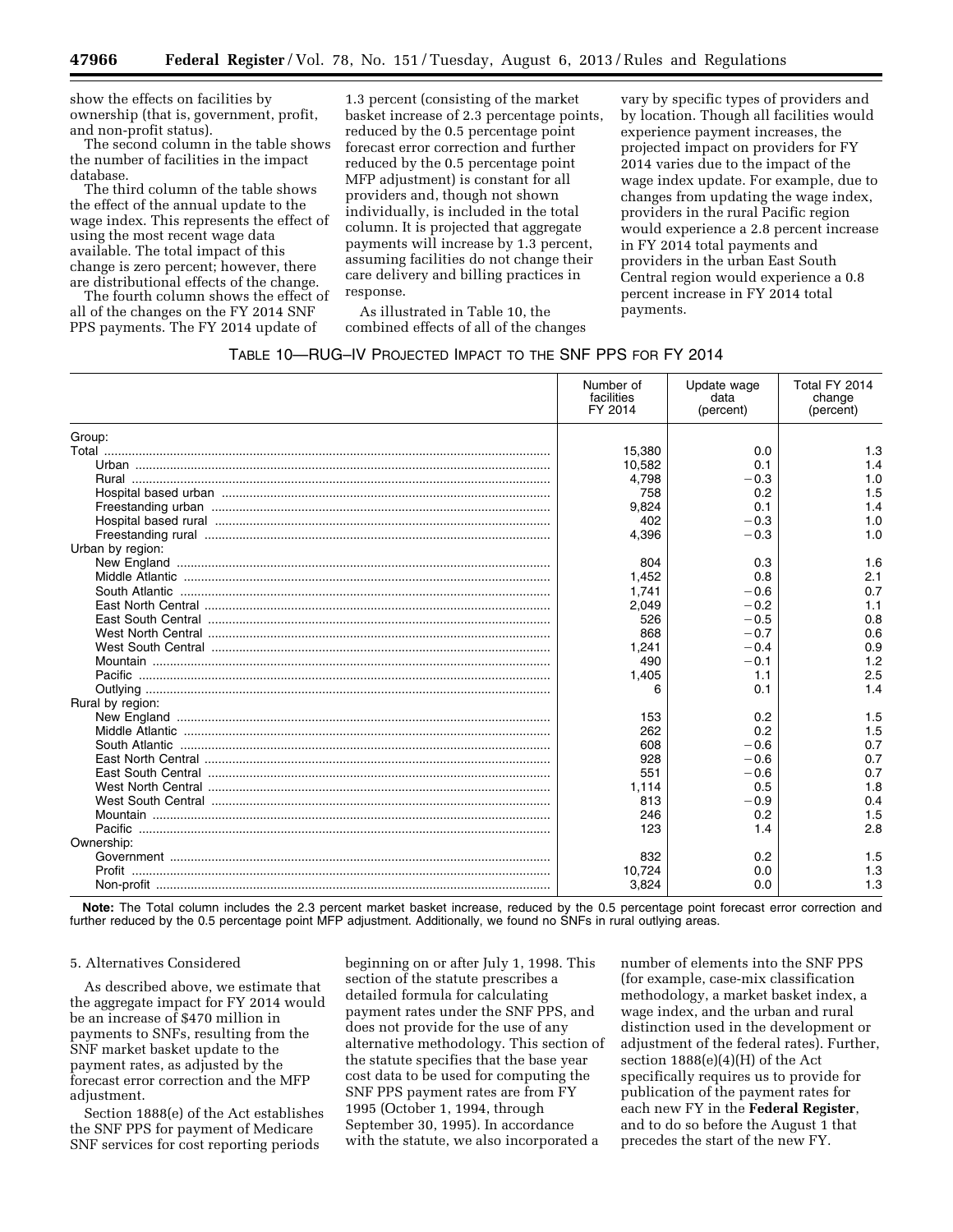show the effects on facilities by ownership (that is, government, profit, and non-profit status).

The second column in the table shows the number of facilities in the impact database.

The third column of the table shows the effect of the annual update to the wage index. This represents the effect of using the most recent wage data available. The total impact of this change is zero percent; however, there are distributional effects of the change.

The fourth column shows the effect of all of the changes on the FY 2014 SNF PPS payments. The FY 2014 update of 1.3 percent (consisting of the market basket increase of 2.3 percentage points, reduced by the 0.5 percentage point forecast error correction and further reduced by the 0.5 percentage point MFP adjustment) is constant for all providers and, though not shown individually, is included in the total column. It is projected that aggregate payments will increase by 1.3 percent, assuming facilities do not change their care delivery and billing practices in response.

As illustrated in Table 10, the combined effects of all of the changes vary by specific types of providers and by location. Though all facilities would experience payment increases, the projected impact on providers for FY 2014 varies due to the impact of the wage index update. For example, due to changes from updating the wage index, providers in the rural Pacific region would experience a 2.8 percent increase in FY 2014 total payments and providers in the urban East South Central region would experience a 0.8 percent increase in FY 2014 total payments.

TABLE 10—RUG–IV PROJECTED IMPACT TO THE SNF PPS FOR FY 2014

| | Number of facilities FY 2014 | Update wage data (percent) | Total FY 2014 change (percent) |
|---|---|---|---|
| Group: | | | |
| Total | 15,380 | 0.0 | 1.3 |
| Urban | 10,582 | 0.1 | 1.4 |
| Rural | 4,798 | −0.3 | 1.0 |
| Hospital based urban | 758 | 0.2 | 1.5 |
| Freestanding urban | 9,824 | 0.1 | 1.4 |
| Hospital based rural | 402 | −0.3 | 1.0 |
| Freestanding rural | 4,396 | −0.3 | 1.0 |
| Urban by region: | | | |
| New England | 804 | 0.3 | 1.6 |
| Middle Atlantic | 1,452 | 0.8 | 2.1 |
| South Atlantic | 1,741 | −0.6 | 0.7 |
| East North Central | 2,049 | −0.2 | 1.1 |
| East South Central | 526 | −0.5 | 0.8 |
| West North Central | 868 | −0.7 | 0.6 |
| West South Central | 1,241 | −0.4 | 0.9 |
| Mountain | 490 | −0.1 | 1.2 |
| Pacific | 1,405 | 1.1 | 2.5 |
| Outlying | 6 | 0.1 | 1.4 |
| Rural by region: | | | |
| New England | 153 | 0.2 | 1.5 |
| Middle Atlantic | 262 | 0.2 | 1.5 |
| South Atlantic | 608 | −0.6 | 0.7 |
| East North Central | 928 | −0.6 | 0.7 |
| East South Central | 551 | −0.6 | 0.7 |
| West North Central | 1,114 | 0.5 | 1.8 |
| West South Central | 813 | −0.9 | 0.4 |
| Mountain | 246 | 0.2 | 1.5 |
| Pacific | 123 | 1.4 | 2.8 |
| Ownership: | | | |
| Government | 832 | 0.2 | 1.5 |
| Profit | 10,724 | 0.0 | 1.3 |
| Non-profit | 3,824 | 0.0 | 1.3 |

**Note:** The Total column includes the 2.3 percent market basket increase, reduced by the 0.5 percentage point forecast error correction and further reduced by the 0.5 percentage point MFP adjustment. Additionally, we found no SNFs in rural outlying areas.

5. Alternatives Considered

As described above, we estimate that the aggregate impact for FY 2014 would be an increase of $470 million in payments to SNFs, resulting from the SNF market basket update to the payment rates, as adjusted by the forecast error correction and the MFP adjustment.

Section 1888(e) of the Act establishes the SNF PPS for payment of Medicare SNF services for cost reporting periods beginning on or after July 1, 1998. This section of the statute prescribes a detailed formula for calculating payment rates under the SNF PPS, and does not provide for the use of any alternative methodology. This section of the statute specifies that the base year cost data to be used for computing the SNF PPS payment rates are from FY 1995 (October 1, 1994, through September 30, 1995). In accordance with the statute, we also incorporated a number of elements into the SNF PPS (for example, case-mix classification methodology, a market basket index, a wage index, and the urban and rural distinction used in the development or adjustment of the federal rates). Further, section 1888(e)(4)(H) of the Act specifically requires us to provide for publication of the payment rates for each new FY in the **Federal Register**, and to do so before the August 1 that precedes the start of the new FY.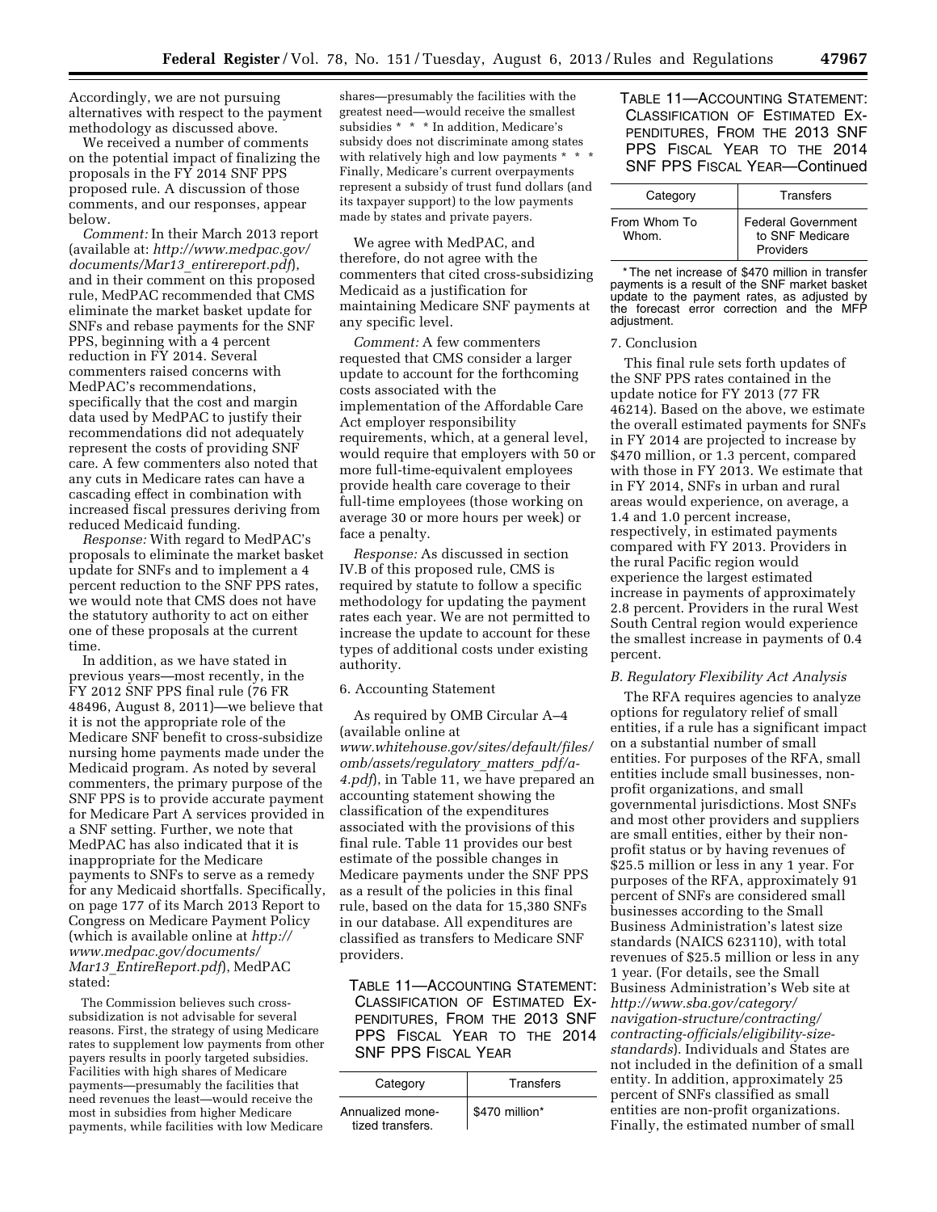Accordingly, we are not pursuing alternatives with respect to the payment methodology as discussed above.

We received a number of comments on the potential impact of finalizing the proposals in the FY 2014 SNF PPS proposed rule. A discussion of those comments, and our responses, appear below.

*Comment:* In their March 2013 report (available at: *http://www.medpac.gov/documents/Mar13_entirereport.pdf*), and in their comment on this proposed rule, MedPAC recommended that CMS eliminate the market basket update for SNFs and rebase payments for the SNF PPS, beginning with a 4 percent reduction in FY 2014. Several commenters raised concerns with MedPAC's recommendations, specifically that the cost and margin data used by MedPAC to justify their recommendations did not adequately represent the costs of providing SNF care. A few commenters also noted that any cuts in Medicare rates can have a cascading effect in combination with increased fiscal pressures deriving from reduced Medicaid funding.

*Response:* With regard to MedPAC's proposals to eliminate the market basket update for SNFs and to implement a 4 percent reduction to the SNF PPS rates, we would note that CMS does not have the statutory authority to act on either one of these proposals at the current time.

In addition, as we have stated in previous years—most recently, in the FY 2012 SNF PPS final rule (76 FR 48496, August 8, 2011)—we believe that it is not the appropriate role of the Medicare SNF benefit to cross-subsidize nursing home payments made under the Medicaid program. As noted by several commenters, the primary purpose of the SNF PPS is to provide accurate payment for Medicare Part A services provided in a SNF setting. Further, we note that MedPAC has also indicated that it is inappropriate for the Medicare payments to SNFs to serve as a remedy for any Medicaid shortfalls. Specifically, on page 177 of its March 2013 Report to Congress on Medicare Payment Policy (which is available online at *http://www.medpac.gov/documents/Mar13_EntireReport.pdf*), MedPAC stated:

> The Commission believes such cross-subsidization is not advisable for several reasons. First, the strategy of using Medicare rates to supplement low payments from other payers results in poorly targeted subsidies. Facilities with high shares of Medicare payments—presumably the facilities that need revenues the least—would receive the most in subsidies from higher Medicare payments, while facilities with low Medicare shares—presumably the facilities with the greatest need—would receive the smallest subsidies * * * In addition, Medicare's subsidy does not discriminate among states with relatively high and low payments * * * Finally, Medicare's current overpayments represent a subsidy of trust fund dollars (and its taxpayer support) to the low payments made by states and private payers.

We agree with MedPAC, and therefore, do not agree with the commenters that cited cross-subsidizing Medicaid as a justification for maintaining Medicare SNF payments at any specific level.

*Comment:* A few commenters requested that CMS consider a larger update to account for the forthcoming costs associated with the implementation of the Affordable Care Act employer responsibility requirements, which, at a general level, would require that employers with 50 or more full-time-equivalent employees provide health care coverage to their full-time employees (those working on average 30 or more hours per week) or face a penalty.

*Response:* As discussed in section IV.B of this proposed rule, CMS is required by statute to follow a specific methodology for updating the payment rates each year. We are not permitted to increase the update to account for these types of additional costs under existing authority.

6. Accounting Statement

As required by OMB Circular A–4 (available online at *www.whitehouse.gov/sites/default/files/omb/assets/regulatory_matters_pdf/a-4.pdf*), in Table 11, we have prepared an accounting statement showing the classification of the expenditures associated with the provisions of this final rule. Table 11 provides our best estimate of the possible changes in Medicare payments under the SNF PPS as a result of the policies in this final rule, based on the data for 15,380 SNFs in our database. All expenditures are classified as transfers to Medicare SNF providers.

TABLE 11—ACCOUNTING STATEMENT: CLASSIFICATION OF ESTIMATED EXPENDITURES, FROM THE 2013 SNF PPS FISCAL YEAR TO THE 2014 SNF PPS FISCAL YEAR

| Category | Transfers |
|---|---|
| Annualized monetized transfers. | $470 million* |
| From Whom To Whom. | Federal Government to SNF Medicare Providers |

*The net increase of $470 million in transfer payments is a result of the SNF market basket update to the payment rates, as adjusted by the forecast error correction and the MFP adjustment.

7. Conclusion

This final rule sets forth updates of the SNF PPS rates contained in the update notice for FY 2013 (77 FR 46214). Based on the above, we estimate the overall estimated payments for SNFs in FY 2014 are projected to increase by $470 million, or 1.3 percent, compared with those in FY 2013. We estimate that in FY 2014, SNFs in urban and rural areas would experience, on average, a 1.4 and 1.0 percent increase, respectively, in estimated payments compared with FY 2013. Providers in the rural Pacific region would experience the largest estimated increase in payments of approximately 2.8 percent. Providers in the rural West South Central region would experience the smallest increase in payments of 0.4 percent.

### *B. Regulatory Flexibility Act Analysis*

The RFA requires agencies to analyze options for regulatory relief of small entities, if a rule has a significant impact on a substantial number of small entities. For purposes of the RFA, small entities include small businesses, non-profit organizations, and small governmental jurisdictions. Most SNFs and most other providers and suppliers are small entities, either by their non-profit status or by having revenues of $25.5 million or less in any 1 year. For purposes of the RFA, approximately 91 percent of SNFs are considered small businesses according to the Small Business Administration's latest size standards (NAICS 623110), with total revenues of $25.5 million or less in any 1 year. (For details, see the Small Business Administration's Web site at *http://www.sba.gov/category/navigation-structure/contracting/contracting-officials/eligibility-size-standards*). Individuals and States are not included in the definition of a small entity. In addition, approximately 25 percent of SNFs classified as small entities are non-profit organizations. Finally, the estimated number of small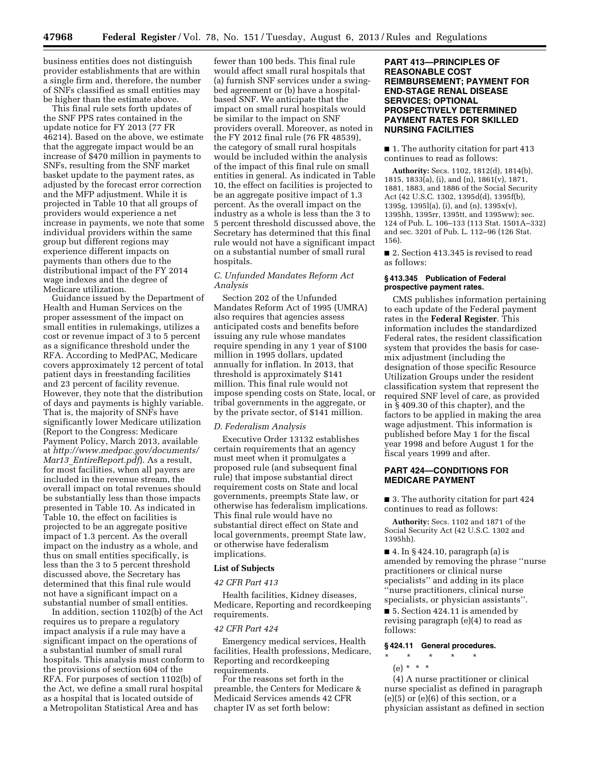business entities does not distinguish provider establishments that are within a single firm and, therefore, the number of SNFs classified as small entities may be higher than the estimate above.

This final rule sets forth updates of the SNF PPS rates contained in the update notice for FY 2013 (77 FR 46214). Based on the above, we estimate that the aggregate impact would be an increase of $470 million in payments to SNFs, resulting from the SNF market basket update to the payment rates, as adjusted by the forecast error correction and the MFP adjustment. While it is projected in Table 10 that all groups of providers would experience a net increase in payments, we note that some individual providers within the same group but different regions may experience different impacts on payments than others due to the distributional impact of the FY 2014 wage indexes and the degree of Medicare utilization.

Guidance issued by the Department of Health and Human Services on the proper assessment of the impact on small entities in rulemakings, utilizes a cost or revenue impact of 3 to 5 percent as a significance threshold under the RFA. According to MedPAC, Medicare covers approximately 12 percent of total patient days in freestanding facilities and 23 percent of facility revenue. However, they note that the distribution of days and payments is highly variable. That is, the majority of SNFs have significantly lower Medicare utilization (Report to the Congress: Medicare Payment Policy, March 2013, available at *http://www.medpac.gov/documents/Mar13_EntireReport.pdf*). As a result, for most facilities, when all payers are included in the revenue stream, the overall impact on total revenues should be substantially less than those impacts presented in Table 10. As indicated in Table 10, the effect on facilities is projected to be an aggregate positive impact of 1.3 percent. As the overall impact on the industry as a whole, and thus on small entities specifically, is less than the 3 to 5 percent threshold discussed above, the Secretary has determined that this final rule would not have a significant impact on a substantial number of small entities.

In addition, section 1102(b) of the Act requires us to prepare a regulatory impact analysis if a rule may have a significant impact on the operations of a substantial number of small rural hospitals. This analysis must conform to the provisions of section 604 of the RFA. For purposes of section 1102(b) of the Act, we define a small rural hospital as a hospital that is located outside of a Metropolitan Statistical Area and has fewer than 100 beds. This final rule would affect small rural hospitals that (a) furnish SNF services under a swing-bed agreement or (b) have a hospital-based SNF. We anticipate that the impact on small rural hospitals would be similar to the impact on SNF providers overall. Moreover, as noted in the FY 2012 final rule (76 FR 48539), the category of small rural hospitals would be included within the analysis of the impact of this final rule on small entities in general. As indicated in Table 10, the effect on facilities is projected to be an aggregate positive impact of 1.3 percent. As the overall impact on the industry as a whole is less than the 3 to 5 percent threshold discussed above, the Secretary has determined that this final rule would not have a significant impact on a substantial number of small rural hospitals.

### *C. Unfunded Mandates Reform Act Analysis*

Section 202 of the Unfunded Mandates Reform Act of 1995 (UMRA) also requires that agencies assess anticipated costs and benefits before issuing any rule whose mandates require spending in any 1 year of $100 million in 1995 dollars, updated annually for inflation. In 2013, that threshold is approximately $141 million. This final rule would not impose spending costs on State, local, or tribal governments in the aggregate, or by the private sector, of $141 million.

### *D. Federalism Analysis*

Executive Order 13132 establishes certain requirements that an agency must meet when it promulgates a proposed rule (and subsequent final rule) that impose substantial direct requirement costs on State and local governments, preempts State law, or otherwise has federalism implications. This final rule would have no substantial direct effect on State and local governments, preempt State law, or otherwise have federalism implications.

### List of Subjects

*42 CFR Part 413*

Health facilities, Kidney diseases, Medicare, Reporting and recordkeeping requirements.

*42 CFR Part 424*

Emergency medical services, Health facilities, Health professions, Medicare, Reporting and recordkeeping requirements.

For the reasons set forth in the preamble, the Centers for Medicare & Medicaid Services amends 42 CFR chapter IV as set forth below:

## PART 413—PRINCIPLES OF REASONABLE COST REIMBURSEMENT; PAYMENT FOR END-STAGE RENAL DISEASE SERVICES; OPTIONAL PROSPECTIVELY DETERMINED PAYMENT RATES FOR SKILLED NURSING FACILITIES

■ 1. The authority citation for part 413 continues to read as follows:

**Authority:** Secs. 1102, 1812(d), 1814(b), 1815, 1833(a), (i), and (n), 1861(v), 1871, 1881, 1883, and 1886 of the Social Security Act (42 U.S.C. 1302, 1395d(d), 1395f(b), 1395g, 1395l(a), (i), and (n), 1395x(v), 1395hh, 1395rr, 1395tt, and 1395ww); sec. 124 of Pub. L. 106–133 (113 Stat. 1501A–332) and sec. 3201 of Pub. L. 112–96 (126 Stat. 156).

■ 2. Section 413.345 is revised to read as follows:

#### § 413.345 Publication of Federal prospective payment rates.

CMS publishes information pertaining to each update of the Federal payment rates in the **Federal Register**. This information includes the standardized Federal rates, the resident classification system that provides the basis for case-mix adjustment (including the designation of those specific Resource Utilization Groups under the resident classification system that represent the required SNF level of care, as provided in § 409.30 of this chapter), and the factors to be applied in making the area wage adjustment. This information is published before May 1 for the fiscal year 1998 and before August 1 for the fiscal years 1999 and after.

## PART 424—CONDITIONS FOR MEDICARE PAYMENT

■ 3. The authority citation for part 424 continues to read as follows:

**Authority:** Secs. 1102 and 1871 of the Social Security Act (42 U.S.C. 1302 and 1395hh).

■ 4. In § 424.10, paragraph (a) is amended by removing the phrase ''nurse practitioners or clinical nurse specialists'' and adding in its place ''nurse practitioners, clinical nurse specialists, or physician assistants''.

■ 5. Section 424.11 is amended by revising paragraph (e)(4) to read as follows:

#### § 424.11 General procedures.

\* \* \* \* \*

(e) \* \* \*

(4) A nurse practitioner or clinical nurse specialist as defined in paragraph (e)(5) or (e)(6) of this section, or a physician assistant as defined in section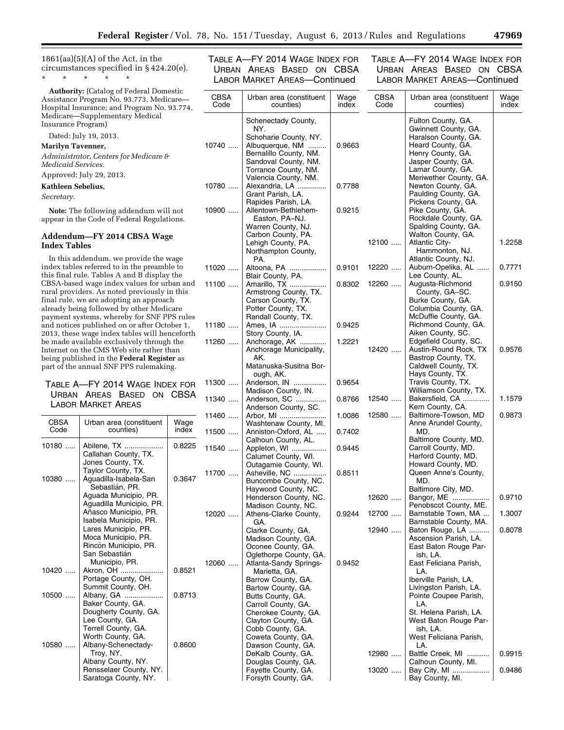1861(aa)(5)(A) of the Act, in the circumstances specified in § 424.20(e).

\* \* \* \* \*

**Authority:** (Catalog of Federal Domestic Assistance Program No. 93.773, Medicare—Hospital Insurance; and Program No. 93.774, Medicare—Supplementary Medical Insurance Program)

Dated: July 19, 2013.

**Marilyn Tavenner,**

*Administrator, Centers for Medicare & Medicaid Services.*

Approved: July 29, 2013.

**Kathleen Sebelius,**

*Secretary.*

**Note:** The following addendum will not appear in the Code of Federal Regulations.

## Addendum—FY 2014 CBSA Wage Index Tables

In this addendum, we provide the wage index tables referred to in the preamble to this final rule. Tables A and B display the CBSA-based wage index values for urban and rural providers. As noted previously in this final rule, we are adopting an approach already being followed by other Medicare payment systems, whereby for SNF PPS rules and notices published on or after October 1, 2013, these wage index tables will henceforth be made available exclusively through the Internet on the CMS Web site rather than being published in the **Federal Register** as part of the annual SNF PPS rulemaking.

TABLE A—FY 2014 WAGE INDEX FOR URBAN AREAS BASED ON CBSA LABOR MARKET AREAS

| CBSA Code | Urban area (constituent counties) | Wage index |
|---|---|---|
| 10180 | Abilene, TX | 0.8225 |
| | Callahan County, TX. | |
| | Jones County, TX. | |
| | Taylor County, TX. | |
| 10380 | Aguadilla-Isabela-San Sebastián, PR. | 0.3647 |
| | Aguada Municipio, PR. | |
| | Aguadilla Municipio, PR. | |
| | Añasco Municipio, PR. | |
| | Isabela Municipio, PR. | |
| | Lares Municipio, PR. | |
| | Moca Municipio, PR. | |
| | Rincón Municipio, PR. | |
| | San Sebastián Municipio, PR. | |
| 10420 | Akron, OH | 0.8521 |
| | Portage County, OH. | |
| | Summit County, OH. | |
| 10500 | Albany, GA | 0.8713 |
| | Baker County, GA. | |
| | Dougherty County, GA. | |
| | Lee County, GA. | |
| | Terrell County, GA. | |
| | Worth County, GA. | |
| 10580 | Albany-Schenectady-Troy, NY. | 0.8600 |
| | Albany County, NY. | |
| | Rensselaer County, NY. | |
| | Saratoga County, NY. | |
| | Schenectady County, NY. | |
| | Schoharie County, NY. | |
| 10740 | Albuquerque, NM | 0.9663 |
| | Bernalillo County, NM. | |
| | Sandoval County, NM. | |
| | Torrance County, NM. | |
| | Valencia County, NM. | |
| 10780 | Alexandria, LA | 0.7788 |
| | Grant Parish, LA. | |
| | Rapides Parish, LA. | |
| 10900 | Allentown-Bethlehem-Easton, PA–NJ. | 0.9215 |
| | Warren County, NJ. | |
| | Carbon County, PA. | |
| | Lehigh County, PA. | |
| | Northampton County, PA. | |
| 11020 | Altoona, PA | 0.9101 |
| | Blair County, PA. | |
| 11100 | Amarillo, TX | 0.8302 |
| | Armstrong County, TX. | |
| | Carson County, TX. | |
| | Potter County, TX. | |
| | Randall County, TX. | |
| 11180 | Ames, IA | 0.9425 |
| | Story County, IA. | |
| 11260 | Anchorage, AK | 1.2221 |
| | Anchorage Municipality, AK. | |
| | Matanuska-Susitna Borough, AK. | |
| 11300 | Anderson, IN | 0.9654 |
| | Madison County, IN. | |
| 11340 | Anderson, SC | 0.8766 |
| | Anderson County, SC. | |
| 11460 | Arbor, MI | 1.0086 |
| | Washtenaw County, MI. | |
| 11500 | Anniston-Oxford, AL | 0.7402 |
| | Calhoun County, AL. | |
| 11540 | Appleton, WI | 0.9445 |
| | Calumet County, WI. | |
| | Outagamie County, WI. | |
| 11700 | Asheville, NC | 0.8511 |
| | Buncombe County, NC. | |
| | Haywood County, NC. | |
| | Henderson County, NC. | |
| | Madison County, NC. | |
| 12020 | Athens-Clarke County, GA. | 0.9244 |
| | Clarke County, GA. | |
| | Madison County, GA. | |
| | Oconee County, GA. | |
| | Oglethorpe County, GA. | |
| 12060 | Atlanta-Sandy Springs-Marietta, GA. | 0.9452 |
| | Barrow County, GA. | |
| | Bartow County, GA. | |
| | Butts County, GA. | |
| | Carroll County, GA. | |
| | Cherokee County, GA. | |
| | Clayton County, GA. | |
| | Cobb County, GA. | |
| | Coweta County, GA. | |
| | Dawson County, GA. | |
| | DeKalb County, GA. | |
| | Douglas County, GA. | |
| | Fayette County, GA. | |
| | Forsyth County, GA. | |
| | Fulton County, GA. | |
| | Gwinnett County, GA. | |
| | Haralson County, GA. | |
| | Heard County, GA. | |
| | Henry County, GA. | |
| | Jasper County, GA. | |
| | Lamar County, GA. | |
| | Meriwether County, GA. | |
| | Newton County, GA. | |
| | Paulding County, GA. | |
| | Pickens County, GA. | |
| | Pike County, GA. | |
| | Rockdale County, GA. | |
| | Spalding County, GA. | |
| | Walton County, GA. | |
| 12100 | Atlantic City-Hammonton, NJ. | 1.2258 |
| | Atlantic County, NJ. | |
| 12220 | Auburn-Opelika, AL | 0.7771 |
| | Lee County, AL. | |
| 12260 | Augusta-Richmond County, GA–SC. | 0.9150 |
| | Burke County, GA. | |
| | Columbia County, GA. | |
| | McDuffie County, GA. | |
| | Richmond County, GA. | |
| | Aiken County, SC. | |
| | Edgefield County, SC. | |
| 12420 | Austin-Round Rock, TX | 0.9576 |
| | Bastrop County, TX. | |
| | Caldwell County, TX. | |
| | Hays County, TX. | |
| | Travis County, TX. | |
| | Williamson County, TX. | |
| 12540 | Bakersfield, CA | 1.1579 |
| | Kern County, CA. | |
| 12580 | Baltimore-Towson, MD | 0.9873 |
| | Anne Arundel County, MD. | |
| | Baltimore County, MD. | |
| | Carroll County, MD. | |
| | Harford County, MD. | |
| | Howard County, MD. | |
| | Queen Anne's County, MD. | |
| | Baltimore City, MD. | |
| 12620 | Bangor, ME | 0.9710 |
| | Penobscot County, ME. | |
| 12700 | Barnstable Town, MA | 1.3007 |
| | Barnstable County, MA. | |
| 12940 | Baton Rouge, LA | 0.8078 |
| | Ascension Parish, LA. | |
| | East Baton Rouge Parish, LA. | |
| | East Feliciana Parish, LA. | |
| | Iberville Parish, LA. | |
| | Livingston Parish, LA. | |
| | Pointe Coupee Parish, LA. | |
| | St. Helena Parish, LA. | |
| | West Baton Rouge Parish, LA. | |
| | West Feliciana Parish, LA. | |
| 12980 | Battle Creek, MI | 0.9915 |
| | Calhoun County, MI. | |
| 13020 | Bay City, MI | 0.9486 |
| | Bay County, MI. | |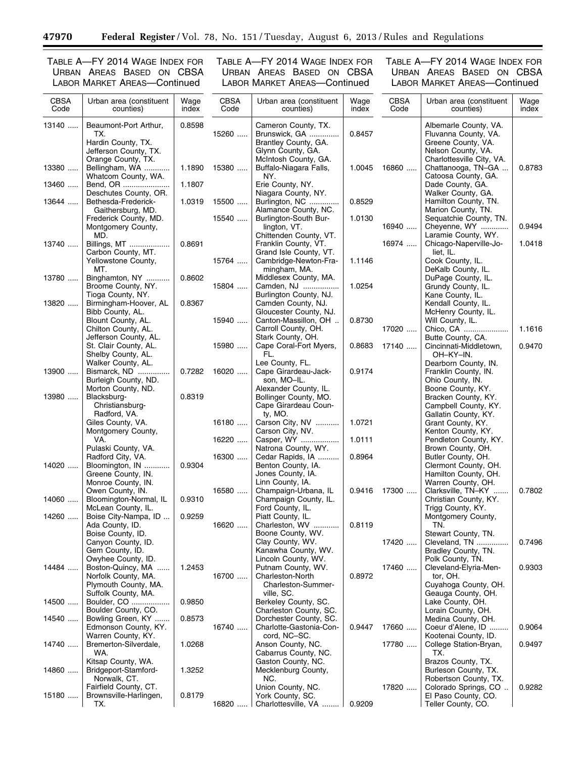TABLE A—FY 2014 WAGE INDEX FOR URBAN AREAS BASED ON CBSA LABOR MARKET AREAS—Continued

| CBSA Code | Urban area (constituent counties) | Wage index |
|---|---|---|
| 13140 | Beaumont-Port Arthur, TX. | 0.8598 |
| | Hardin County, TX. | |
| | Jefferson County, TX. | |
| | Orange County, TX. | |
| 13380 | Bellingham, WA | 1.1890 |
| | Whatcom County, WA. | |
| 13460 | Bend, OR | 1.1807 |
| | Deschutes County, OR. | |
| 13644 | Bethesda-Frederick-Gaithersburg, MD. | 1.0319 |
| | Frederick County, MD. | |
| | Montgomery County, MD. | |
| 13740 | Billings, MT | 0.8691 |
| | Carbon County, MT. | |
| | Yellowstone County, MT. | |
| 13780 | Binghamton, NY | 0.8602 |
| | Broome County, NY. | |
| | Tioga County, NY. | |
| 13820 | Birmingham-Hoover, AL | 0.8367 |
| | Bibb County, AL. | |
| | Blount County, AL. | |
| | Chilton County, AL. | |
| | Jefferson County, AL. | |
| | St. Clair County, AL. | |
| | Shelby County, AL. | |
| | Walker County, AL. | |
| 13900 | Bismarck, ND | 0.7282 |
| | Burleigh County, ND. | |
| | Morton County, ND. | |
| 13980 | Blacksburg-Christiansburg-Radford, VA. | 0.8319 |
| | Giles County, VA. | |
| | Montgomery County, VA. | |
| | Pulaski County, VA. | |
| | Radford City, VA. | |
| 14020 | Bloomington, IN | 0.9304 |
| | Greene County, IN. | |
| | Monroe County, IN. | |
| | Owen County, IN. | |
| 14060 | Bloomington-Normal, IL | 0.9310 |
| | McLean County, IL. | |
| 14260 | Boise City-Nampa, ID | 0.9259 |
| | Ada County, ID. | |
| | Boise County, ID. | |
| | Canyon County, ID. | |
| | Gem County, ID. | |
| | Owyhee County, ID. | |
| 14484 | Boston-Quincy, MA | 1.2453 |
| | Norfolk County, MA. | |
| | Plymouth County, MA. | |
| | Suffolk County, MA. | |
| 14500 | Boulder, CO | 0.9850 |
| | Boulder County, CO. | |
| 14540 | Bowling Green, KY | 0.8573 |
| | Edmonson County, KY. | |
| | Warren County, KY. | |
| 14740 | Bremerton-Silverdale, WA. | 1.0268 |
| | Kitsap County, WA. | |
| 14860 | Bridgeport-Stamford-Norwalk, CT. | 1.3252 |
| | Fairfield County, CT. | |
| 15180 | Brownsville-Harlingen, TX. | 0.8179 |
| | Cameron County, TX. | |
| 15260 | Brunswick, GA | 0.8457 |
| | Brantley County, GA. | |
| | Glynn County, GA. | |
| | McIntosh County, GA. | |
| 15380 | Buffalo-Niagara Falls, NY. | 1.0045 |
| | Erie County, NY. | |
| | Niagara County, NY. | |
| 15500 | Burlington, NC | 0.8529 |
| | Alamance County, NC. | |
| 15540 | Burlington-South Burlington, VT. | 1.0130 |
| | Chittenden County, VT. | |
| | Franklin County, VT. | |
| | Grand Isle County, VT. | |
| 15764 | Cambridge-Newton-Framingham, MA. | 1.1146 |
| | Middlesex County, MA. | |
| 15804 | Camden, NJ | 1.0254 |
| | Burlington County, NJ. | |
| | Camden County, NJ. | |
| | Gloucester County, NJ. | |
| 15940 | Canton-Massillon, OH | 0.8730 |
| | Carroll County, OH. | |
| | Stark County, OH. | |
| 15980 | Cape Coral-Fort Myers, FL. | 0.8683 |
| | Lee County, FL. | |
| 16020 | Cape Girardeau-Jackson, MO–IL. | 0.9174 |
| | Alexander County, IL. | |
| | Bollinger County, MO. | |
| | Cape Girardeau County, MO. | |
| 16180 | Carson City, NV | 1.0721 |
| | Carson City, NV. | |
| 16220 | Casper, WY | 1.0111 |
| | Natrona County, WY. | |
| 16300 | Cedar Rapids, IA | 0.8964 |
| | Benton County, IA. | |
| | Jones County, IA. | |
| | Linn County, IA. | |
| 16580 | Champaign-Urbana, IL | 0.9416 |
| | Champaign County, IL. | |
| | Ford County, IL. | |
| | Piatt County, IL. | |
| 16620 | Charleston, WV | 0.8119 |
| | Boone County, WV. | |
| | Clay County, WV. | |
| | Kanawha County, WV. | |
| | Lincoln County, WV. | |
| | Putnam County, WV. | |
| 16700 | Charleston-North Charleston-Summerville, SC. | 0.8972 |
| | Berkeley County, SC. | |
| | Charleston County, SC. | |
| | Dorchester County, SC. | |
| 16740 | Charlotte-Gastonia-Concord, NC–SC. | 0.9447 |
| | Anson County, NC. | |
| | Cabarrus County, NC. | |
| | Gaston County, NC. | |
| | Mecklenburg County, NC. | |
| | Union County, NC. | |
| | York County, SC. | |
| 16820 | Charlottesville, VA | 0.9209 |
| | Albemarle County, VA. | |
| | Fluvanna County, VA. | |
| | Greene County, VA. | |
| | Nelson County, VA. | |
| | Charlottesville City, VA. | |
| 16860 | Chattanooga, TN–GA | 0.8783 |
| | Catoosa County, GA. | |
| | Dade County, GA. | |
| | Walker County, GA. | |
| | Hamilton County, TN. | |
| | Marion County, TN. | |
| | Sequatchie County, TN. | |
| 16940 | Cheyenne, WY | 0.9494 |
| | Laramie County, WY. | |
| 16974 | Chicago-Naperville-Joliet, IL. | 1.0418 |
| | Cook County, IL. | |
| | DeKalb County, IL. | |
| | DuPage County, IL. | |
| | Grundy County, IL. | |
| | Kane County, IL. | |
| | Kendall County, IL. | |
| | McHenry County, IL. | |
| | Will County, IL. | |
| 17020 | Chico, CA | 1.1616 |
| | Butte County, CA. | |
| 17140 | Cincinnati-Middletown, OH–KY–IN. | 0.9470 |
| | Dearborn County, IN. | |
| | Franklin County, IN. | |
| | Ohio County, IN. | |
| | Boone County, KY. | |
| | Bracken County, KY. | |
| | Campbell County, KY. | |
| | Gallatin County, KY. | |
| | Grant County, KY. | |
| | Kenton County, KY. | |
| | Pendleton County, KY. | |
| | Brown County, OH. | |
| | Butler County, OH. | |
| | Clermont County, OH. | |
| | Hamilton County, OH. | |
| | Warren County, OH. | |
| 17300 | Clarksville, TN–KY | 0.7802 |
| | Christian County, KY. | |
| | Trigg County, KY. | |
| | Montgomery County, TN. | |
| | Stewart County, TN. | |
| 17420 | Cleveland, TN | 0.7496 |
| | Bradley County, TN. | |
| | Polk County, TN. | |
| 17460 | Cleveland-Elyria-Mentor, OH. | 0.9303 |
| | Cuyahoga County, OH. | |
| | Geauga County, OH. | |
| | Lake County, OH. | |
| | Lorain County, OH. | |
| | Medina County, OH. | |
| 17660 | Coeur d'Alene, ID | 0.9064 |
| | Kootenai County, ID. | |
| 17780 | College Station-Bryan, TX. | 0.9497 |
| | Brazos County, TX. | |
| | Burleson County, TX. | |
| | Robertson County, TX. | |
| 17820 | Colorado Springs, CO | 0.9282 |
| | El Paso County, CO. | |
| | Teller County, CO. | |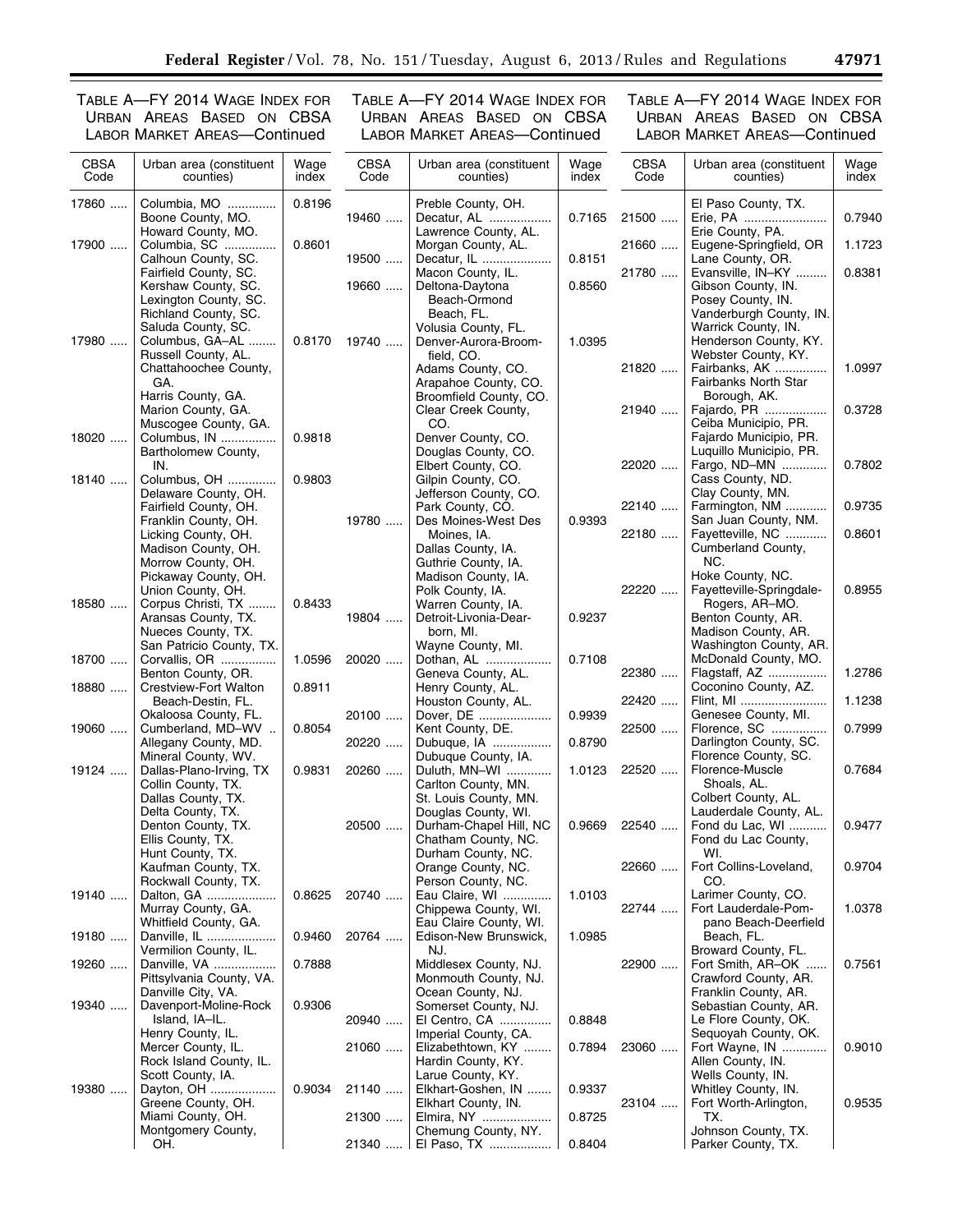TABLE A—FY 2014 WAGE INDEX FOR URBAN AREAS BASED ON CBSA LABOR MARKET AREAS—Continued

| CBSA Code | Urban area (constituent counties) | Wage index |
|---|---|---|
| 17860 | Columbia, MO | 0.8196 |
| | Boone County, MO. | |
| | Howard County, MO. | |
| 17900 | Columbia, SC | 0.8601 |
| | Calhoun County, SC. | |
| | Fairfield County, SC. | |
| | Kershaw County, SC. | |
| | Lexington County, SC. | |
| | Richland County, SC. | |
| | Saluda County, SC. | |
| 17980 | Columbus, GA–AL | 0.8170 |
| | Russell County, AL. | |
| | Chattahoochee County, GA. | |
| | Harris County, GA. | |
| | Marion County, GA. | |
| | Muscogee County, GA. | |
| 18020 | Columbus, IN | 0.9818 |
| | Bartholomew County, IN. | |
| 18140 | Columbus, OH | 0.9803 |
| | Delaware County, OH. | |
| | Fairfield County, OH. | |
| | Franklin County, OH. | |
| | Licking County, OH. | |
| | Madison County, OH. | |
| | Morrow County, OH. | |
| | Pickaway County, OH. | |
| | Union County, OH. | |
| 18580 | Corpus Christi, TX | 0.8433 |
| | Aransas County, TX. | |
| | Nueces County, TX. | |
| | San Patricio County, TX. | |
| 18700 | Corvallis, OR | 1.0596 |
| | Benton County, OR. | |
| 18880 | Crestview-Fort Walton Beach-Destin, FL. | 0.8911 |
| | Okaloosa County, FL. | |
| 19060 | Cumberland, MD–WV | 0.8054 |
| | Allegany County, MD. | |
| | Mineral County, WV. | |
| 19124 | Dallas-Plano-Irving, TX | 0.9831 |
| | Collin County, TX. | |
| | Dallas County, TX. | |
| | Delta County, TX. | |
| | Denton County, TX. | |
| | Ellis County, TX. | |
| | Hunt County, TX. | |
| | Kaufman County, TX. | |
| | Rockwall County, TX. | |
| 19140 | Dalton, GA | 0.8625 |
| | Murray County, GA. | |
| | Whitfield County, GA. | |
| 19180 | Danville, IL | 0.9460 |
| | Vermilion County, IL. | |
| 19260 | Danville, VA | 0.7888 |
| | Pittsylvania County, VA. | |
| | Danville City, VA. | |
| 19340 | Davenport-Moline-Rock Island, IA–IL. | 0.9306 |
| | Henry County, IL. | |
| | Mercer County, IL. | |
| | Rock Island County, IL. | |
| | Scott County, IA. | |
| 19380 | Dayton, OH | 0.9034 |
| | Greene County, OH. | |
| | Miami County, OH. | |
| | Montgomery County, OH. | |
| | Preble County, OH. | |
| 19460 | Decatur, AL | 0.7165 |
| | Lawrence County, AL. | |
| | Morgan County, AL. | |
| 19500 | Decatur, IL | 0.8151 |
| | Macon County, IL. | |
| 19660 | Deltona-Daytona Beach-Ormond Beach, FL. | 0.8560 |
| | Volusia County, FL. | |
| 19740 | Denver-Aurora-Broomfield, CO. | 1.0395 |
| | Adams County, CO. | |
| | Arapahoe County, CO. | |
| | Broomfield County, CO. | |
| | Clear Creek County, CO. | |
| | Denver County, CO. | |
| | Douglas County, CO. | |
| | Elbert County, CO. | |
| | Gilpin County, CO. | |
| | Jefferson County, CO. | |
| | Park County, CO. | |
| 19780 | Des Moines-West Des Moines, IA. | 0.9393 |
| | Dallas County, IA. | |
| | Guthrie County, IA. | |
| | Madison County, IA. | |
| | Polk County, IA. | |
| | Warren County, IA. | |
| 19804 | Detroit-Livonia-Dearborn, MI. | 0.9237 |
| | Wayne County, MI. | |
| 20020 | Dothan, AL | 0.7108 |
| | Geneva County, AL. | |
| | Henry County, AL. | |
| | Houston County, AL. | |
| 20100 | Dover, DE | 0.9939 |
| | Kent County, DE. | |
| 20220 | Dubuque, IA | 0.8790 |
| | Dubuque County, IA. | |
| 20260 | Duluth, MN–WI | 1.0123 |
| | Carlton County, MN. | |
| | St. Louis County, MN. | |
| | Douglas County, WI. | |
| 20500 | Durham-Chapel Hill, NC | 0.9669 |
| | Chatham County, NC. | |
| | Durham County, NC. | |
| | Orange County, NC. | |
| | Person County, NC. | |
| 20740 | Eau Claire, WI | 1.0103 |
| | Chippewa County, WI. | |
| | Eau Claire County, WI. | |
| 20764 | Edison-New Brunswick, NJ. | 1.0985 |
| | Middlesex County, NJ. | |
| | Monmouth County, NJ. | |
| | Ocean County, NJ. | |
| | Somerset County, NJ. | |
| 20940 | El Centro, CA | 0.8848 |
| | Imperial County, CA. | |
| 21060 | Elizabethtown, KY | 0.7894 |
| | Hardin County, KY. | |
| | Larue County, KY. | |
| 21140 | Elkhart-Goshen, IN | 0.9337 |
| | Elkhart County, IN. | |
| 21300 | Elmira, NY | 0.8725 |
| | Chemung County, NY. | |
| 21340 | El Paso, TX | 0.8404 |
| | El Paso County, TX. | |
| 21500 | Erie, PA | 0.7940 |
| | Erie County, PA. | |
| 21660 | Eugene-Springfield, OR | 1.1723 |
| | Lane County, OR. | |
| 21780 | Evansville, IN–KY | 0.8381 |
| | Gibson County, IN. | |
| | Posey County, IN. | |
| | Vanderburgh County, IN. | |
| | Warrick County, IN. | |
| | Henderson County, KY. | |
| | Webster County, KY. | |
| 21820 | Fairbanks, AK | 1.0997 |
| | Fairbanks North Star Borough, AK. | |
| 21940 | Fajardo, PR | 0.3728 |
| | Ceiba Municipio, PR. | |
| | Fajardo Municipio, PR. | |
| | Luquillo Municipio, PR. | |
| 22020 | Fargo, ND–MN | 0.7802 |
| | Cass County, ND. | |
| | Clay County, MN. | |
| 22140 | Farmington, NM | 0.9735 |
| | San Juan County, NM. | |
| 22180 | Fayetteville, NC | 0.8601 |
| | Cumberland County, NC. | |
| | Hoke County, NC. | |
| 22220 | Fayetteville-Springdale-Rogers, AR–MO. | 0.8955 |
| | Benton County, AR. | |
| | Madison County, AR. | |
| | Washington County, AR. | |
| | McDonald County, MO. | |
| 22380 | Flagstaff, AZ | 1.2786 |
| | Coconino County, AZ. | |
| 22420 | Flint, MI | 1.1238 |
| | Genesee County, MI. | |
| 22500 | Florence, SC | 0.7999 |
| | Darlington County, SC. | |
| | Florence County, SC. | |
| 22520 | Florence-Muscle Shoals, AL. | 0.7684 |
| | Colbert County, AL. | |
| | Lauderdale County, AL. | |
| 22540 | Fond du Lac, WI | 0.9477 |
| | Fond du Lac County, WI. | |
| 22660 | Fort Collins-Loveland, CO. | 0.9704 |
| | Larimer County, CO. | |
| 22744 | Fort Lauderdale-Pompano Beach-Deerfield Beach, FL. | 1.0378 |
| | Broward County, FL. | |
| 22900 | Fort Smith, AR–OK | 0.7561 |
| | Crawford County, AR. | |
| | Franklin County, AR. | |
| | Sebastian County, AR. | |
| | Le Flore County, OK. | |
| | Sequoyah County, OK. | |
| 23060 | Fort Wayne, IN | 0.9010 |
| | Allen County, IN. | |
| | Wells County, IN. | |
| | Whitley County, IN. | |
| 23104 | Fort Worth-Arlington, TX. | 0.9535 |
| | Johnson County, TX. | |
| | Parker County, TX. | |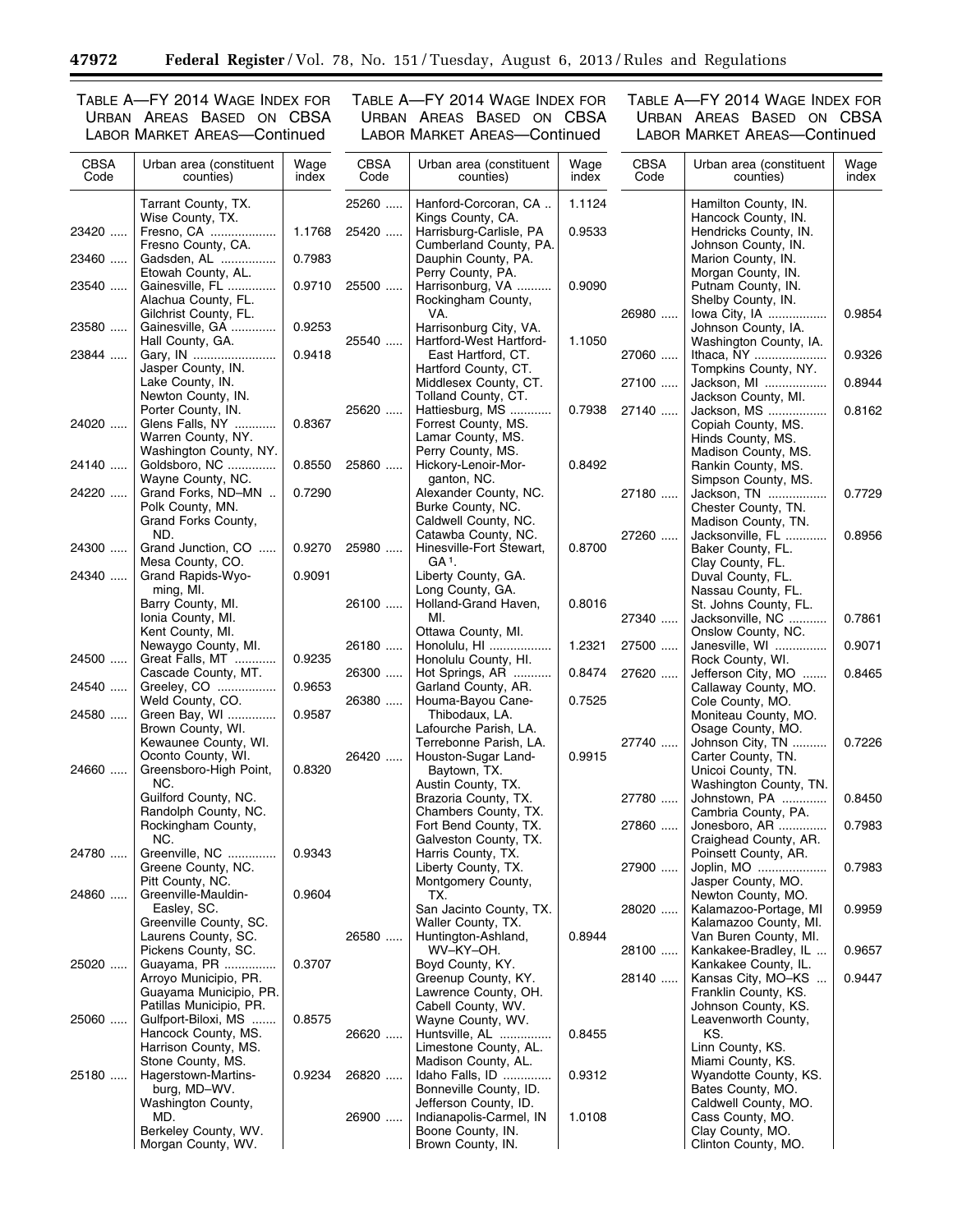TABLE A—FY 2014 WAGE INDEX FOR URBAN AREAS BASED ON CBSA LABOR MARKET AREAS—Continued

| CBSA Code | Urban area (constituent counties) | Wage index |
|---|---|---|
| | Tarrant County, TX. | |
| | Wise County, TX. | |
| 23420 | Fresno, CA | 1.1768 |
| | Fresno County, CA. | |
| 23460 | Gadsden, AL | 0.7983 |
| | Etowah County, AL. | |
| 23540 | Gainesville, FL | 0.9710 |
| | Alachua County, FL. | |
| | Gilchrist County, FL. | |
| 23580 | Gainesville, GA | 0.9253 |
| | Hall County, GA. | |
| 23844 | Gary, IN | 0.9418 |
| | Jasper County, IN. | |
| | Lake County, IN. | |
| | Newton County, IN. | |
| | Porter County, IN. | |
| 24020 | Glens Falls, NY | 0.8367 |
| | Warren County, NY. | |
| | Washington County, NY. | |
| 24140 | Goldsboro, NC | 0.8550 |
| | Wayne County, NC. | |
| 24220 | Grand Forks, ND–MN | 0.7290 |
| | Polk County, MN. | |
| | Grand Forks County, ND. | |
| 24300 | Grand Junction, CO | 0.9270 |
| | Mesa County, CO. | |
| 24340 | Grand Rapids-Wyoming, MI. | 0.9091 |
| | Barry County, MI. | |
| | Ionia County, MI. | |
| | Kent County, MI. | |
| | Newaygo County, MI. | |
| 24500 | Great Falls, MT | 0.9235 |
| | Cascade County, MT. | |
| 24540 | Greeley, CO | 0.9653 |
| | Weld County, CO. | |
| 24580 | Green Bay, WI | 0.9587 |
| | Brown County, WI. | |
| | Kewaunee County, WI. | |
| | Oconto County, WI. | |
| 24660 | Greensboro-High Point, NC. | 0.8320 |
| | Guilford County, NC. | |
| | Randolph County, NC. | |
| | Rockingham County, NC. | |
| 24780 | Greenville, NC | 0.9343 |
| | Greene County, NC. | |
| | Pitt County, NC. | |
| 24860 | Greenville-Mauldin-Easley, SC. | 0.9604 |
| | Greenville County, SC. | |
| | Laurens County, SC. | |
| | Pickens County, SC. | |
| 25020 | Guayama, PR | 0.3707 |
| | Arroyo Municipio, PR. | |
| | Guayama Municipio, PR. | |
| | Patillas Municipio, PR. | |
| 25060 | Gulfport-Biloxi, MS | 0.8575 |
| | Hancock County, MS. | |
| | Harrison County, MS. | |
| | Stone County, MS. | |
| 25180 | Hagerstown-Martinsburg, MD–WV. | 0.9234 |
| | Washington County, MD. | |
| | Berkeley County, WV. | |
| | Morgan County, WV. | |
| 25260 | Hanford-Corcoran, CA | 1.1124 |
| | Kings County, CA. | |
| 25420 | Harrisburg-Carlisle, PA | 0.9533 |
| | Cumberland County, PA. | |
| | Dauphin County, PA. | |
| | Perry County, PA. | |
| 25500 | Harrisonburg, VA | 0.9090 |
| | Rockingham County, VA. | |
| | Harrisonburg City, VA. | |
| 25540 | Hartford-West Hartford-East Hartford, CT. | 1.1050 |
| | Hartford County, CT. | |
| | Middlesex County, CT. | |
| | Tolland County, CT. | |
| 25620 | Hattiesburg, MS | 0.7938 |
| | Forrest County, MS. | |
| | Lamar County, MS. | |
| | Perry County, MS. | |
| 25860 | Hickory-Lenoir-Morganton, NC. | 0.8492 |
| | Alexander County, NC. | |
| | Burke County, NC. | |
| | Caldwell County, NC. | |
| | Catawba County, NC. | |
| 25980 | Hinesville-Fort Stewart, GA [1]. | 0.8700 |
| | Liberty County, GA. | |
| | Long County, GA. | |
| 26100 | Holland-Grand Haven, MI. | 0.8016 |
| | Ottawa County, MI. | |
| 26180 | Honolulu, HI | 1.2321 |
| | Honolulu County, HI. | |
| 26300 | Hot Springs, AR | 0.8474 |
| | Garland County, AR. | |
| 26380 | Houma-Bayou Cane-Thibodaux, LA. | 0.7525 |
| | Lafourche Parish, LA. | |
| | Terrebonne Parish, LA. | |
| 26420 | Houston-Sugar Land-Baytown, TX. | 0.9915 |
| | Austin County, TX. | |
| | Brazoria County, TX. | |
| | Chambers County, TX. | |
| | Fort Bend County, TX. | |
| | Galveston County, TX. | |
| | Harris County, TX. | |
| | Liberty County, TX. | |
| | Montgomery County, TX. | |
| | San Jacinto County, TX. | |
| | Waller County, TX. | |
| 26580 | Huntington-Ashland, WV–KY–OH. | 0.8944 |
| | Boyd County, KY. | |
| | Greenup County, KY. | |
| | Lawrence County, OH. | |
| | Cabell County, WV. | |
| | Wayne County, WV. | |
| 26620 | Huntsville, AL | 0.8455 |
| | Limestone County, AL. | |
| | Madison County, AL. | |
| 26820 | Idaho Falls, ID | 0.9312 |
| | Bonneville County, ID. | |
| | Jefferson County, ID. | |
| 26900 | Indianapolis-Carmel, IN | 1.0108 |
| | Boone County, IN. | |
| | Brown County, IN. | |
| | Hamilton County, IN. | |
| | Hancock County, IN. | |
| | Hendricks County, IN. | |
| | Johnson County, IN. | |
| | Marion County, IN. | |
| | Morgan County, IN. | |
| | Putnam County, IN. | |
| | Shelby County, IN. | |
| 26980 | Iowa City, IA | 0.9854 |
| | Johnson County, IA. | |
| | Washington County, IA. | |
| 27060 | Ithaca, NY | 0.9326 |
| | Tompkins County, NY. | |
| 27100 | Jackson, MI | 0.8944 |
| | Jackson County, MI. | |
| 27140 | Jackson, MS | 0.8162 |
| | Copiah County, MS. | |
| | Hinds County, MS. | |
| | Madison County, MS. | |
| | Rankin County, MS. | |
| | Simpson County, MS. | |
| 27180 | Jackson, TN | 0.7729 |
| | Chester County, TN. | |
| | Madison County, TN. | |
| 27260 | Jacksonville, FL | 0.8956 |
| | Baker County, FL. | |
| | Clay County, FL. | |
| | Duval County, FL. | |
| | Nassau County, FL. | |
| | St. Johns County, FL. | |
| 27340 | Jacksonville, NC | 0.7861 |
| | Onslow County, NC. | |
| 27500 | Janesville, WI | 0.9071 |
| | Rock County, WI. | |
| 27620 | Jefferson City, MO | 0.8465 |
| | Callaway County, MO. | |
| | Cole County, MO. | |
| | Moniteau County, MO. | |
| | Osage County, MO. | |
| 27740 | Johnson City, TN | 0.7226 |
| | Carter County, TN. | |
| | Unicoi County, TN. | |
| | Washington County, TN. | |
| 27780 | Johnstown, PA | 0.8450 |
| | Cambria County, PA. | |
| 27860 | Jonesboro, AR | 0.7983 |
| | Craighead County, AR. | |
| | Poinsett County, AR. | |
| 27900 | Joplin, MO | 0.7983 |
| | Jasper County, MO. | |
| | Newton County, MO. | |
| 28020 | Kalamazoo-Portage, MI | 0.9959 |
| | Kalamazoo County, MI. | |
| | Van Buren County, MI. | |
| 28100 | Kankakee-Bradley, IL | 0.9657 |
| | Kankakee County, IL. | |
| 28140 | Kansas City, MO–KS | 0.9447 |
| | Franklin County, KS. | |
| | Johnson County, KS. | |
| | Leavenworth County, KS. | |
| | Linn County, KS. | |
| | Miami County, KS. | |
| | Wyandotte County, KS. | |
| | Bates County, MO. | |
| | Caldwell County, MO. | |
| | Cass County, MO. | |
| | Clay County, MO. | |
| | Clinton County, MO. | |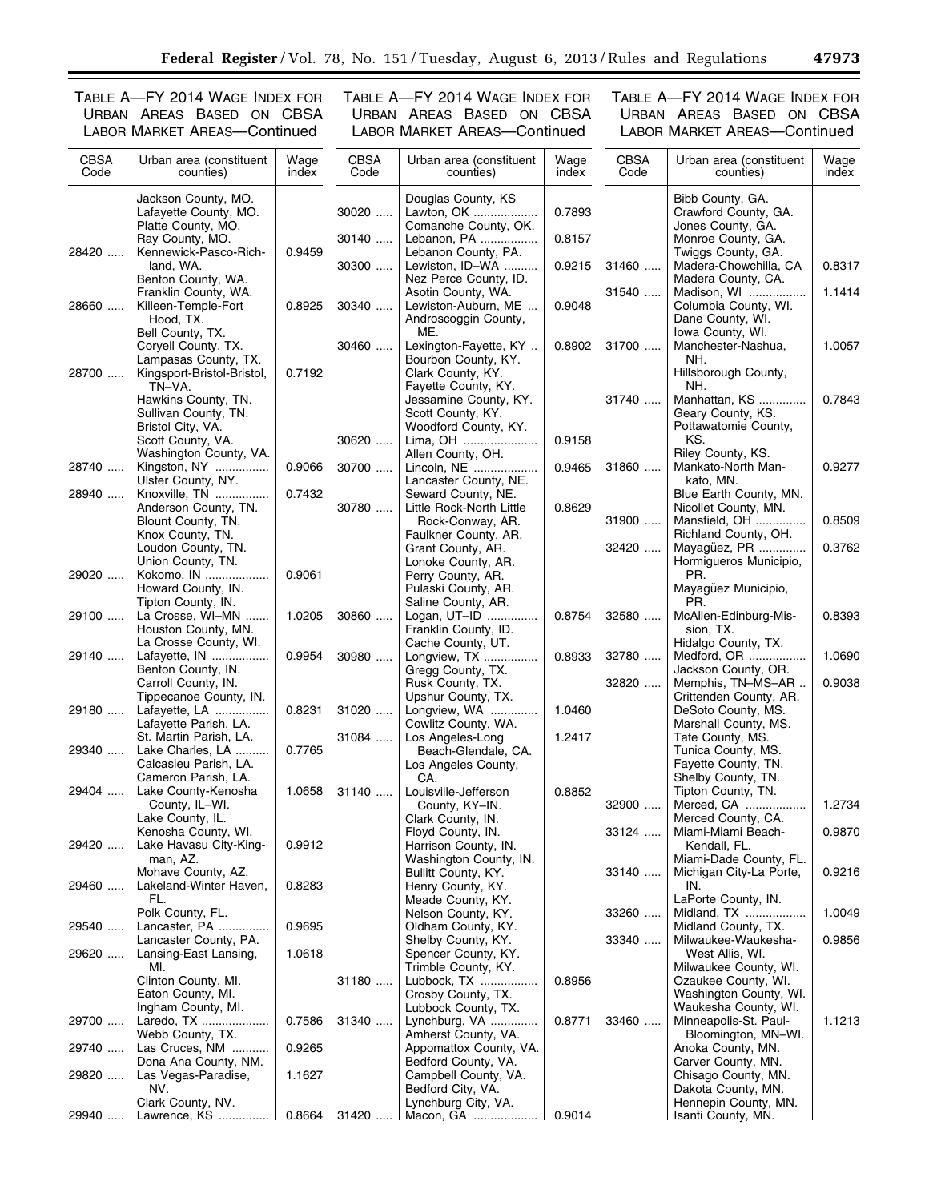TABLE A—FY 2014 WAGE INDEX FOR URBAN AREAS BASED ON CBSA LABOR MARKET AREAS—Continued

| CBSA Code | Urban area (constituent counties) | Wage index |
|---|---|---|
| | Jackson County, MO. | |
| | Lafayette County, MO. | |
| | Platte County, MO. | |
| | Ray County, MO. | |
| 28420 | Kennewick-Pasco-Richland, WA. | 0.9459 |
| | Benton County, WA. | |
| | Franklin County, WA. | |
| 28660 | Killeen-Temple-Fort Hood, TX. | 0.8925 |
| | Bell County, TX. | |
| | Coryell County, TX. | |
| | Lampasas County, TX. | |
| 28700 | Kingsport-Bristol-Bristol, TN–VA. | 0.7192 |
| | Hawkins County, TN. | |
| | Sullivan County, TN. | |
| | Bristol City, VA. | |
| | Scott County, VA. | |
| | Washington County, VA. | |
| 28740 | Kingston, NY | 0.9066 |
| | Ulster County, NY. | |
| 28940 | Knoxville, TN | 0.7432 |
| | Anderson County, TN. | |
| | Blount County, TN. | |
| | Knox County, TN. | |
| | Loudon County, TN. | |
| | Union County, TN. | |
| 29020 | Kokomo, IN | 0.9061 |
| | Howard County, IN. | |
| | Tipton County, IN. | |
| 29100 | La Crosse, WI–MN | 1.0205 |
| | Houston County, MN. | |
| | La Crosse County, WI. | |
| 29140 | Lafayette, IN | 0.9954 |
| | Benton County, IN. | |
| | Carroll County, IN. | |
| | Tippecanoe County, IN. | |
| 29180 | Lafayette, LA | 0.8231 |
| | Lafayette Parish, LA. | |
| | St. Martin Parish, LA. | |
| 29340 | Lake Charles, LA | 0.7765 |
| | Calcasieu Parish, LA. | |
| | Cameron Parish, LA. | |
| 29404 | Lake County-Kenosha County, IL–WI. | 1.0658 |
| | Lake County, IL. | |
| | Kenosha County, WI. | |
| 29420 | Lake Havasu City-Kingman, AZ. | 0.9912 |
| | Mohave County, AZ. | |
| 29460 | Lakeland-Winter Haven, FL. | 0.8283 |
| | Polk County, FL. | |
| 29540 | Lancaster, PA | 0.9695 |
| | Lancaster County, PA. | |
| 29620 | Lansing-East Lansing, MI. | 1.0618 |
| | Clinton County, MI. | |
| | Eaton County, MI. | |
| | Ingham County, MI. | |
| 29700 | Laredo, TX | 0.7586 |
| | Webb County, TX. | |
| 29740 | Las Cruces, NM | 0.9265 |
| | Dona Ana County, NM. | |
| 29820 | Las Vegas-Paradise, NV. | 1.1627 |
| | Clark County, NV. | |
| 29940 | Lawrence, KS | 0.8664 |
| | Douglas County, KS | |
| 30020 | Lawton, OK | 0.7893 |
| | Comanche County, OK. | |
| 30140 | Lebanon, PA | 0.8157 |
| | Lebanon County, PA. | |
| 30300 | Lewiston, ID–WA | 0.9215 |
| | Nez Perce County, ID. | |
| | Asotin County, WA. | |
| 30340 | Lewiston-Auburn, ME | 0.9048 |
| | Androscoggin County, ME. | |
| 30460 | Lexington-Fayette, KY | 0.8902 |
| | Bourbon County, KY. | |
| | Clark County, KY. | |
| | Fayette County, KY. | |
| | Jessamine County, KY. | |
| | Scott County, KY. | |
| | Woodford County, KY. | |
| 30620 | Lima, OH | 0.9158 |
| | Allen County, OH. | |
| 30700 | Lincoln, NE | 0.9465 |
| | Lancaster County, NE. | |
| | Seward County, NE. | |
| 30780 | Little Rock-North Little Rock-Conway, AR. | 0.8629 |
| | Faulkner County, AR. | |
| | Grant County, AR. | |
| | Lonoke County, AR. | |
| | Perry County, AR. | |
| | Pulaski County, AR. | |
| | Saline County, AR. | |
| 30860 | Logan, UT–ID | 0.8754 |
| | Franklin County, ID. | |
| | Cache County, UT. | |
| 30980 | Longview, TX | 0.8933 |
| | Gregg County, TX. | |
| | Rusk County, TX. | |
| | Upshur County, TX. | |
| 31020 | Longview, WA | 1.0460 |
| | Cowlitz County, WA. | |
| 31084 | Los Angeles-Long Beach-Glendale, CA. | 1.2417 |
| | Los Angeles County, CA. | |
| 31140 | Louisville-Jefferson County, KY–IN. | 0.8852 |
| | Clark County, IN. | |
| | Floyd County, IN. | |
| | Harrison County, IN. | |
| | Washington County, IN. | |
| | Bullitt County, KY. | |
| | Henry County, KY. | |
| | Meade County, KY. | |
| | Nelson County, KY. | |
| | Oldham County, KY. | |
| | Shelby County, KY. | |
| | Spencer County, KY. | |
| | Trimble County, KY. | |
| 31180 | Lubbock, TX | 0.8956 |
| | Crosby County, TX. | |
| | Lubbock County, TX. | |
| 31340 | Lynchburg, VA | 0.8771 |
| | Amherst County, VA. | |
| | Appomattox County, VA. | |
| | Bedford County, VA. | |
| | Campbell County, VA. | |
| | Bedford City, VA. | |
| | Lynchburg City, VA. | |
| 31420 | Macon, GA | 0.9014 |
| | Bibb County, GA. | |
| | Crawford County, GA. | |
| | Jones County, GA. | |
| | Monroe County, GA. | |
| | Twiggs County, GA. | |
| 31460 | Madera-Chowchilla, CA | 0.8317 |
| | Madera County, CA. | |
| 31540 | Madison, WI | 1.1414 |
| | Columbia County, WI. | |
| | Dane County, WI. | |
| | Iowa County, WI. | |
| 31700 | Manchester-Nashua, NH. | 1.0057 |
| | Hillsborough County, NH. | |
| 31740 | Manhattan, KS | 0.7843 |
| | Geary County, KS. | |
| | Pottawatomie County, KS. | |
| | Riley County, KS. | |
| 31860 | Mankato-North Mankato, MN. | 0.9277 |
| | Blue Earth County, MN. | |
| | Nicollet County, MN. | |
| 31900 | Mansfield, OH | 0.8509 |
| | Richland County, OH. | |
| 32420 | Mayagüez, PR | 0.3762 |
| | Hormigueros Municipio, PR. | |
| | Mayagüez Municipio, PR. | |
| 32580 | McAllen-Edinburg-Mission, TX. | 0.8393 |
| | Hidalgo County, TX. | |
| 32780 | Medford, OR | 1.0690 |
| | Jackson County, OR. | |
| 32820 | Memphis, TN–MS–AR | 0.9038 |
| | Crittenden County, AR. | |
| | DeSoto County, MS. | |
| | Marshall County, MS. | |
| | Tate County, MS. | |
| | Tunica County, MS. | |
| | Fayette County, TN. | |
| | Shelby County, TN. | |
| | Tipton County, TN. | |
| 32900 | Merced, CA | 1.2734 |
| | Merced County, CA. | |
| 33124 | Miami-Miami Beach-Kendall, FL. | 0.9870 |
| | Miami-Dade County, FL. | |
| 33140 | Michigan City-La Porte, IN. | 0.9216 |
| | LaPorte County, IN. | |
| 33260 | Midland, TX | 1.0049 |
| | Midland County, TX. | |
| 33340 | Milwaukee-Waukesha-West Allis, WI. | 0.9856 |
| | Milwaukee County, WI. | |
| | Ozaukee County, WI. | |
| | Washington County, WI. | |
| | Waukesha County, WI. | |
| 33460 | Minneapolis-St. Paul-Bloomington, MN–WI. | 1.1213 |
| | Anoka County, MN. | |
| | Carver County, MN. | |
| | Chisago County, MN. | |
| | Dakota County, MN. | |
| | Hennepin County, MN. | |
| | Isanti County, MN. | |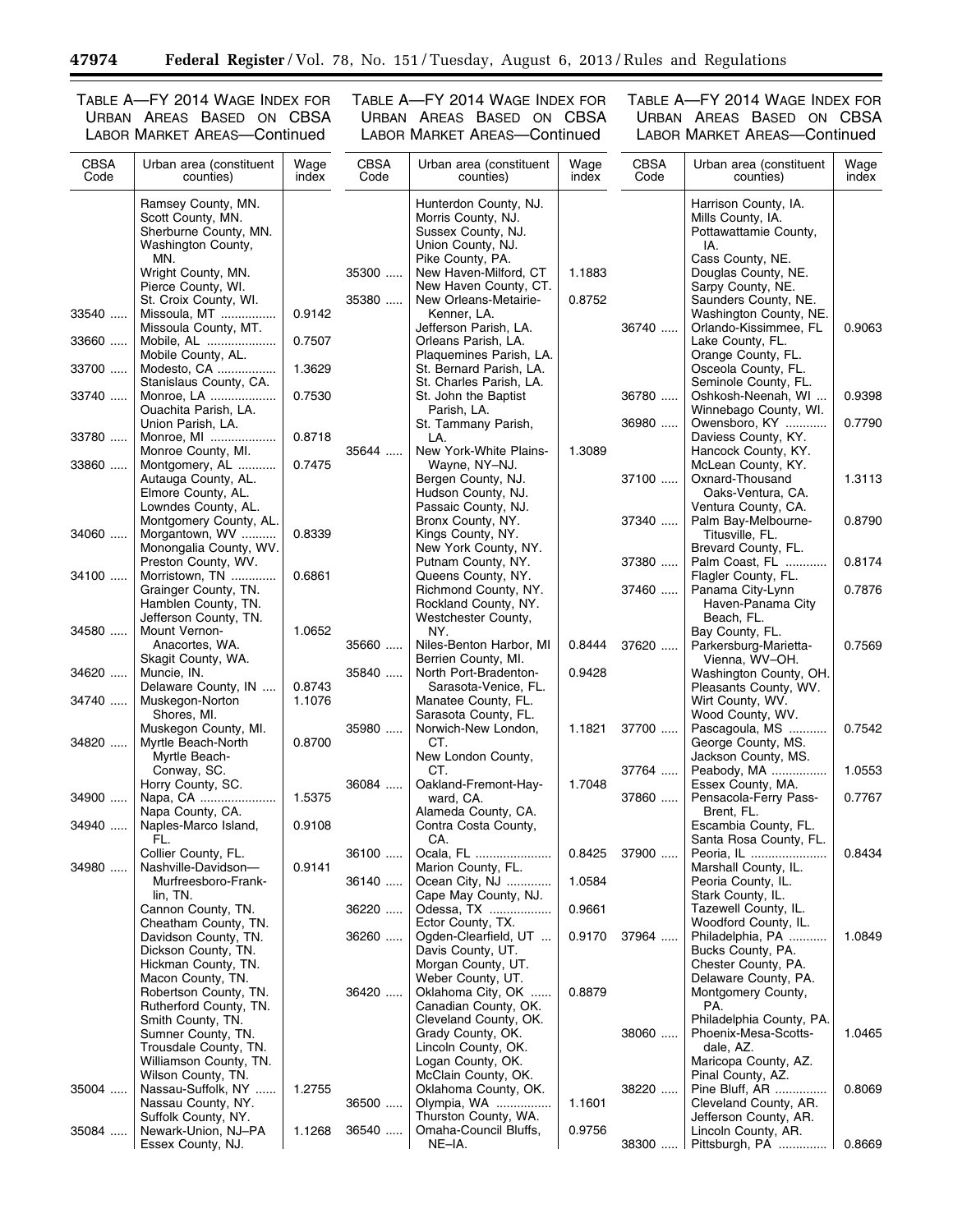TABLE A—FY 2014 WAGE INDEX FOR URBAN AREAS BASED ON CBSA LABOR MARKET AREAS—Continued

| CBSA Code | Urban area (constituent counties) | Wage index |
|---|---|---|
| | Ramsey County, MN. | |
| | Scott County, MN. | |
| | Sherburne County, MN. | |
| | Washington County, MN. | |
| | Wright County, MN. | |
| | Pierce County, WI. | |
| | St. Croix County, WI. | |
| 33540 | Missoula, MT | 0.9142 |
| | Missoula County, MT. | |
| 33660 | Mobile, AL | 0.7507 |
| | Mobile County, AL. | |
| 33700 | Modesto, CA | 1.3629 |
| | Stanislaus County, CA. | |
| 33740 | Monroe, LA | 0.7530 |
| | Ouachita Parish, LA. | |
| | Union Parish, LA. | |
| 33780 | Monroe, MI | 0.8718 |
| | Monroe County, MI. | |
| 33860 | Montgomery, AL | 0.7475 |
| | Autauga County, AL. | |
| | Elmore County, AL. | |
| | Lowndes County, AL. | |
| | Montgomery County, AL. | |
| 34060 | Morgantown, WV | 0.8339 |
| | Monongalia County, WV. | |
| | Preston County, WV. | |
| 34100 | Morristown, TN | 0.6861 |
| | Grainger County, TN. | |
| | Hamblen County, TN. | |
| | Jefferson County, TN. | |
| 34580 | Mount Vernon-Anacortes, WA. | 1.0652 |
| | Skagit County, WA. | |
| 34620 | Muncie, IN. | |
| | Delaware County, IN | 0.8743 |
| 34740 | Muskegon-Norton Shores, MI. | 1.1076 |
| | Muskegon County, MI. | |
| 34820 | Myrtle Beach-North Myrtle Beach-Conway, SC. | 0.8700 |
| | Horry County, SC. | |
| 34900 | Napa, CA | 1.5375 |
| | Napa County, CA. | |
| 34940 | Naples-Marco Island, FL. | 0.9108 |
| | Collier County, FL. | |
| 34980 | Nashville-Davidson—Murfreesboro-Franklin, TN. | 0.9141 |
| | Cannon County, TN. | |
| | Cheatham County, TN. | |
| | Davidson County, TN. | |
| | Dickson County, TN. | |
| | Hickman County, TN. | |
| | Macon County, TN. | |
| | Robertson County, TN. | |
| | Rutherford County, TN. | |
| | Smith County, TN. | |
| | Sumner County, TN. | |
| | Trousdale County, TN. | |
| | Williamson County, TN. | |
| | Wilson County, TN. | |
| 35004 | Nassau-Suffolk, NY | 1.2755 |
| | Nassau County, NY. | |
| | Suffolk County, NY. | |
| 35084 | Newark-Union, NJ–PA | 1.1268 |
| | Essex County, NJ. | |
| | Hunterdon County, NJ. | |
| | Morris County, NJ. | |
| | Sussex County, NJ. | |
| | Union County, NJ. | |
| | Pike County, PA. | |
| 35300 | New Haven-Milford, CT | 1.1883 |
| | New Haven County, CT. | |
| 35380 | New Orleans-Metairie-Kenner, LA. | 0.8752 |
| | Jefferson Parish, LA. | |
| | Orleans Parish, LA. | |
| | Plaquemines Parish, LA. | |
| | St. Bernard Parish, LA. | |
| | St. Charles Parish, LA. | |
| | St. John the Baptist Parish, LA. | |
| | St. Tammany Parish, LA. | |
| 35644 | New York-White Plains-Wayne, NY–NJ. | 1.3089 |
| | Bergen County, NJ. | |
| | Hudson County, NJ. | |
| | Passaic County, NJ. | |
| | Bronx County, NY. | |
| | Kings County, NY. | |
| | New York County, NY. | |
| | Putnam County, NY. | |
| | Queens County, NY. | |
| | Richmond County, NY. | |
| | Rockland County, NY. | |
| | Westchester County, NY. | |
| 35660 | Niles-Benton Harbor, MI | 0.8444 |
| | Berrien County, MI. | |
| 35840 | North Port-Bradenton-Sarasota-Venice, FL. | 0.9428 |
| | Manatee County, FL. | |
| | Sarasota County, FL. | |
| 35980 | Norwich-New London, CT. | 1.1821 |
| | New London County, CT. | |
| 36084 | Oakland-Fremont-Hayward, CA. | 1.7048 |
| | Alameda County, CA. | |
| | Contra Costa County, CA. | |
| 36100 | Ocala, FL | 0.8425 |
| | Marion County, FL. | |
| 36140 | Ocean City, NJ | 1.0584 |
| | Cape May County, NJ. | |
| 36220 | Odessa, TX | 0.9661 |
| | Ector County, TX. | |
| 36260 | Ogden-Clearfield, UT | 0.9170 |
| | Davis County, UT. | |
| | Morgan County, UT. | |
| | Weber County, UT. | |
| 36420 | Oklahoma City, OK | 0.8879 |
| | Canadian County, OK. | |
| | Cleveland County, OK. | |
| | Grady County, OK. | |
| | Lincoln County, OK. | |
| | Logan County, OK. | |
| | McClain County, OK. | |
| | Oklahoma County, OK. | |
| 36500 | Olympia, WA | 1.1601 |
| | Thurston County, WA. | |
| 36540 | Omaha-Council Bluffs, NE–IA. | 0.9756 |
| | Harrison County, IA. | |
| | Mills County, IA. | |
| | Pottawattamie County, IA. | |
| | Cass County, NE. | |
| | Douglas County, NE. | |
| | Sarpy County, NE. | |
| | Saunders County, NE. | |
| | Washington County, NE. | |
| 36740 | Orlando-Kissimmee, FL | 0.9063 |
| | Lake County, FL. | |
| | Orange County, FL. | |
| | Osceola County, FL. | |
| | Seminole County, FL. | |
| 36780 | Oshkosh-Neenah, WI | 0.9398 |
| | Winnebago County, WI. | |
| 36980 | Owensboro, KY | 0.7790 |
| | Daviess County, KY. | |
| | Hancock County, KY. | |
| | McLean County, KY. | |
| 37100 | Oxnard-Thousand Oaks-Ventura, CA. | 1.3113 |
| | Ventura County, CA. | |
| 37340 | Palm Bay-Melbourne-Titusville, FL. | 0.8790 |
| | Brevard County, FL. | |
| 37380 | Palm Coast, FL | 0.8174 |
| | Flagler County, FL. | |
| 37460 | Panama City-Lynn Haven-Panama City Beach, FL. | 0.7876 |
| | Bay County, FL. | |
| 37620 | Parkersburg-Marietta-Vienna, WV–OH. | 0.7569 |
| | Washington County, OH. | |
| | Pleasants County, WV. | |
| | Wirt County, WV. | |
| | Wood County, WV. | |
| 37700 | Pascagoula, MS | 0.7542 |
| | George County, MS. | |
| | Jackson County, MS. | |
| 37764 | Peabody, MA | 1.0553 |
| | Essex County, MA. | |
| 37860 | Pensacola-Ferry Pass-Brent, FL. | 0.7767 |
| | Escambia County, FL. | |
| | Santa Rosa County, FL. | |
| 37900 | Peoria, IL | 0.8434 |
| | Marshall County, IL. | |
| | Peoria County, IL. | |
| | Stark County, IL. | |
| | Tazewell County, IL. | |
| | Woodford County, IL. | |
| 37964 | Philadelphia, PA | 1.0849 |
| | Bucks County, PA. | |
| | Chester County, PA. | |
| | Delaware County, PA. | |
| | Montgomery County, PA. | |
| | Philadelphia County, PA. | |
| 38060 | Phoenix-Mesa-Scottsdale, AZ. | 1.0465 |
| | Maricopa County, AZ. | |
| | Pinal County, AZ. | |
| 38220 | Pine Bluff, AR | 0.8069 |
| | Cleveland County, AR. | |
| | Jefferson County, AR. | |
| | Lincoln County, AR. | |
| 38300 | Pittsburgh, PA | 0.8669 |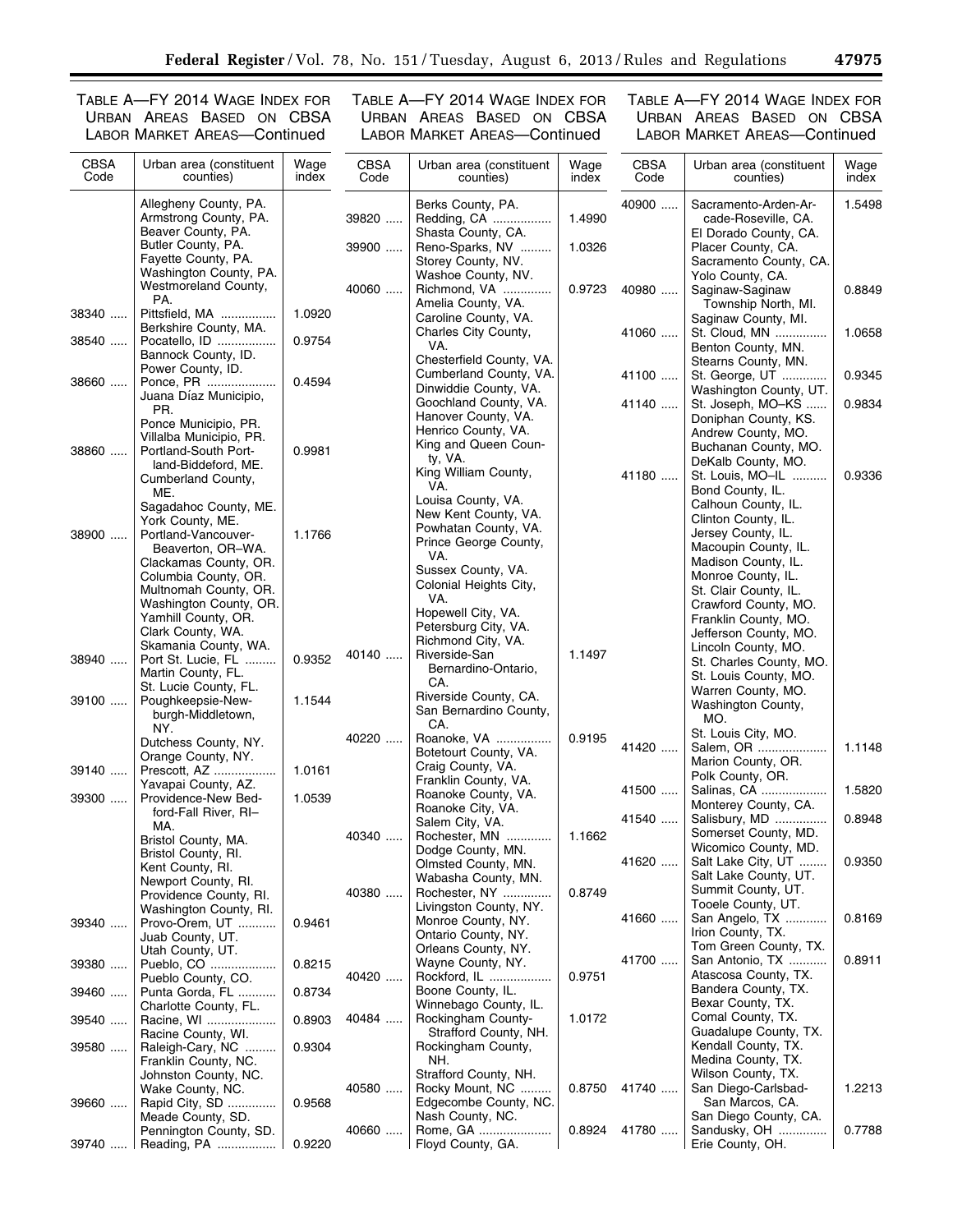TABLE A—FY 2014 WAGE INDEX FOR URBAN AREAS BASED ON CBSA LABOR MARKET AREAS—Continued

| CBSA Code | Urban area (constituent counties) | Wage index |
|---|---|---|
| | Allegheny County, PA. | |
| | Armstrong County, PA. | |
| | Beaver County, PA. | |
| | Butler County, PA. | |
| | Fayette County, PA. | |
| | Washington County, PA. | |
| | Westmoreland County, PA. | |
| 38340 | Pittsfield, MA | 1.0920 |
| | Berkshire County, MA. | |
| 38540 | Pocatello, ID | 0.9754 |
| | Bannock County, ID. | |
| | Power County, ID. | |
| 38660 | Ponce, PR | 0.4594 |
| | Juana Díaz Municipio, PR. | |
| | Ponce Municipio, PR. | |
| | Villalba Municipio, PR. | |
| 38860 | Portland-South Portland-Biddeford, ME. | 0.9981 |
| | Cumberland County, ME. | |
| | Sagadahoc County, ME. | |
| | York County, ME. | |
| 38900 | Portland-Vancouver-Beaverton, OR–WA. | 1.1766 |
| | Clackamas County, OR. | |
| | Columbia County, OR. | |
| | Multnomah County, OR. | |
| | Washington County, OR. | |
| | Yamhill County, OR. | |
| | Clark County, WA. | |
| | Skamania County, WA. | |
| 38940 | Port St. Lucie, FL | 0.9352 |
| | Martin County, FL. | |
| | St. Lucie County, FL. | |
| 39100 | Poughkeepsie-Newburgh-Middletown, NY. | 1.1544 |
| | Dutchess County, NY. | |
| | Orange County, NY. | |
| 39140 | Prescott, AZ | 1.0161 |
| | Yavapai County, AZ. | |
| 39300 | Providence-New Bedford-Fall River, RI–MA. | 1.0539 |
| | Bristol County, MA. | |
| | Bristol County, RI. | |
| | Kent County, RI. | |
| | Newport County, RI. | |
| | Providence County, RI. | |
| | Washington County, RI. | |
| 39340 | Provo-Orem, UT | 0.9461 |
| | Juab County, UT. | |
| | Utah County, UT. | |
| 39380 | Pueblo, CO | 0.8215 |
| | Pueblo County, CO. | |
| 39460 | Punta Gorda, FL | 0.8734 |
| | Charlotte County, FL. | |
| 39540 | Racine, WI | 0.8903 |
| | Racine County, WI. | |
| 39580 | Raleigh-Cary, NC | 0.9304 |
| | Franklin County, NC. | |
| | Johnston County, NC. | |
| | Wake County, NC. | |
| 39660 | Rapid City, SD | 0.9568 |
| | Meade County, SD. | |
| | Pennington County, SD. | |
| 39740 | Reading, PA | 0.9220 |
| | Berks County, PA. | |
| 39820 | Redding, CA | 1.4990 |
| | Shasta County, CA. | |
| 39900 | Reno-Sparks, NV | 1.0326 |
| | Storey County, NV. | |
| | Washoe County, NV. | |
| 40060 | Richmond, VA | 0.9723 |
| | Amelia County, VA. | |
| | Caroline County, VA. | |
| | Charles City County, VA. | |
| | Chesterfield County, VA. | |
| | Cumberland County, VA. | |
| | Dinwiddie County, VA. | |
| | Goochland County, VA. | |
| | Hanover County, VA. | |
| | Henrico County, VA. | |
| | King and Queen County, VA. | |
| | King William County, VA. | |
| | Louisa County, VA. | |
| | New Kent County, VA. | |
| | Powhatan County, VA. | |
| | Prince George County, VA. | |
| | Sussex County, VA. | |
| | Colonial Heights City, VA. | |
| | Hopewell City, VA. | |
| | Petersburg City, VA. | |
| | Richmond City, VA. | |
| 40140 | Riverside-San Bernardino-Ontario, CA. | 1.1497 |
| | Riverside County, CA. | |
| | San Bernardino County, CA. | |
| 40220 | Roanoke, VA | 0.9195 |
| | Botetourt County, VA. | |
| | Craig County, VA. | |
| | Franklin County, VA. | |
| | Roanoke County, VA. | |
| | Roanoke City, VA. | |
| | Salem City, VA. | |
| 40340 | Rochester, MN | 1.1662 |
| | Dodge County, MN. | |
| | Olmsted County, MN. | |
| | Wabasha County, MN. | |
| 40380 | Rochester, NY | 0.8749 |
| | Livingston County, NY. | |
| | Monroe County, NY. | |
| | Ontario County, NY. | |
| | Orleans County, NY. | |
| | Wayne County, NY. | |
| 40420 | Rockford, IL | 0.9751 |
| | Boone County, IL. | |
| | Winnebago County, IL. | |
| 40484 | Rockingham County-Strafford County, NH. | 1.0172 |
| | Rockingham County, NH. | |
| | Strafford County, NH. | |
| 40580 | Rocky Mount, NC | 0.8750 |
| | Edgecombe County, NC. | |
| | Nash County, NC. | |
| 40660 | Rome, GA | 0.8924 |
| | Floyd County, GA. | |
| 40900 | Sacramento-Arden-Arcade-Roseville, CA. | 1.5498 |
| | El Dorado County, CA. | |
| | Placer County, CA. | |
| | Sacramento County, CA. | |
| | Yolo County, CA. | |
| 40980 | Saginaw-Saginaw Township North, MI. | 0.8849 |
| | Saginaw County, MI. | |
| 41060 | St. Cloud, MN | 1.0658 |
| | Benton County, MN. | |
| | Stearns County, MN. | |
| 41100 | St. George, UT | 0.9345 |
| | Washington County, UT. | |
| 41140 | St. Joseph, MO–KS | 0.9834 |
| | Doniphan County, KS. | |
| | Andrew County, MO. | |
| | Buchanan County, MO. | |
| | DeKalb County, MO. | |
| 41180 | St. Louis, MO–IL | 0.9336 |
| | Bond County, IL. | |
| | Calhoun County, IL. | |
| | Clinton County, IL. | |
| | Jersey County, IL. | |
| | Macoupin County, IL. | |
| | Madison County, IL. | |
| | Monroe County, IL. | |
| | St. Clair County, IL. | |
| | Crawford County, MO. | |
| | Franklin County, MO. | |
| | Jefferson County, MO. | |
| | Lincoln County, MO. | |
| | St. Charles County, MO. | |
| | St. Louis County, MO. | |
| | Warren County, MO. | |
| | Washington County, MO. | |
| | St. Louis City, MO. | |
| 41420 | Salem, OR | 1.1148 |
| | Marion County, OR. | |
| | Polk County, OR. | |
| 41500 | Salinas, CA | 1.5820 |
| | Monterey County, CA. | |
| 41540 | Salisbury, MD | 0.8948 |
| | Somerset County, MD. | |
| | Wicomico County, MD. | |
| 41620 | Salt Lake City, UT | 0.9350 |
| | Salt Lake County, UT. | |
| | Summit County, UT. | |
| | Tooele County, UT. | |
| 41660 | San Angelo, TX | 0.8169 |
| | Irion County, TX. | |
| | Tom Green County, TX. | |
| 41700 | San Antonio, TX | 0.8911 |
| | Atascosa County, TX. | |
| | Bandera County, TX. | |
| | Bexar County, TX. | |
| | Comal County, TX. | |
| | Guadalupe County, TX. | |
| | Kendall County, TX. | |
| | Medina County, TX. | |
| | Wilson County, TX. | |
| 41740 | San Diego-Carlsbad-San Marcos, CA. | 1.2213 |
| | San Diego County, CA. | |
| 41780 | Sandusky, OH | 0.7788 |
| | Erie County, OH. | |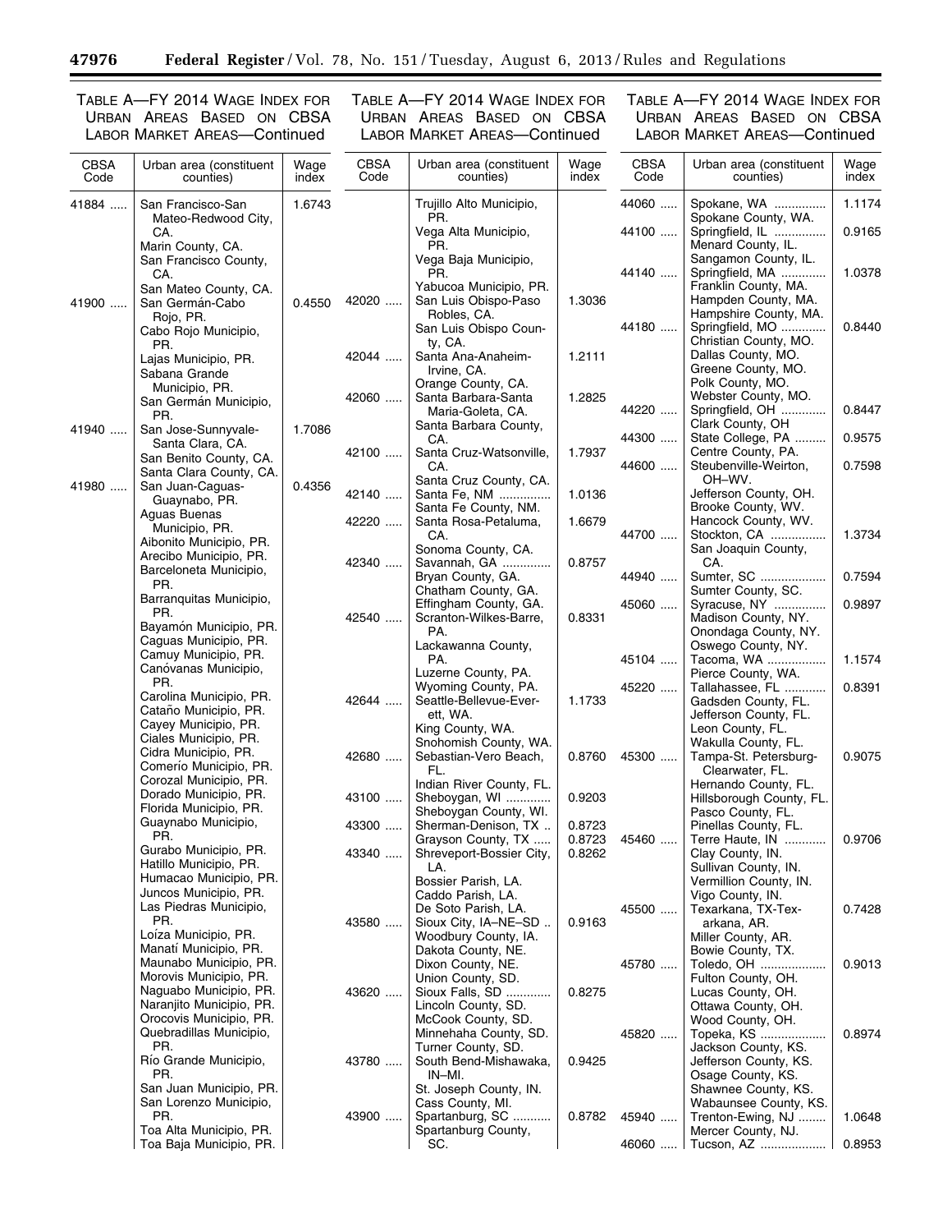TABLE A—FY 2014 WAGE INDEX FOR URBAN AREAS BASED ON CBSA LABOR MARKET AREAS—Continued

| CBSA Code | Urban area (constituent counties) | Wage index |
|---|---|---|
| 41884 | San Francisco-San Mateo-Redwood City, CA. | 1.6743 |
| | Marin County, CA. | |
| | San Francisco County, CA. | |
| | San Mateo County, CA. | |
| 41900 | San Germán-Cabo Rojo, PR. | 0.4550 |
| | Cabo Rojo Municipio, PR. | |
| | Lajas Municipio, PR. | |
| | Sabana Grande Municipio, PR. | |
| | San Germán Municipio, PR. | |
| 41940 | San Jose-Sunnyvale-Santa Clara, CA. | 1.7086 |
| | San Benito County, CA. | |
| | Santa Clara County, CA. | |
| 41980 | San Juan-Caguas-Guaynabo, PR. | 0.4356 |
| | Aguas Buenas Municipio, PR. | |
| | Aibonito Municipio, PR. | |
| | Arecibo Municipio, PR. | |
| | Barceloneta Municipio, PR. | |
| | Barranquitas Municipio, PR. | |
| | Bayamón Municipio, PR. | |
| | Caguas Municipio, PR. | |
| | Camuy Municipio, PR. | |
| | Canóvanas Municipio, PR. | |
| | Carolina Municipio, PR. | |
| | Cataño Municipio, PR. | |
| | Cayey Municipio, PR. | |
| | Ciales Municipio, PR. | |
| | Cidra Municipio, PR. | |
| | Comerío Municipio, PR. | |
| | Corozal Municipio, PR. | |
| | Dorado Municipio, PR. | |
| | Florida Municipio, PR. | |
| | Guaynabo Municipio, PR. | |
| | Gurabo Municipio, PR. | |
| | Hatillo Municipio, PR. | |
| | Humacao Municipio, PR. | |
| | Juncos Municipio, PR. | |
| | Las Piedras Municipio, PR. | |
| | Loíza Municipio, PR. | |
| | Manatí Municipio, PR. | |
| | Maunabo Municipio, PR. | |
| | Morovis Municipio, PR. | |
| | Naguabo Municipio, PR. | |
| | Naranjito Municipio, PR. | |
| | Orocovis Municipio, PR. | |
| | Quebradillas Municipio, PR. | |
| | Río Grande Municipio, PR. | |
| | San Juan Municipio, PR. | |
| | San Lorenzo Municipio, PR. | |
| | Toa Alta Municipio, PR. | |
| | Toa Baja Municipio, PR. | |
| | Trujillo Alto Municipio, PR. | |
| | Vega Alta Municipio, PR. | |
| | Vega Baja Municipio, PR. | |
| | Yabucoa Municipio, PR. | |
| 42020 | San Luis Obispo-Paso Robles, CA. | 1.3036 |
| | San Luis Obispo County, CA. | |
| 42044 | Santa Ana-Anaheim-Irvine, CA. | 1.2111 |
| | Orange County, CA. | |
| 42060 | Santa Barbara-Santa Maria-Goleta, CA. | 1.2825 |
| | Santa Barbara County, CA. | |
| 42100 | Santa Cruz-Watsonville, CA. | 1.7937 |
| | Santa Cruz County, CA. | |
| 42140 | Santa Fe, NM | 1.0136 |
| | Santa Fe County, NM. | |
| 42220 | Santa Rosa-Petaluma, CA. | 1.6679 |
| | Sonoma County, CA. | |
| 42340 | Savannah, GA | 0.8757 |
| | Bryan County, GA. | |
| | Chatham County, GA. | |
| | Effingham County, GA. | |
| 42540 | Scranton-Wilkes-Barre, PA. | 0.8331 |
| | Lackawanna County, PA. | |
| | Luzerne County, PA. | |
| | Wyoming County, PA. | |
| 42644 | Seattle-Bellevue-Everett, WA. | 1.1733 |
| | King County, WA. | |
| | Snohomish County, WA. | |
| 42680 | Sebastian-Vero Beach, FL. | 0.8760 |
| | Indian River County, FL. | |
| 43100 | Sheboygan, WI | 0.9203 |
| | Sheboygan County, WI. | |
| 43300 | Sherman-Denison, TX | 0.8723 |
| | Grayson County, TX | 0.8723 |
| 43340 | Shreveport-Bossier City, LA. | 0.8262 |
| | Bossier Parish, LA. | |
| | Caddo Parish, LA. | |
| | De Soto Parish, LA. | |
| 43580 | Sioux City, IA–NE–SD | 0.9163 |
| | Woodbury County, IA. | |
| | Dakota County, NE. | |
| | Dixon County, NE. | |
| | Union County, SD. | |
| 43620 | Sioux Falls, SD | 0.8275 |
| | Lincoln County, SD. | |
| | McCook County, SD. | |
| | Minnehaha County, SD. | |
| | Turner County, SD. | |
| 43780 | South Bend-Mishawaka, IN–MI. | 0.9425 |
| | St. Joseph County, IN. | |
| | Cass County, MI. | |
| 43900 | Spartanburg, SC | 0.8782 |
| | Spartanburg County, SC. | |
| 44060 | Spokane, WA | 1.1174 |
| | Spokane County, WA. | |
| 44100 | Springfield, IL | 0.9165 |
| | Menard County, IL. | |
| | Sangamon County, IL. | |
| 44140 | Springfield, MA | 1.0378 |
| | Franklin County, MA. | |
| | Hampden County, MA. | |
| | Hampshire County, MA. | |
| 44180 | Springfield, MO | 0.8440 |
| | Christian County, MO. | |
| | Dallas County, MO. | |
| | Greene County, MO. | |
| | Polk County, MO. | |
| | Webster County, MO. | |
| 44220 | Springfield, OH | 0.8447 |
| | Clark County, OH | |
| 44300 | State College, PA | 0.9575 |
| | Centre County, PA. | |
| 44600 | Steubenville-Weirton, OH–WV. | 0.7598 |
| | Jefferson County, OH. | |
| | Brooke County, WV. | |
| | Hancock County, WV. | |
| 44700 | Stockton, CA | 1.3734 |
| | San Joaquin County, CA. | |
| 44940 | Sumter, SC | 0.7594 |
| | Sumter County, SC. | |
| 45060 | Syracuse, NY | 0.9897 |
| | Madison County, NY. | |
| | Onondaga County, NY. | |
| | Oswego County, NY. | |
| 45104 | Tacoma, WA | 1.1574 |
| | Pierce County, WA. | |
| 45220 | Tallahassee, FL | 0.8391 |
| | Gadsden County, FL. | |
| | Jefferson County, FL. | |
| | Leon County, FL. | |
| | Wakulla County, FL. | |
| 45300 | Tampa-St. Petersburg-Clearwater, FL. | 0.9075 |
| | Hernando County, FL. | |
| | Hillsborough County, FL. | |
| | Pasco County, FL. | |
| | Pinellas County, FL. | |
| 45460 | Terre Haute, IN | 0.9706 |
| | Clay County, IN. | |
| | Sullivan County, IN. | |
| | Vermillion County, IN. | |
| | Vigo County, IN. | |
| 45500 | Texarkana, TX-Texarkana, AR. | 0.7428 |
| | Miller County, AR. | |
| | Bowie County, TX. | |
| 45780 | Toledo, OH | 0.9013 |
| | Fulton County, OH. | |
| | Lucas County, OH. | |
| | Ottawa County, OH. | |
| | Wood County, OH. | |
| 45820 | Topeka, KS | 0.8974 |
| | Jackson County, KS. | |
| | Jefferson County, KS. | |
| | Osage County, KS. | |
| | Shawnee County, KS. | |
| | Wabaunsee County, KS. | |
| 45940 | Trenton-Ewing, NJ | 1.0648 |
| | Mercer County, NJ. | |
| 46060 | Tucson, AZ | 0.8953 |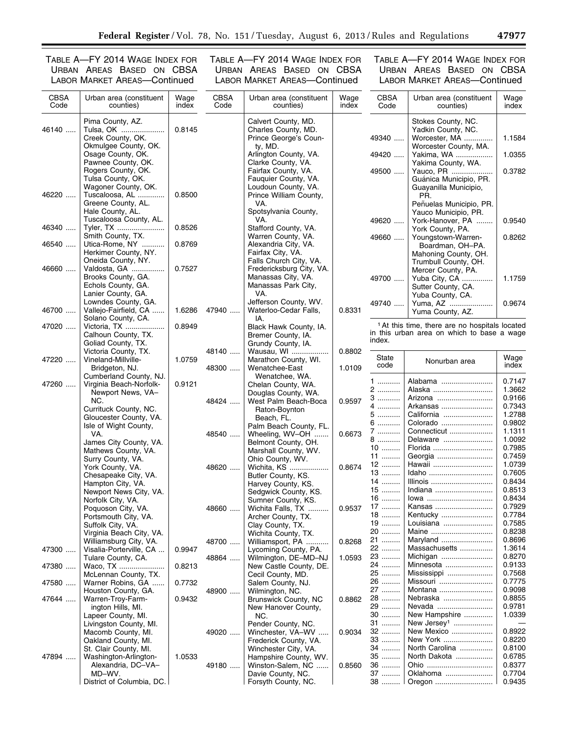TABLE A—FY 2014 WAGE INDEX FOR URBAN AREAS BASED ON CBSA LABOR MARKET AREAS—Continued

| CBSA Code | Urban area (constituent counties) | Wage index |
|---|---|---|
| | Pima County, AZ. | |
| 46140 | Tulsa, OK | 0.8145 |
| | Creek County, OK. | |
| | Okmulgee County, OK. | |
| | Osage County, OK. | |
| | Pawnee County, OK. | |
| | Rogers County, OK. | |
| | Tulsa County, OK. | |
| | Wagoner County, OK. | |
| 46220 | Tuscaloosa, AL | 0.8500 |
| | Greene County, AL. | |
| | Hale County, AL. | |
| | Tuscaloosa County, AL. | |
| 46340 | Tyler, TX | 0.8526 |
| | Smith County, TX. | |
| 46540 | Utica-Rome, NY | 0.8769 |
| | Herkimer County, NY. | |
| | Oneida County, NY. | |
| 46660 | Valdosta, GA | 0.7527 |
| | Brooks County, GA. | |
| | Echols County, GA. | |
| | Lanier County, GA. | |
| | Lowndes County, GA. | |
| 46700 | Vallejo-Fairfield, CA | 1.6286 |
| | Solano County, CA. | |
| 47020 | Victoria, TX | 0.8949 |
| | Calhoun County, TX. | |
| | Goliad County, TX. | |
| | Victoria County, TX. | |
| 47220 | Vineland-Millville-Bridgeton, NJ. | 1.0759 |
| | Cumberland County, NJ. | |
| 47260 | Virginia Beach-Norfolk-Newport News, VA–NC. | 0.9121 |
| | Currituck County, NC. | |
| | Gloucester County, VA. | |
| | Isle of Wight County, VA. | |
| | James City County, VA. | |
| | Mathews County, VA. | |
| | Surry County, VA. | |
| | York County, VA. | |
| | Chesapeake City, VA. | |
| | Hampton City, VA. | |
| | Newport News City, VA. | |
| | Norfolk City, VA. | |
| | Poquoson City, VA. | |
| | Portsmouth City, VA. | |
| | Suffolk City, VA. | |
| | Virginia Beach City, VA. | |
| | Williamsburg City, VA. | |
| 47300 | Visalia-Porterville, CA | 0.9947 |
| | Tulare County, CA. | |
| 47380 | Waco, TX | 0.8213 |
| | McLennan County, TX. | |
| 47580 | Warner Robins, GA | 0.7732 |
| | Houston County, GA. | |
| 47644 | Warren-Troy-Farmington Hills, MI. | 0.9432 |
| | Lapeer County, MI. | |
| | Livingston County, MI. | |
| | Macomb County, MI. | |
| | Oakland County, MI. | |
| | St. Clair County, MI. | |
| 47894 | Washington-Arlington-Alexandria, DC–VA–MD–WV. | 1.0533 |
| | District of Columbia, DC. | |
| | Calvert County, MD. | |
| | Charles County, MD. | |
| | Prince George's County, MD. | |
| | Arlington County, VA. | |
| | Clarke County, VA. | |
| | Fairfax County, VA. | |
| | Fauquier County, VA. | |
| | Loudoun County, VA. | |
| | Prince William County, VA. | |
| | Spotsylvania County, VA. | |
| | Stafford County, VA. | |
| | Warren County, VA. | |
| | Alexandria City, VA. | |
| | Fairfax City, VA. | |
| | Falls Church City, VA. | |
| | Fredericksburg City, VA. | |
| | Manassas City, VA. | |
| | Manassas Park City, VA. | |
| | Jefferson County, WV. | |
| 47940 | Waterloo-Cedar Falls, IA. | 0.8331 |
| | Black Hawk County, IA. | |
| | Bremer County, IA. | |
| | Grundy County, IA. | |
| 48140 | Wausau, WI | 0.8802 |
| | Marathon County, WI. | |
| 48300 | Wenatchee-East Wenatchee, WA. | 1.0109 |
| | Chelan County, WA. | |
| | Douglas County, WA. | |
| 48424 | West Palm Beach-Boca Raton-Boynton Beach, FL. | 0.9597 |
| | Palm Beach County, FL. | |
| 48540 | Wheeling, WV–OH | 0.6673 |
| | Belmont County, OH. | |
| | Marshall County, WV. | |
| | Ohio County, WV. | |
| 48620 | Wichita, KS | 0.8674 |
| | Butler County, KS. | |
| | Harvey County, KS. | |
| | Sedgwick County, KS. | |
| | Sumner County, KS. | |
| 48660 | Wichita Falls, TX | 0.9537 |
| | Archer County, TX. | |
| | Clay County, TX. | |
| | Wichita County, TX. | |
| 48700 | Williamsport, PA | 0.8268 |
| | Lycoming County, PA. | |
| 48864 | Wilmington, DE–MD–NJ | 1.0593 |
| | New Castle County, DE. | |
| | Cecil County, MD. | |
| | Salem County, NJ. | |
| 48900 | Wilmington, NC. | |
| | Brunswick County, NC | 0.8862 |
| | New Hanover County, NC. | |
| | Pender County, NC. | |
| 49020 | Winchester, VA–WV | 0.9034 |
| | Frederick County, VA. | |
| | Winchester City, VA. | |
| | Hampshire County, WV. | |
| 49180 | Winston-Salem, NC | 0.8560 |
| | Davie County, NC. | |
| | Forsyth County, NC. | |
| | Stokes County, NC. | |
| | Yadkin County, NC. | |
| 49340 | Worcester, MA | 1.1584 |
| | Worcester County, MA. | |
| 49420 | Yakima, WA | 1.0355 |
| | Yakima County, WA. | |
| 49500 | Yauco, PR | 0.3782 |
| | Guánica Municipio, PR. | |
| | Guayanilla Municipio, PR. | |
| | Peñuelas Municipio, PR. | |
| | Yauco Municipio, PR. | |
| 49620 | York-Hanover, PA | 0.9540 |
| | York County, PA. | |
| 49660 | Youngstown-Warren-Boardman, OH–PA. | 0.8262 |
| | Mahoning County, OH. | |
| | Trumbull County, OH. | |
| | Mercer County, PA. | |
| 49700 | Yuba City, CA | 1.1759 |
| | Sutter County, CA. | |
| | Yuba County, CA. | |
| 49740 | Yuma, AZ | 0.9674 |
| | Yuma County, AZ. | |

[1] At this time, there are no hospitals located in this urban area on which to base a wage index.

| State code | Nonurban area | Wage index |
|---|---|---|
| 1 | Alabama | 0.7147 |
| 2 | Alaska | 1.3662 |
| 3 | Arizona | 0.9166 |
| 4 | Arkansas | 0.7343 |
| 5 | California | 1.2788 |
| 6 | Colorado | 0.9802 |
| 7 | Connecticut | 1.1311 |
| 8 | Delaware | 1.0092 |
| 10 | Florida | 0.7985 |
| 11 | Georgia | 0.7459 |
| 12 | Hawaii | 1.0739 |
| 13 | Idaho | 0.7605 |
| 14 | Illinois | 0.8434 |
| 15 | Indiana | 0.8513 |
| 16 | Iowa | 0.8434 |
| 17 | Kansas | 0.7929 |
| 18 | Kentucky | 0.7784 |
| 19 | Louisiana | 0.7585 |
| 20 | Maine | 0.8238 |
| 21 | Maryland | 0.8696 |
| 22 | Massachusetts | 1.3614 |
| 23 | Michigan | 0.8270 |
| 24 | Minnesota | 0.9133 |
| 25 | Mississippi | 0.7568 |
| 26 | Missouri | 0.7775 |
| 27 | Montana | 0.9098 |
| 28 | Nebraska | 0.8855 |
| 29 | Nevada | 0.9781 |
| 30 | New Hampshire | 1.0339 |
| 31 | New Jersey[1] | — |
| 32 | New Mexico | 0.8922 |
| 33 | New York | 0.8220 |
| 34 | North Carolina | 0.8100 |
| 35 | North Dakota | 0.6785 |
| 36 | Ohio | 0.8377 |
| 37 | Oklahoma | 0.7704 |
| 38 | Oregon | 0.9435 |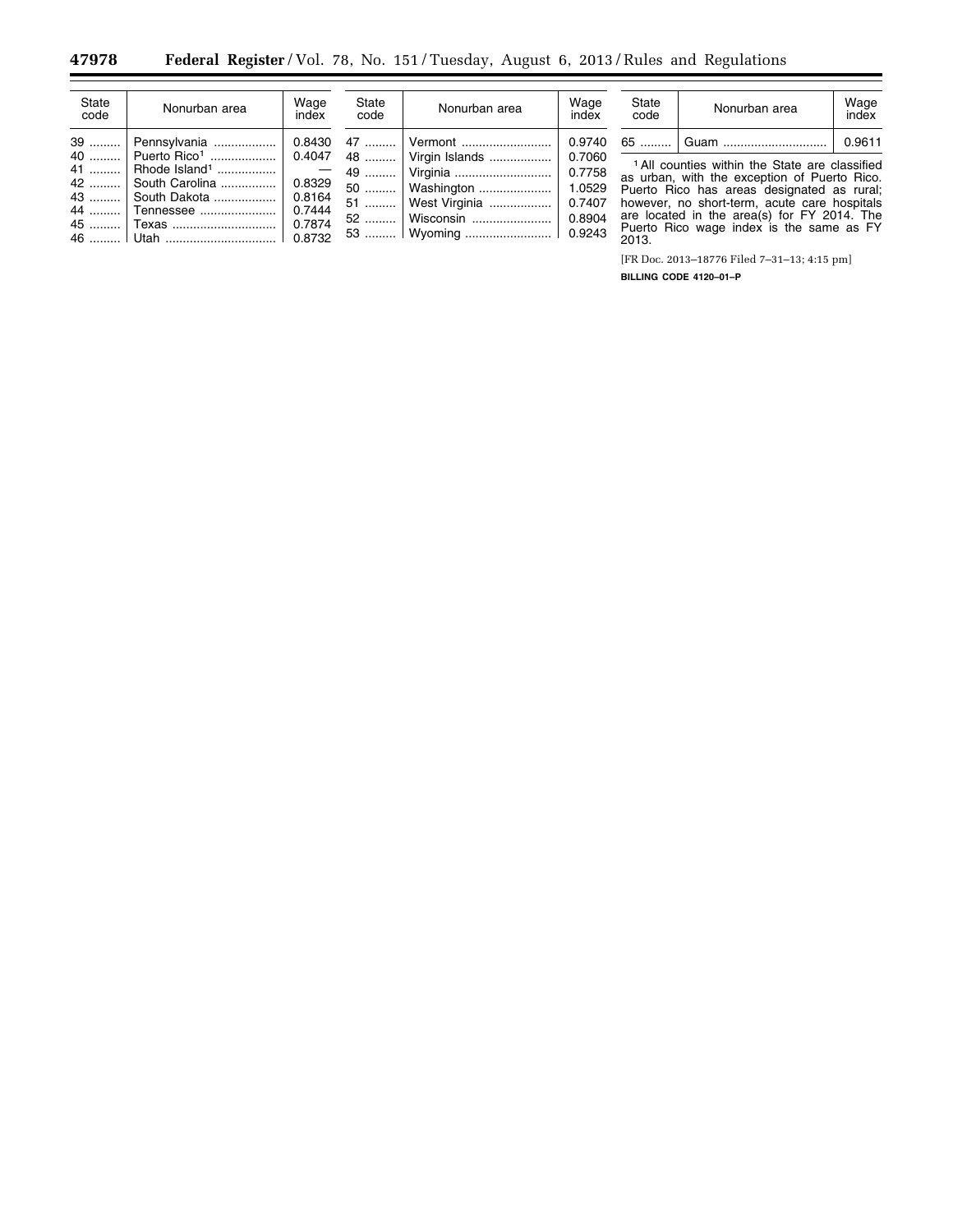| State code | Nonurban area | Wage index |
| --- | --- | --- |
| 39 | Pennsylvania | 0.8430 |
| 40 | Puerto Rico[1] | 0.4047 |
| 41 | Rhode Island[1] | — |
| 42 | South Carolina | 0.8329 |
| 43 | South Dakota | 0.8164 |
| 44 | Tennessee | 0.7444 |
| 45 | Texas | 0.7874 |
| 46 | Utah | 0.8732 |
| 47 | Vermont | 0.9740 |
| 48 | Virgin Islands | 0.7060 |
| 49 | Virginia | 0.7758 |
| 50 | Washington | 1.0529 |
| 51 | West Virginia | 0.7407 |
| 52 | Wisconsin | 0.8904 |
| 53 | Wyoming | 0.9243 |
| 65 | Guam | 0.9611 |

[1] All counties within the State are classified as urban, with the exception of Puerto Rico. Puerto Rico has areas designated as rural; however, no short-term, acute care hospitals are located in the area(s) for FY 2014. The Puerto Rico wage index is the same as FY 2013.

[FR Doc. 2013–18776 Filed 7–31–13; 4:15 pm]

**BILLING CODE 4120–01–P**